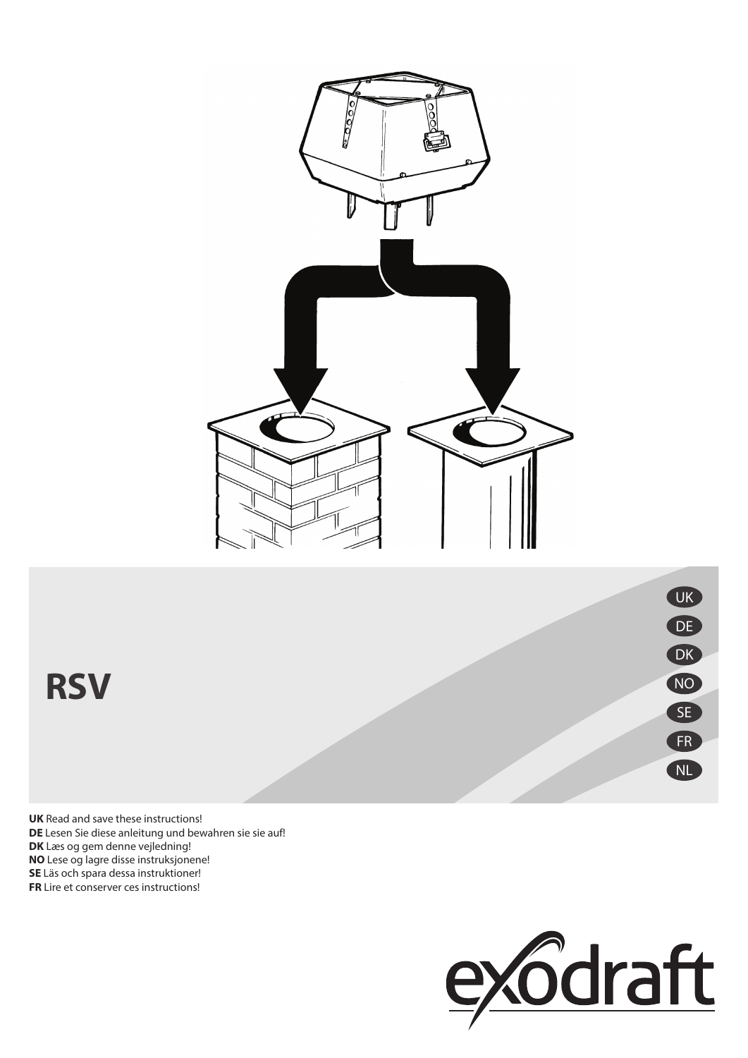# RSV

UK
DE
DK
NO
SE
FR
NL

**UK** Read and save these instructions!
**DE** Lesen Sie diese anleitung und bewahren sie sie auf!
**DK** Læs og gem denne vejledning!
**NO** Lese og lagre disse instruksjonene!
**SE** Läs och spara dessa instruktioner!
**FR** Lire et conserver ces instructions!

exodraft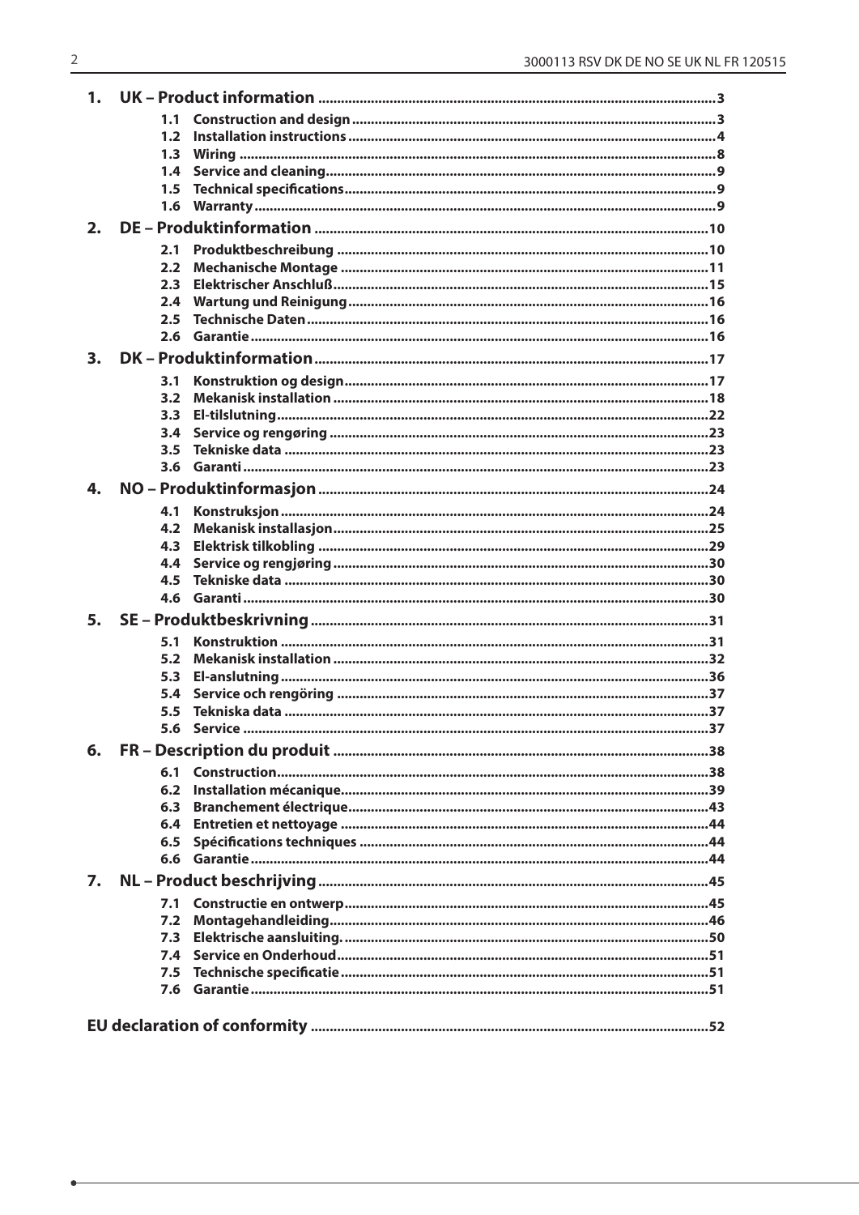1. **UK – Product information** ........................................................................................................3
   - 1.1 Construction and design ................................................................................................3
   - 1.2 Installation instructions ...................................................................................................4
   - 1.3 Wiring ...............................................................................................................................8
   - 1.4 Service and cleaning........................................................................................................9
   - 1.5 Technical specifications....................................................................................................9
   - 1.6 Warranty...........................................................................................................................9
2. **DE – Produktinformation** ......................................................................................................10
   - 2.1 Produktbeschreibung ....................................................................................................10
   - 2.2 Mechanische Montage ...................................................................................................11
   - 2.3 Elektrischer Anschluß......................................................................................................15
   - 2.4 Wartung und Reinigung..................................................................................................16
   - 2.5 Technische Daten............................................................................................................16
   - 2.6 Garantie...........................................................................................................................16
3. **DK – Produktinformation**.......................................................................................................17
   - 3.1 Konstruktion og design...................................................................................................17
   - 3.2 Mekanisk installation ......................................................................................................18
   - 3.3 El-tilslutning....................................................................................................................22
   - 3.4 Service og rengøring .......................................................................................................23
   - 3.5 Tekniske data ..................................................................................................................23
   - 3.6 Garanti.............................................................................................................................23
4. **NO – Produktinformasjon**......................................................................................................24
   - 4.1 Konstruksjon ...................................................................................................................24
   - 4.2 Mekanisk installasjon......................................................................................................25
   - 4.3 Elektrisk tilkobling ..........................................................................................................29
   - 4.4 Service og rengjøring ......................................................................................................30
   - 4.5 Tekniske data ..................................................................................................................30
   - 4.6 Garanti.............................................................................................................................30
5. **SE – Produktbeskrivning**........................................................................................................31
   - 5.1 Konstruktion ...................................................................................................................31
   - 5.2 Mekanisk installation ......................................................................................................32
   - 5.3 El-anslutning...................................................................................................................36
   - 5.4 Service och rengöring .....................................................................................................37
   - 5.5 Tekniska data ..................................................................................................................37
   - 5.6 Service .............................................................................................................................37
6. **FR – Description du produit** ..................................................................................................38
   - 6.1 Construction....................................................................................................................38
   - 6.2 Installation mécanique....................................................................................................39
   - 6.3 Branchement électrique..................................................................................................43
   - 6.4 Entretien et nettoyage ....................................................................................................44
   - 6.5 Spécifications techniques ...............................................................................................44
   - 6.6 Garantie...........................................................................................................................44
7. **NL – Product beschrijving**......................................................................................................45
   - 7.1 Constructie en ontwerp...................................................................................................45
   - 7.2 Montagehandleiding.......................................................................................................46
   - 7.3 Elektrische aansluiting. ...................................................................................................50
   - 7.4 Service en Onderhoud.....................................................................................................51
   - 7.5 Technische specificatie ...................................................................................................51
   - 7.6 Garantie...........................................................................................................................51

**EU declaration of conformity** ........................................................................................................52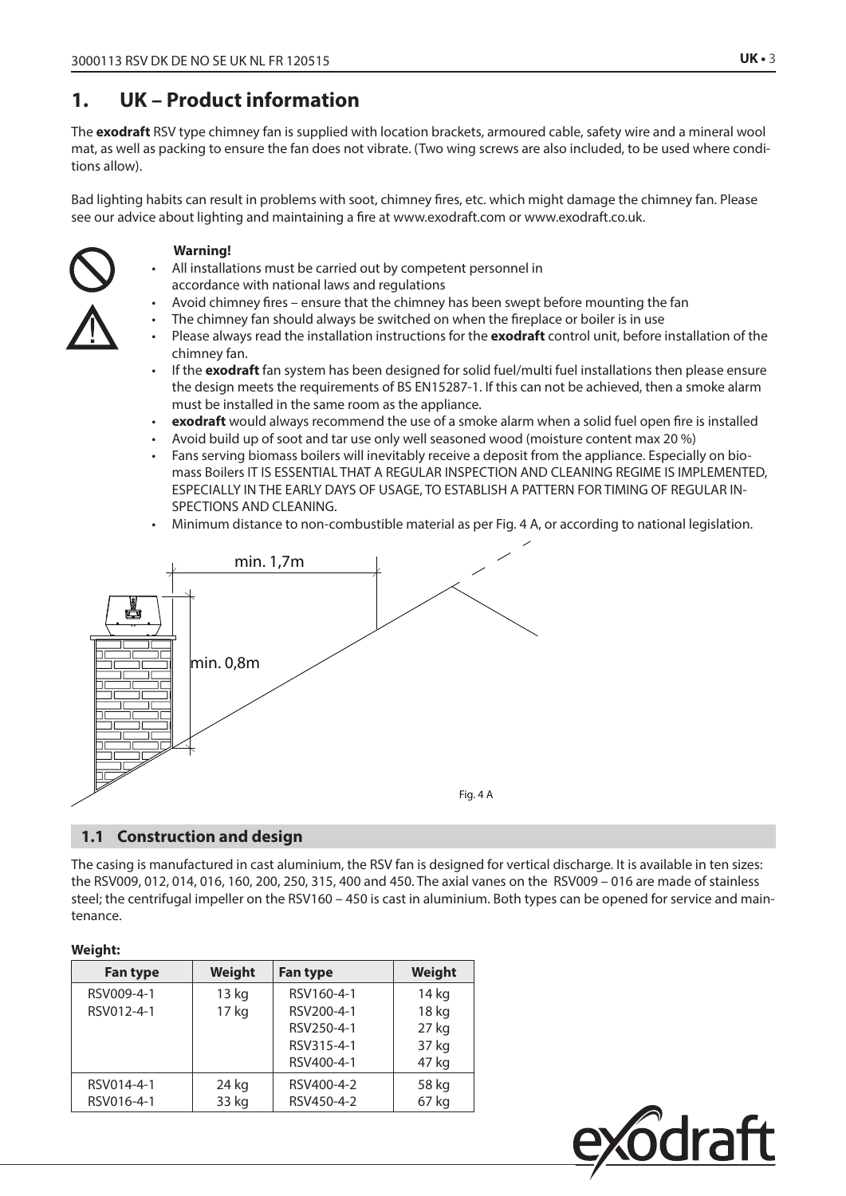# 1. UK – Product information

The **exodraft** RSV type chimney fan is supplied with location brackets, armoured cable, safety wire and a mineral wool mat, as well as packing to ensure the fan does not vibrate. (Two wing screws are also included, to be used where conditions allow).

Bad lighting habits can result in problems with soot, chimney fires, etc. which might damage the chimney fan. Please see our advice about lighting and maintaining a fire at www.exodraft.com or www.exodraft.co.uk.

**Warning!**

- All installations must be carried out by competent personnel in accordance with national laws and regulations
- Avoid chimney fires – ensure that the chimney has been swept before mounting the fan
- The chimney fan should always be switched on when the fireplace or boiler is in use
- Please always read the installation instructions for the **exodraft** control unit, before installation of the chimney fan.
- If the **exodraft** fan system has been designed for solid fuel/multi fuel installations then please ensure the design meets the requirements of BS EN15287-1. If this can not be achieved, then a smoke alarm must be installed in the same room as the appliance.
- **exodraft** would always recommend the use of a smoke alarm when a solid fuel open fire is installed
- Avoid build up of soot and tar use only well seasoned wood (moisture content max 20 %)
- Fans serving biomass boilers will inevitably receive a deposit from the appliance. Especially on biomass Boilers IT IS ESSENTIAL THAT A REGULAR INSPECTION AND CLEANING REGIME IS IMPLEMENTED, ESPECIALLY IN THE EARLY DAYS OF USAGE, TO ESTABLISH A PATTERN FOR TIMING OF REGULAR INSPECTIONS AND CLEANING.
- Minimum distance to non-combustible material as per Fig. 4 A, or according to national legislation.

min. 1,7m

min. 0,8m

Fig. 4 A

## 1.1 Construction and design

The casing is manufactured in cast aluminium, the RSV fan is designed for vertical discharge. It is available in ten sizes: the RSV009, 012, 014, 016, 160, 200, 250, 315, 400 and 450. The axial vanes on the RSV009 – 016 are made of stainless steel; the centrifugal impeller on the RSV160 – 450 is cast in aluminium. Both types can be opened for service and maintenance.

**Weight:**

| Fan type | Weight | Fan type | Weight |
|---|---|---|---|
| RSV009-4-1 | 13 kg | RSV160-4-1 | 14 kg |
| RSV012-4-1 | 17 kg | RSV200-4-1 | 18 kg |
| | | RSV250-4-1 | 27 kg |
| | | RSV315-4-1 | 37 kg |
| | | RSV400-4-1 | 47 kg |
| RSV014-4-1 | 24 kg | RSV400-4-2 | 58 kg |
| RSV016-4-1 | 33 kg | RSV450-4-2 | 67 kg |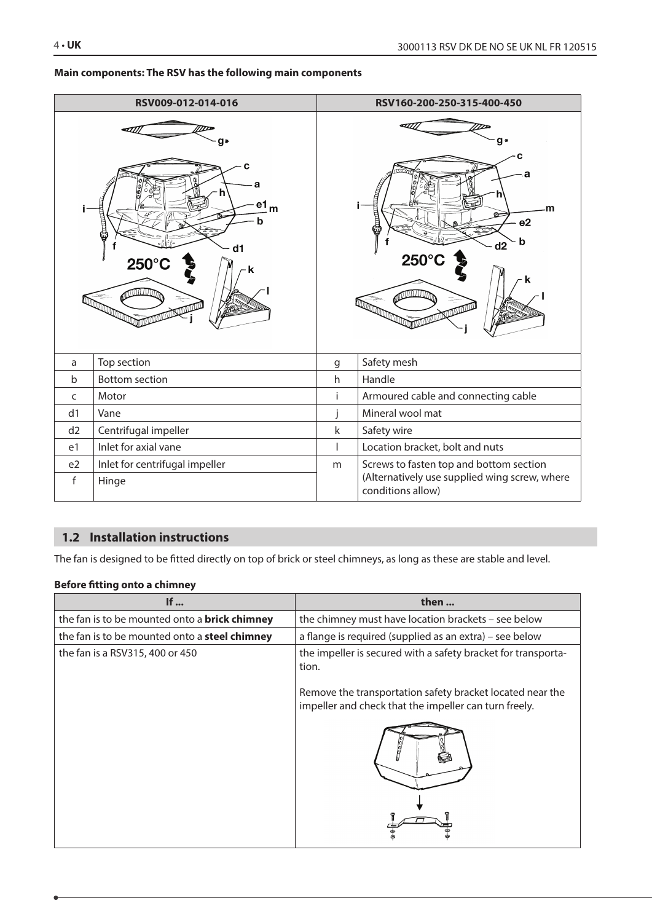**Main components: The RSV has the following main components**

| RSV009-012-014-016 | | RSV160-200-250-315-400-450 | |
|---|---|---|---|
| a | Top section | g | Safety mesh |
| b | Bottom section | h | Handle |
| c | Motor | i | Armoured cable and connecting cable |
| d1 | Vane | j | Mineral wool mat |
| d2 | Centrifugal impeller | k | Safety wire |
| e1 | Inlet for axial vane | l | Location bracket, bolt and nuts |
| e2 | Inlet for centrifugal impeller | m | Screws to fasten top and bottom section (Alternatively use supplied wing screw, where conditions allow) |
| f | Hinge | | |

## 1.2 Installation instructions

The fan is designed to be fitted directly on top of brick or steel chimneys, as long as these are stable and level.

**Before fitting onto a chimney**

| If ... | then ... |
|---|---|
| the fan is to be mounted onto a **brick chimney** | the chimney must have location brackets – see below |
| the fan is to be mounted onto a **steel chimney** | a flange is required (supplied as an extra) – see below |
| the fan is a RSV315, 400 or 450 | the impeller is secured with a safety bracket for transportation.<br><br>Remove the transportation safety bracket located near the impeller and check that the impeller can turn freely. |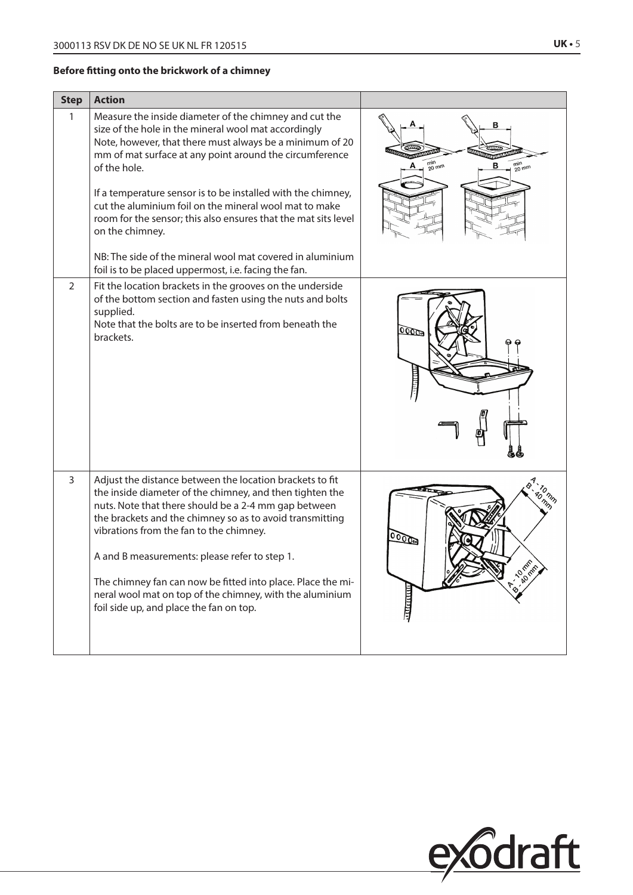**Before fitting onto the brickwork of a chimney**

| Step | Action | |
|---|---|---|
| 1 | Measure the inside diameter of the chimney and cut the size of the hole in the mineral wool mat accordingly<br>Note, however, that there must always be a minimum of 20 mm of mat surface at any point around the circumference of the hole.<br><br>If a temperature sensor is to be installed with the chimney, cut the aluminium foil on the mineral wool mat to make room for the sensor; this also ensures that the mat sits level on the chimney.<br><br>NB: The side of the mineral wool mat covered in aluminium foil is to be placed uppermost, i.e. facing the fan. | |
| 2 | Fit the location brackets in the grooves on the underside of the bottom section and fasten using the nuts and bolts supplied.<br>Note that the bolts are to be inserted from beneath the brackets. | |
| 3 | Adjust the distance between the location brackets to fit the inside diameter of the chimney, and then tighten the nuts. Note that there should be a 2-4 mm gap between the brackets and the chimney so as to avoid transmitting vibrations from the fan to the chimney.<br><br>A and B measurements: please refer to step 1.<br><br>The chimney fan can now be fitted into place. Place the mineral wool mat on top of the chimney, with the aluminium foil side up, and place the fan on top. | |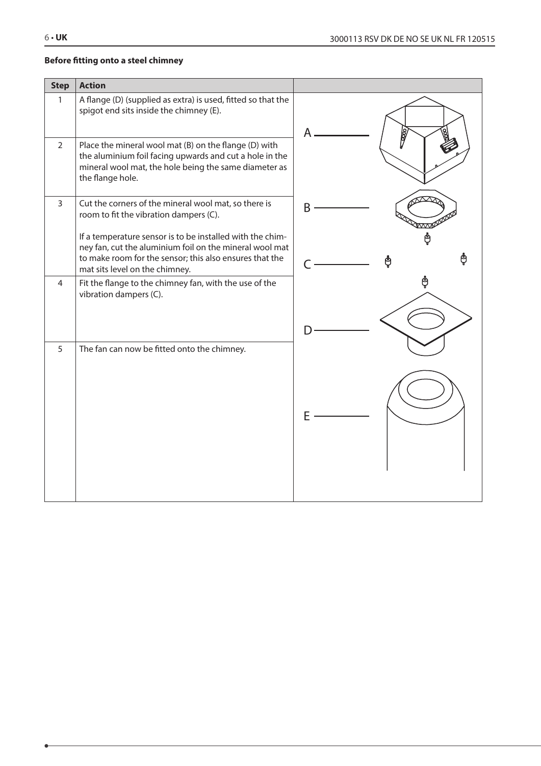**Before fitting onto a steel chimney**

| Step | Action |
| --- | --- |
| 1 | A flange (D) (supplied as extra) is used, fitted so that the spigot end sits inside the chimney (E). |
| 2 | Place the mineral wool mat (B) on the flange (D) with the aluminium foil facing upwards and cut a hole in the mineral wool mat, the hole being the same diameter as the flange hole. |
| 3 | Cut the corners of the mineral wool mat, so there is room to fit the vibration dampers (C).<br><br>If a temperature sensor is to be installed with the chimney fan, cut the aluminium foil on the mineral wool mat to make room for the sensor; this also ensures that the mat sits level on the chimney. |
| 4 | Fit the flange to the chimney fan, with the use of the vibration dampers (C). |
| 5 | The fan can now be fitted onto the chimney. |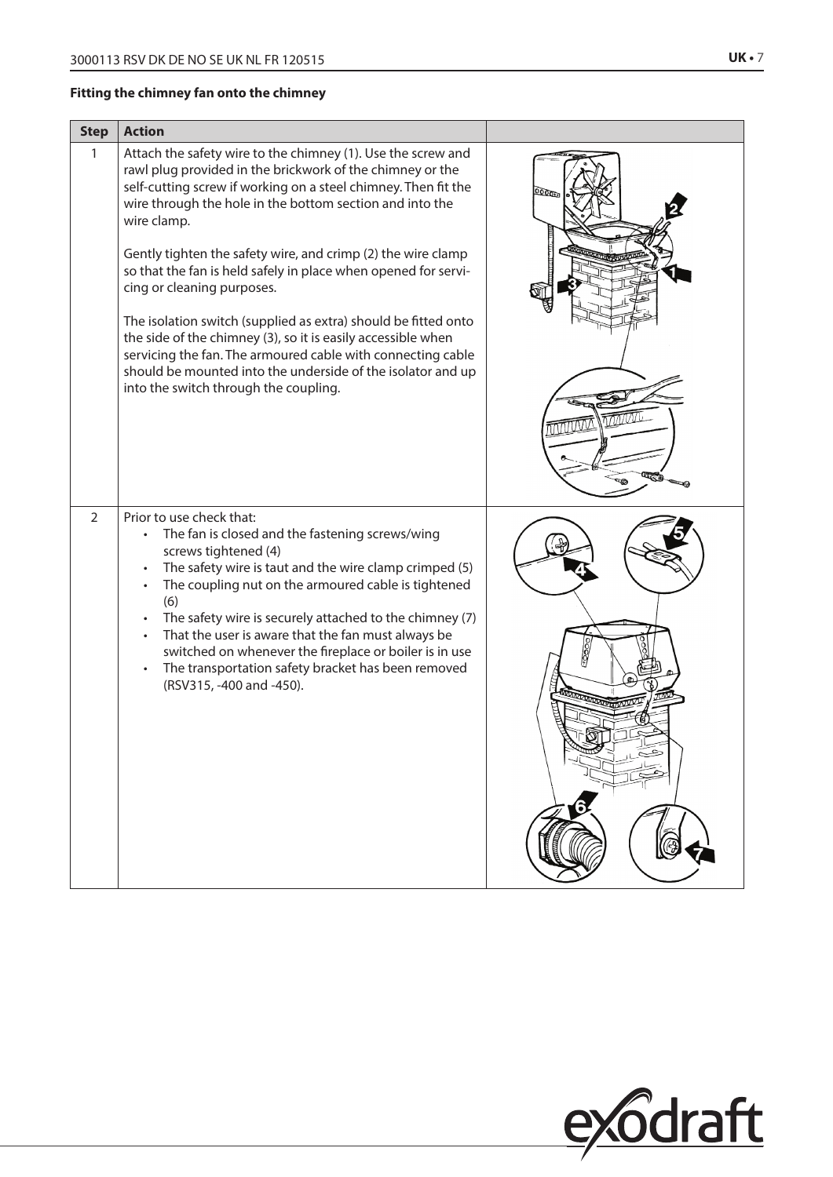**Fitting the chimney fan onto the chimney**

| Step | Action | |
|---|---|---|
| 1 | Attach the safety wire to the chimney (1). Use the screw and rawl plug provided in the brickwork of the chimney or the self-cutting screw if working on a steel chimney. Then fit the wire through the hole in the bottom section and into the wire clamp.<br><br>Gently tighten the safety wire, and crimp (2) the wire clamp so that the fan is held safely in place when opened for servicing or cleaning purposes.<br><br>The isolation switch (supplied as extra) should be fitted onto the side of the chimney (3), so it is easily accessible when servicing the fan. The armoured cable with connecting cable should be mounted into the underside of the isolator and up into the switch through the coupling. | |
| 2 | Prior to use check that:<br>• The fan is closed and the fastening screws/wing screws tightened (4)<br>• The safety wire is taut and the wire clamp crimped (5)<br>• The coupling nut on the armoured cable is tightened (6)<br>• The safety wire is securely attached to the chimney (7)<br>• That the user is aware that the fan must always be switched on whenever the fireplace or boiler is in use<br>• The transportation safety bracket has been removed (RSV315, -400 and -450). | |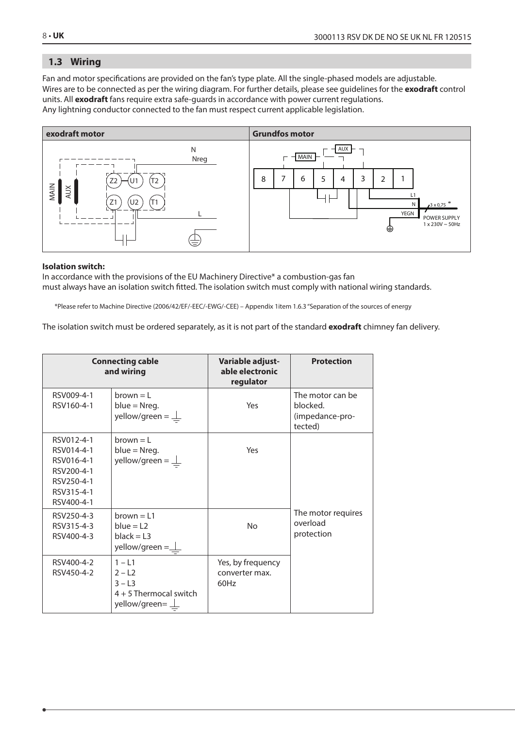## 1.3 Wiring

Fan and motor specifications are provided on the fan's type plate. All the single-phased models are adjustable.
Wires are to be connected as per the wiring diagram. For further details, please see guidelines for the **exodraft** control units. All **exodraft** fans require extra safe-guards in accordance with power current regulations.
Any lightning conductor connected to the fan must respect current applicable legislation.

| exodraft motor | Grundfos motor |
|---|---|
| MAIN, AUX, Z2, U1, T2, Z1, U2, T1, N, Nreg, L | MAIN, AUX, 8, 7, 6, 5, 4, 3, 2, 1, L1, N, YEGN, 3 x 0,75, POWER SUPPLY 1 x 230V ~ 50Hz |

**Isolation switch:**
In accordance with the provisions of the EU Machinery Directive* a combustion-gas fan must always have an isolation switch fitted. The isolation switch must comply with national wiring standards.

*Please refer to Machine Directive (2006/42/EF/-EEC/-EWG/-CEE) – Appendix 1item 1.6.3 "Separation of the sources of energy

The isolation switch must be ordered separately, as it is not part of the standard **exodraft** chimney fan delivery.

| Connecting cable and wiring | | Variable adjustable electronic regulator | Protection |
|---|---|---|---|
| RSV009-4-1<br>RSV160-4-1 | brown = L<br>blue = Nreg.<br>yellow/green = ⏚ | Yes | The motor can be blocked. (impedance-protected) |
| RSV012-4-1<br>RSV014-4-1<br>RSV016-4-1<br>RSV200-4-1<br>RSV250-4-1<br>RSV315-4-1<br>RSV400-4-1 | brown = L<br>blue = Nreg.<br>yellow/green = ⏚ | Yes | The motor requires overload protection |
| RSV250-4-3<br>RSV315-4-3<br>RSV400-4-3 | brown = L1<br>blue = L2<br>black = L3<br>yellow/green = ⏚ | No | |
| RSV400-4-2<br>RSV450-4-2 | 1 – L1<br>2 – L2<br>3 – L3<br>4 + 5 Thermocal switch<br>yellow/green= ⏚ | Yes, by frequency converter max. 60Hz | |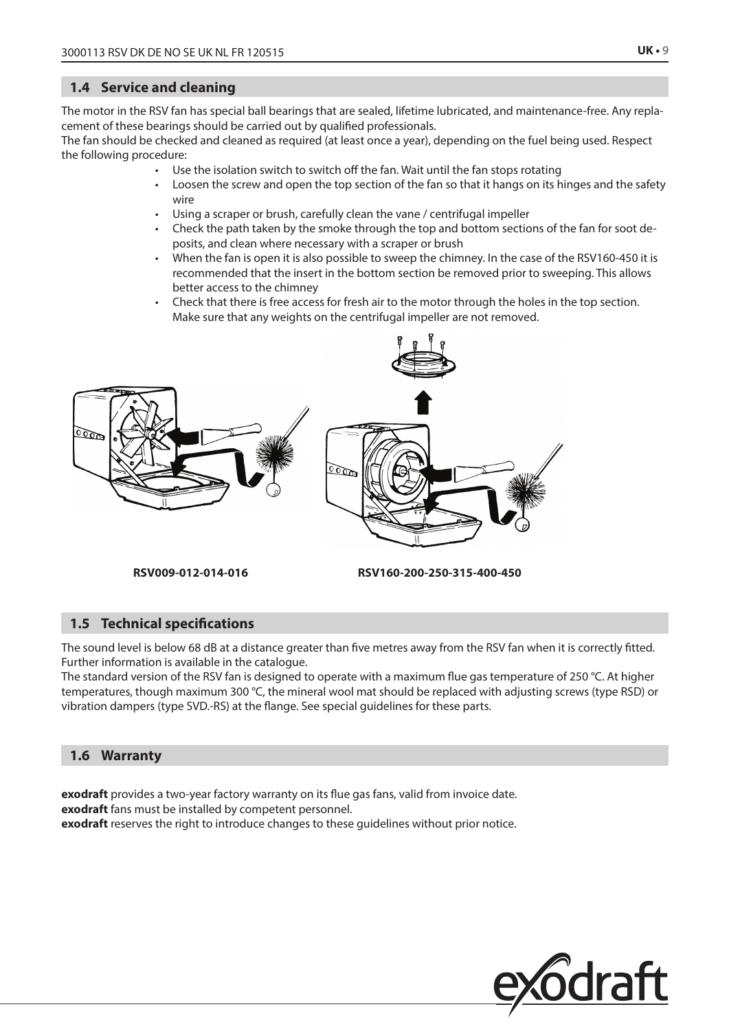## 1.4 Service and cleaning

The motor in the RSV fan has special ball bearings that are sealed, lifetime lubricated, and maintenance-free. Any replacement of these bearings should be carried out by qualified professionals.
The fan should be checked and cleaned as required (at least once a year), depending on the fuel being used. Respect the following procedure:

- Use the isolation switch to switch off the fan. Wait until the fan stops rotating
- Loosen the screw and open the top section of the fan so that it hangs on its hinges and the safety wire
- Using a scraper or brush, carefully clean the vane / centrifugal impeller
- Check the path taken by the smoke through the top and bottom sections of the fan for soot deposits, and clean where necessary with a scraper or brush
- When the fan is open it is also possible to sweep the chimney. In the case of the RSV160-450 it is recommended that the insert in the bottom section be removed prior to sweeping. This allows better access to the chimney
- Check that there is free access for fresh air to the motor through the holes in the top section. Make sure that any weights on the centrifugal impeller are not removed.

RSV009-012-014-016

RSV160-200-250-315-400-450

## 1.5 Technical specifications

The sound level is below 68 dB at a distance greater than five metres away from the RSV fan when it is correctly fitted. Further information is available in the catalogue.
The standard version of the RSV fan is designed to operate with a maximum flue gas temperature of 250 °C. At higher temperatures, though maximum 300 °C, the mineral wool mat should be replaced with adjusting screws (type RSD) or vibration dampers (type SVD.-RS) at the flange. See special guidelines for these parts.

## 1.6 Warranty

**exodraft** provides a two-year factory warranty on its flue gas fans, valid from invoice date.
**exodraft** fans must be installed by competent personnel.
**exodraft** reserves the right to introduce changes to these guidelines without prior notice.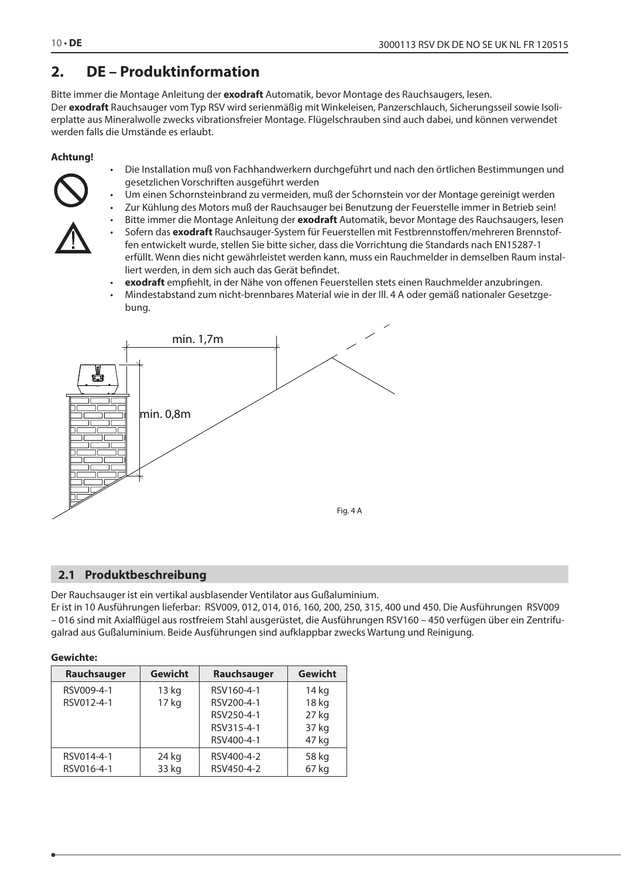# 2. DE – Produktinformation

Bitte immer die Montage Anleitung der **exodraft** Automatik, bevor Montage des Rauchsaugers, lesen.
Der **exodraft** Rauchsauger vom Typ RSV wird serienmäßig mit Winkeleisen, Panzerschlauch, Sicherungsseil sowie Isolierplatte aus Mineralwolle zwecks vibrationsfreier Montage. Flügelschrauben sind auch dabei, und können verwendet werden falls die Umstände es erlaubt.

**Achtung!**

- Die Installation muß von Fachhandwerkern durchgeführt und nach den örtlichen Bestimmungen und gesetzlichen Vorschriften ausgeführt werden
- Um einen Schornsteinbrand zu vermeiden, muß der Schornstein vor der Montage gereinigt werden
- Zur Kühlung des Motors muß der Rauchsauger bei Benutzung der Feuerstelle immer in Betrieb sein!
- Bitte immer die Montage Anleitung der **exodraft** Automatik, bevor Montage des Rauchsaugers, lesen
- Sofern das **exodraft** Rauchsauger-System für Feuerstellen mit Festbrennstoffen/mehreren Brennstoffen entwickelt wurde, stellen Sie bitte sicher, dass die Vorrichtung die Standards nach EN15287-1 erfüllt. Wenn dies nicht gewährleistet werden kann, muss ein Rauchmelder in demselben Raum installiert werden, in dem sich auch das Gerät befindet.
- **exodraft** empfiehlt, in der Nähe von offenen Feuerstellen stets einen Rauchmelder anzubringen.
- Mindestabstand zum nicht-brennbares Material wie in der Ill. 4 A oder gemäß nationaler Gesetzgebung.

min. 1,7m

min. 0,8m

Fig. 4 A

## 2.1 Produktbeschreibung

Der Rauchsauger ist ein vertikal ausblasender Ventilator aus Gußaluminium.
Er ist in 10 Ausführungen lieferbar: RSV009, 012, 014, 016, 160, 200, 250, 315, 400 und 450. Die Ausführungen RSV009 – 016 sind mit Axialflügel aus rostfreiem Stahl ausgerüstet, die Ausführungen RSV160 – 450 verfügen über ein Zentrifugalrad aus Gußaluminium. Beide Ausführungen sind aufklappbar zwecks Wartung und Reinigung.

**Gewichte:**

| Rauchsauger | Gewicht | Rauchsauger | Gewicht |
|---|---|---|---|
| RSV009-4-1<br>RSV012-4-1 | 13 kg<br>17 kg | RSV160-4-1<br>RSV200-4-1<br>RSV250-4-1<br>RSV315-4-1<br>RSV400-4-1 | 14 kg<br>18 kg<br>27 kg<br>37 kg<br>47 kg |
| RSV014-4-1<br>RSV016-4-1 | 24 kg<br>33 kg | RSV400-4-2<br>RSV450-4-2 | 58 kg<br>67 kg |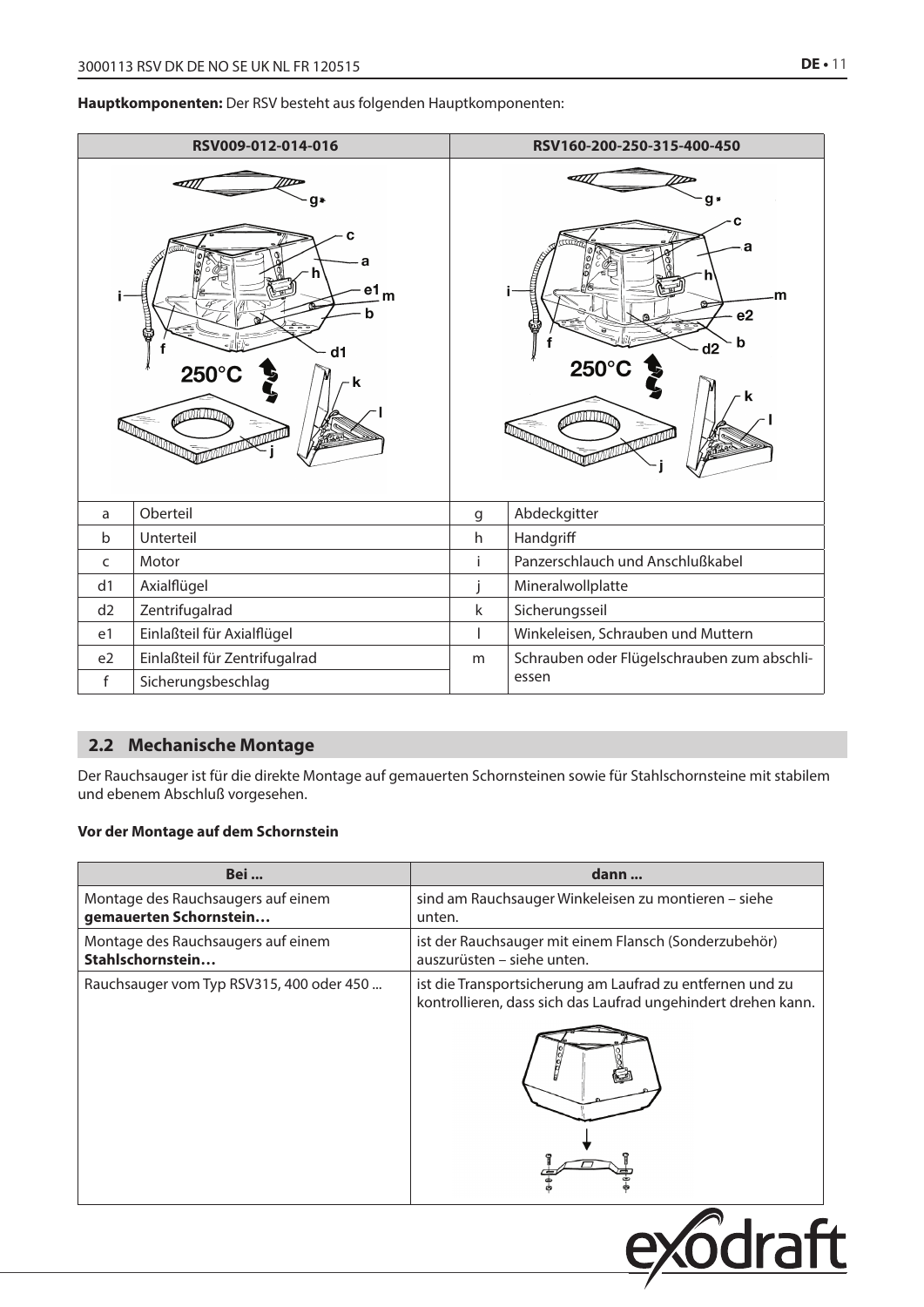**Hauptkomponenten:** Der RSV besteht aus folgenden Hauptkomponenten:

| RSV009-012-014-016 | | RSV160-200-250-315-400-450 | |
|---|---|---|---|
| a | Oberteil | g | Abdeckgitter |
| b | Unterteil | h | Handgriff |
| c | Motor | i | Panzerschlauch und Anschlußkabel |
| d1 | Axialflügel | j | Mineralwollplatte |
| d2 | Zentrifugalrad | k | Sicherungsseil |
| e1 | Einlaßteil für Axialflügel | l | Winkeleisen, Schrauben und Muttern |
| e2 | Einlaßteil für Zentrifugalrad | m | Schrauben oder Flügelschrauben zum abschliessen |
| f | Sicherungsbeschlag | | |

## 2.2 Mechanische Montage

Der Rauchsauger ist für die direkte Montage auf gemauerten Schornsteinen sowie für Stahlschornsteine mit stabilem und ebenem Abschluß vorgesehen.

**Vor der Montage auf dem Schornstein**

| Bei ... | dann ... |
|---|---|
| Montage des Rauchsaugers auf einem **gemauerten Schornstein…** | sind am Rauchsauger Winkeleisen zu montieren – siehe unten. |
| Montage des Rauchsaugers auf einem **Stahlschornstein…** | ist der Rauchsauger mit einem Flansch (Sonderzubehör) auszurüsten – siehe unten. |
| Rauchsauger vom Typ RSV315, 400 oder 450 ... | ist die Transportsicherung am Laufrad zu entfernen und zu kontrollieren, dass sich das Laufrad ungehindert drehen kann. |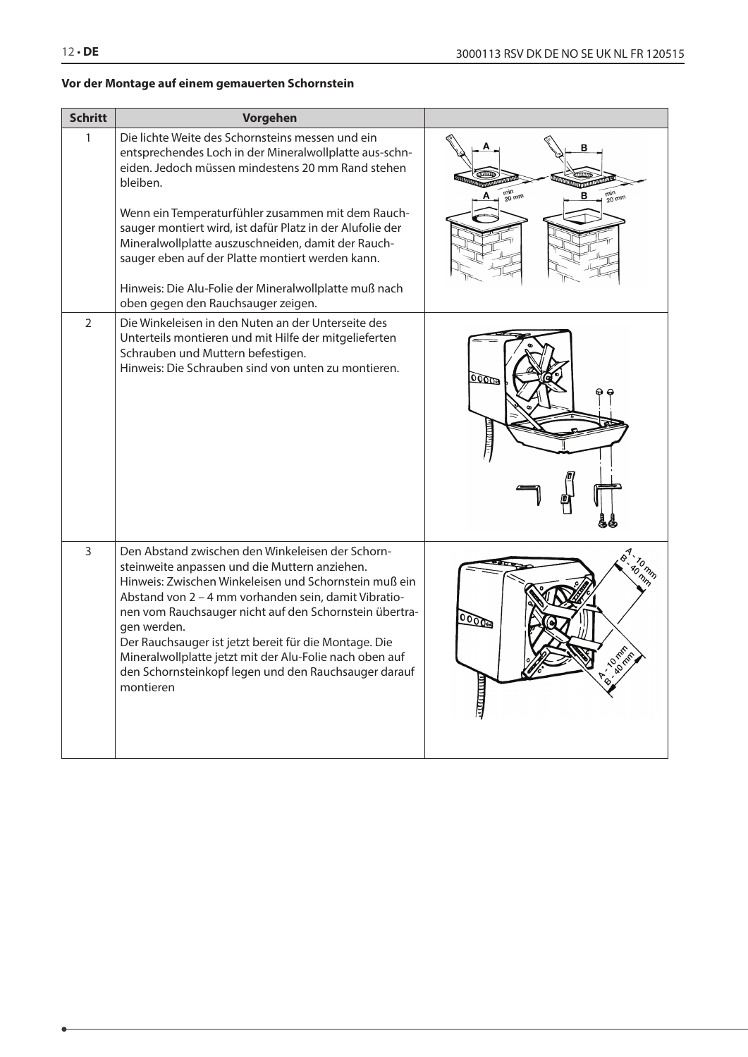**Vor der Montage auf einem gemauerten Schornstein**

| Schritt | Vorgehen | |
|---|---|---|
| 1 | Die lichte Weite des Schornsteins messen und ein entsprechendes Loch in der Mineralwollplatte aus-schneiden. Jedoch müssen mindestens 20 mm Rand stehen bleiben.<br><br>Wenn ein Temperaturfühler zusammen mit dem Rauchsauger montiert wird, ist dafür Platz in der Alufolie der Mineralwollplatte auszuschneiden, damit der Rauchsauger eben auf der Platte montiert werden kann.<br><br>Hinweis: Die Alu-Folie der Mineralwollplatte muß nach oben gegen den Rauchsauger zeigen. | |
| 2 | Die Winkeleisen in den Nuten an der Unterseite des Unterteils montieren und mit Hilfe der mitgelieferten Schrauben und Muttern befestigen.<br>Hinweis: Die Schrauben sind von unten zu montieren. | |
| 3 | Den Abstand zwischen den Winkeleisen der Schornsteinweite anpassen und die Muttern anziehen.<br>Hinweis: Zwischen Winkeleisen und Schornstein muß ein Abstand von 2 – 4 mm vorhanden sein, damit Vibrationen vom Rauchsauger nicht auf den Schornstein übertragen werden.<br>Der Rauchsauger ist jetzt bereit für die Montage. Die Mineralwollplatte jetzt mit der Alu-Folie nach oben auf den Schornsteinkopf legen und den Rauchsauger darauf montieren | |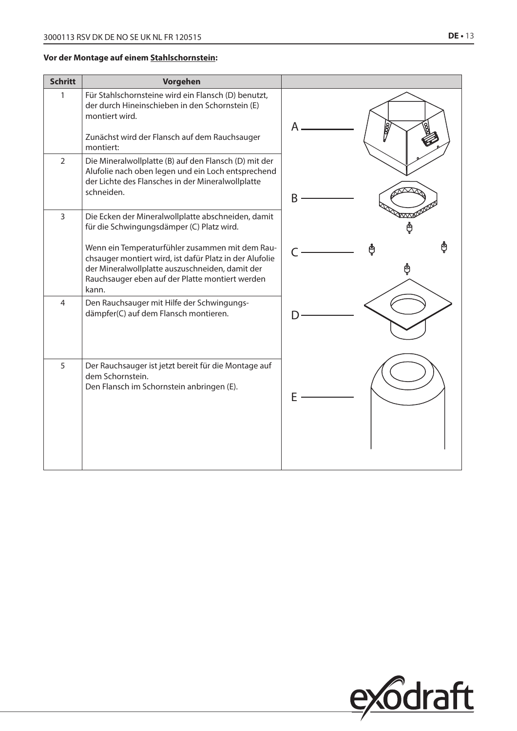**Vor der Montage auf einem Stahlschornstein:**

| Schritt | Vorgehen | |
|---|---|---|
| 1 | Für Stahlschornsteine wird ein Flansch (D) benutzt, der durch Hineinschieben in den Schornstein (E) montiert wird.<br><br>Zunächst wird der Flansch auf dem Rauchsauger montiert: | A |
| 2 | Die Mineralwollplatte (B) auf den Flansch (D) mit der Alufolie nach oben legen und ein Loch entsprechend der Lichte des Flansches in der Mineralwollplatte schneiden. | B |
| 3 | Die Ecken der Mineralwollplatte abschneiden, damit für die Schwingungsdämper (C) Platz wird.<br><br>Wenn ein Temperaturfühler zusammen mit dem Rauchsauger montiert wird, ist dafür Platz in der Alufolie der Mineralwollplatte auszuschneiden, damit der Rauchsauger eben auf der Platte montiert werden kann. | C |
| 4 | Den Rauchsauger mit Hilfe der Schwingungsdämpfer(C) auf dem Flansch montieren. | D |
| 5 | Der Rauchsauger ist jetzt bereit für die Montage auf dem Schornstein.<br>Den Flansch im Schornstein anbringen (E). | E |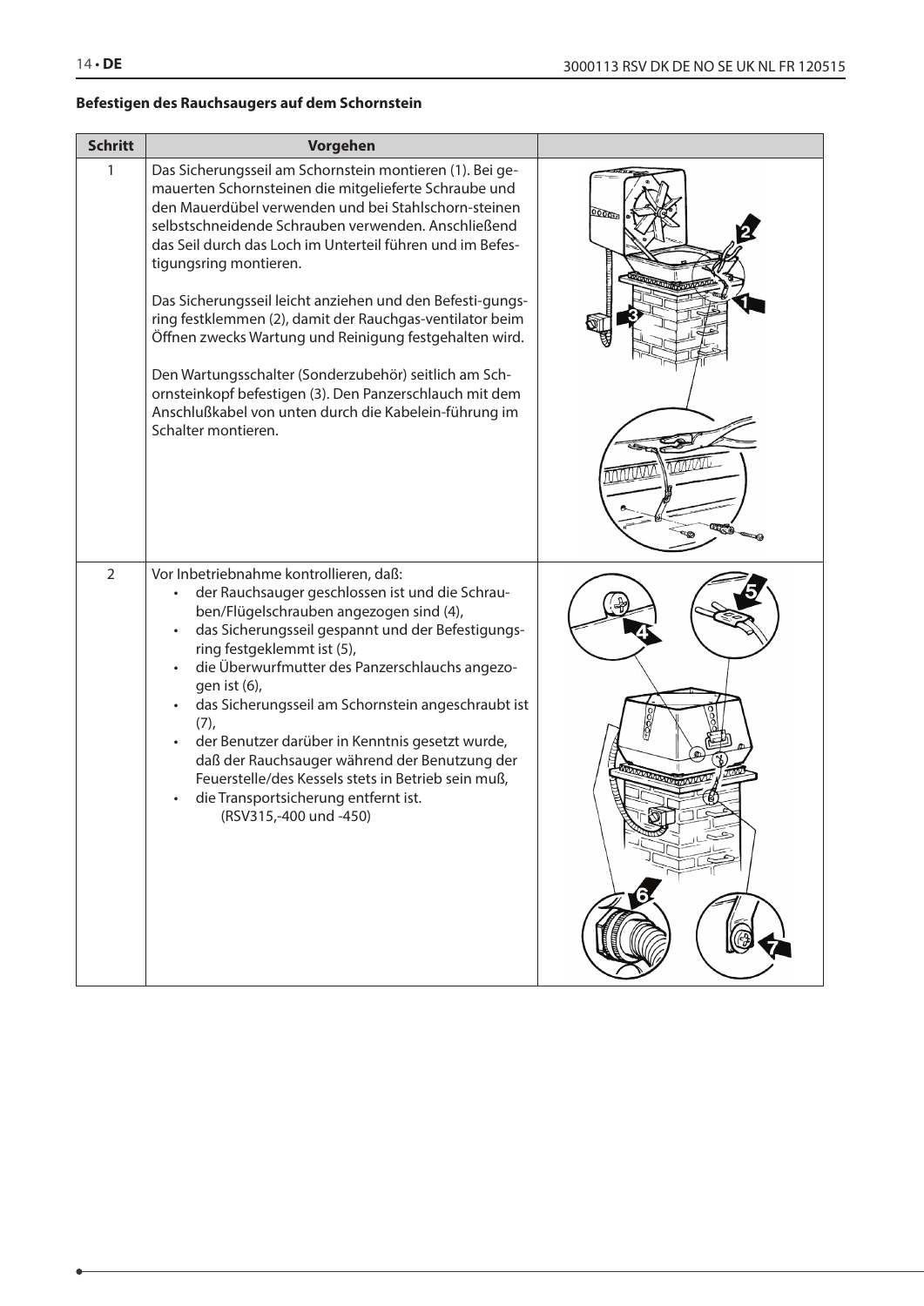**Befestigen des Rauchsaugers auf dem Schornstein**

| Schritt | Vorgehen | |
|---|---|---|
| 1 | Das Sicherungsseil am Schornstein montieren (1). Bei gemauerten Schornsteinen die mitgelieferte Schraube und den Mauerdübel verwenden und bei Stahlschorn-steinen selbstschneidende Schrauben verwenden. Anschließend das Seil durch das Loch im Unterteil führen und im Befestigungsring montieren.<br><br>Das Sicherungsseil leicht anziehen und den Befesti-gungsring festklemmen (2), damit der Rauchgas-ventilator beim Öffnen zwecks Wartung und Reinigung festgehalten wird.<br><br>Den Wartungsschalter (Sonderzubehör) seitlich am Schornsteinkopf befestigen (3). Den Panzerschlauch mit dem Anschlußkabel von unten durch die Kabelein-führung im Schalter montieren. | |
| 2 | Vor Inbetriebnahme kontrollieren, daß:<br>• der Rauchsauger geschlossen ist und die Schrauben/Flügelschrauben angezogen sind (4),<br>• das Sicherungsseil gespannt und der Befestigungsring festgeklemmt ist (5),<br>• die Überwurfmutter des Panzerschlauchs angezogen ist (6),<br>• das Sicherungsseil am Schornstein angeschraubt ist (7),<br>• der Benutzer darüber in Kenntnis gesetzt wurde, daß der Rauchsauger während der Benutzung der Feuerstelle/des Kessels stets in Betrieb sein muß,<br>• die Transportsicherung entfernt ist.<br>(RSV315,-400 und -450) | |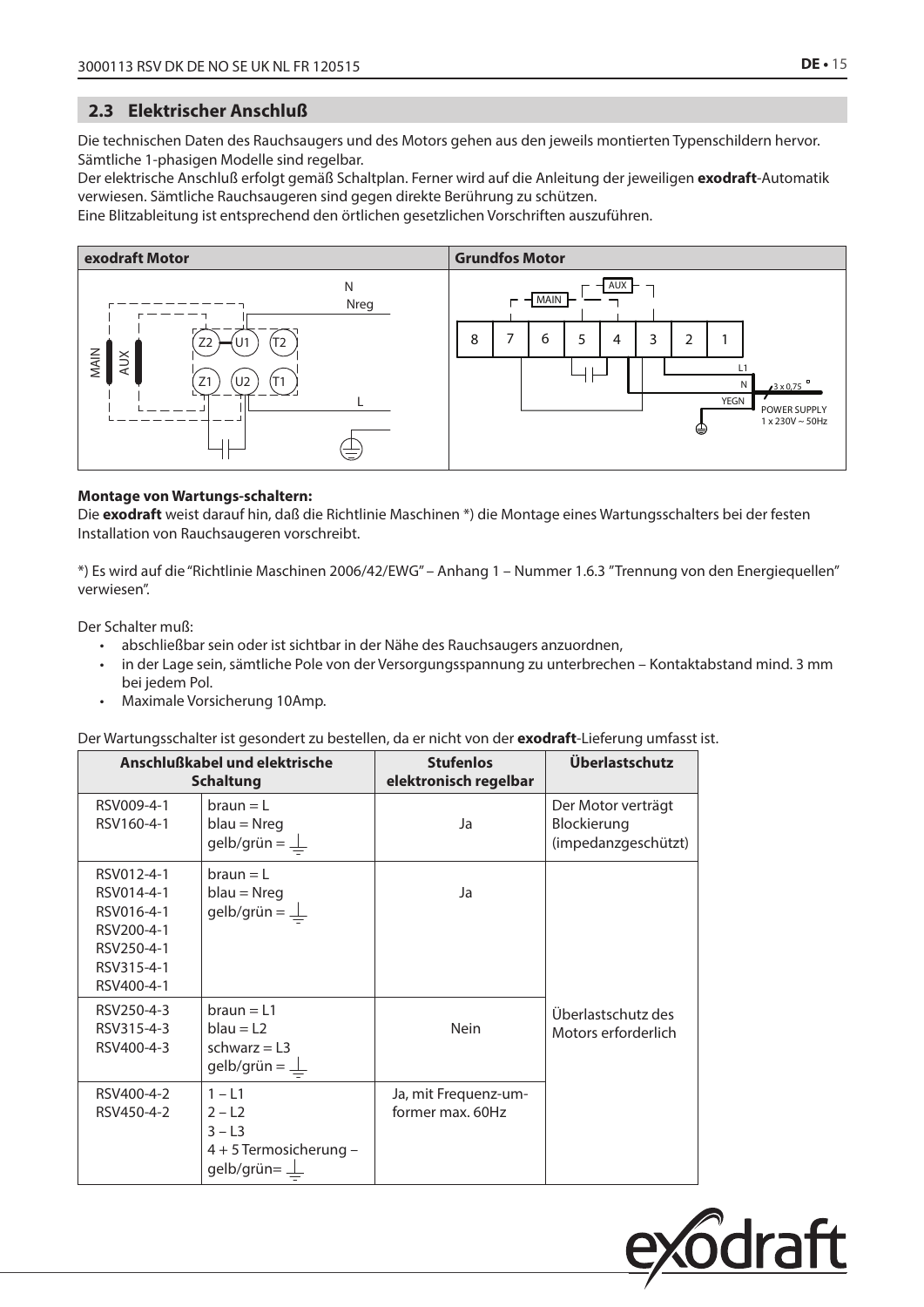## 2.3 Elektrischer Anschluß

Die technischen Daten des Rauchsaugers und des Motors gehen aus den jeweils montierten Typenschildern hervor. Sämtliche 1-phasigen Modelle sind regelbar.

Der elektrische Anschluß erfolgt gemäß Schaltplan. Ferner wird auf die Anleitung der jeweiligen **exodraft**-Automatik verwiesen. Sämtliche Rauchsaugeren sind gegen direkte Berührung zu schützen.

Eine Blitzableitung ist entsprechend den örtlichen gesetzlichen Vorschriften auszuführen.

| exodraft Motor | Grundfos Motor |
|---|---|
| MAIN, AUX, Z2, U1, T2, Z1, U2, T1, N, Nreg, L | MAIN, AUX, 8, 7, 6, 5, 4, 3, 2, 1, L1, N, YEGN, 3 x 0,75, POWER SUPPLY 1 x 230V ~ 50Hz |

**Montage von Wartungs-schaltern:**

Die **exodraft** weist darauf hin, daß die Richtlinie Maschinen *) die Montage eines Wartungsschalters bei der festen Installation von Rauchsaugeren vorschreibt.

*) Es wird auf die "Richtlinie Maschinen 2006/42/EWG" – Anhang 1 – Nummer 1.6.3 "Trennung von den Energiequellen" verwiesen".

Der Schalter muß:

- abschließbar sein oder ist sichtbar in der Nähe des Rauchsaugers anzuordnen,
- in der Lage sein, sämtliche Pole von der Versorgungsspannung zu unterbrechen – Kontaktabstand mind. 3 mm bei jedem Pol.
- Maximale Vorsicherung 10Amp.

Der Wartungsschalter ist gesondert zu bestellen, da er nicht von der **exodraft**-Lieferung umfasst ist.

| Anschlußkabel und elektrische Schaltung | | Stufenlos elektronisch regelbar | Überlastschutz |
|---|---|---|---|
| RSV009-4-1<br>RSV160-4-1 | braun = L<br>blau = Nreg<br>gelb/grün = ⏚ | Ja | Der Motor verträgt Blockierung (impedanzgeschützt) |
| RSV012-4-1<br>RSV014-4-1<br>RSV016-4-1<br>RSV200-4-1<br>RSV250-4-1<br>RSV315-4-1<br>RSV400-4-1 | braun = L<br>blau = Nreg<br>gelb/grün = ⏚ | Ja | Überlastschutz des Motors erforderlich |
| RSV250-4-3<br>RSV315-4-3<br>RSV400-4-3 | braun = L1<br>blau = L2<br>schwarz = L3<br>gelb/grün = ⏚ | Nein | |
| RSV400-4-2<br>RSV450-4-2 | 1 – L1<br>2 – L2<br>3 – L3<br>4 + 5 Termosicherung –<br>gelb/grün= ⏚ | Ja, mit Frequenz-umformer max. 60Hz | |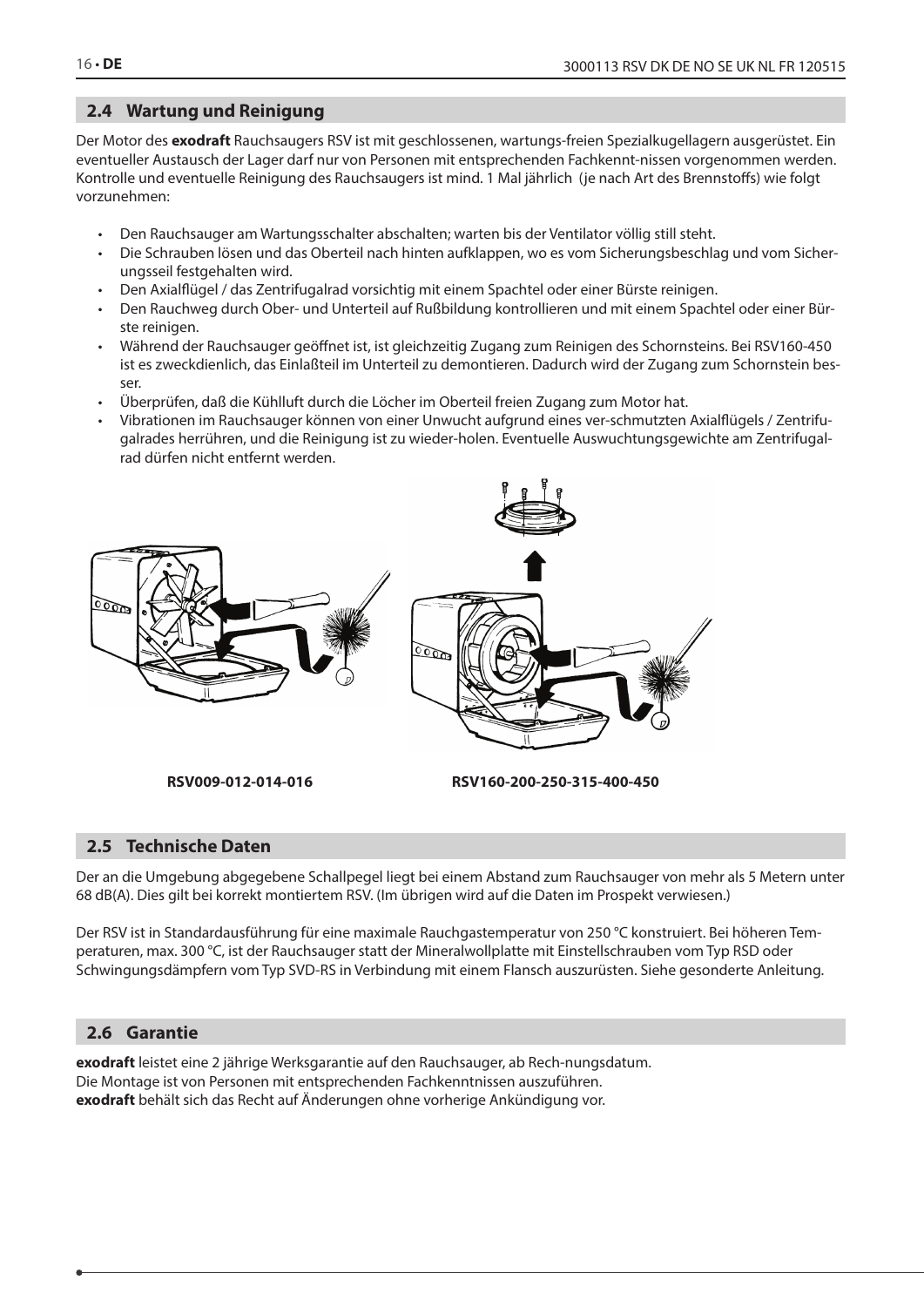## 2.4 Wartung und Reinigung

Der Motor des **exodraft** Rauchsaugers RSV ist mit geschlossenen, wartungs-freien Spezialkugellagern ausgerüstet. Ein eventueller Austausch der Lager darf nur von Personen mit entsprechenden Fachkennt-nissen vorgenommen werden. Kontrolle und eventuelle Reinigung des Rauchsaugers ist mind. 1 Mal jährlich (je nach Art des Brennstoffs) wie folgt vorzunehmen:

- Den Rauchsauger am Wartungsschalter abschalten; warten bis der Ventilator völlig still steht.
- Die Schrauben lösen und das Oberteil nach hinten aufklappen, wo es vom Sicherungsbeschlag und vom Sicherungsseil festgehalten wird.
- Den Axialflügel / das Zentrifugalrad vorsichtig mit einem Spachtel oder einer Bürste reinigen.
- Den Rauchweg durch Ober- und Unterteil auf Rußbildung kontrollieren und mit einem Spachtel oder einer Bürste reinigen.
- Während der Rauchsauger geöffnet ist, ist gleichzeitig Zugang zum Reinigen des Schornsteins. Bei RSV160-450 ist es zweckdienlich, das Einlaßteil im Unterteil zu demontieren. Dadurch wird der Zugang zum Schornstein besser.
- Überprüfen, daß die Kühlluft durch die Löcher im Oberteil freien Zugang zum Motor hat.
- Vibrationen im Rauchsauger können von einer Unwucht aufgrund eines ver-schmutzten Axialflügels / Zentrifugalrades herrühren, und die Reinigung ist zu wieder-holen. Eventuelle Auswuchtungsgewichte am Zentrifugalrad dürfen nicht entfernt werden.

RSV009-012-014-016

RSV160-200-250-315-400-450

## 2.5 Technische Daten

Der an die Umgebung abgegebene Schallpegel liegt bei einem Abstand zum Rauchsauger von mehr als 5 Metern unter 68 dB(A). Dies gilt bei korrekt montiertem RSV. (Im übrigen wird auf die Daten im Prospekt verwiesen.)

Der RSV ist in Standardausführung für eine maximale Rauchgastemperatur von 250 °C konstruiert. Bei höheren Temperaturen, max. 300 °C, ist der Rauchsauger statt der Mineralwollplatte mit Einstellschrauben vom Typ RSD oder Schwingungsdämpfern vom Typ SVD-RS in Verbindung mit einem Flansch auszurüsten. Siehe gesonderte Anleitung.

## 2.6 Garantie

**exodraft** leistet eine 2 jährige Werksgarantie auf den Rauchsauger, ab Rech-nungsdatum.
Die Montage ist von Personen mit entsprechenden Fachkenntnissen auszuführen.
**exodraft** behält sich das Recht auf Änderungen ohne vorherige Ankündigung vor.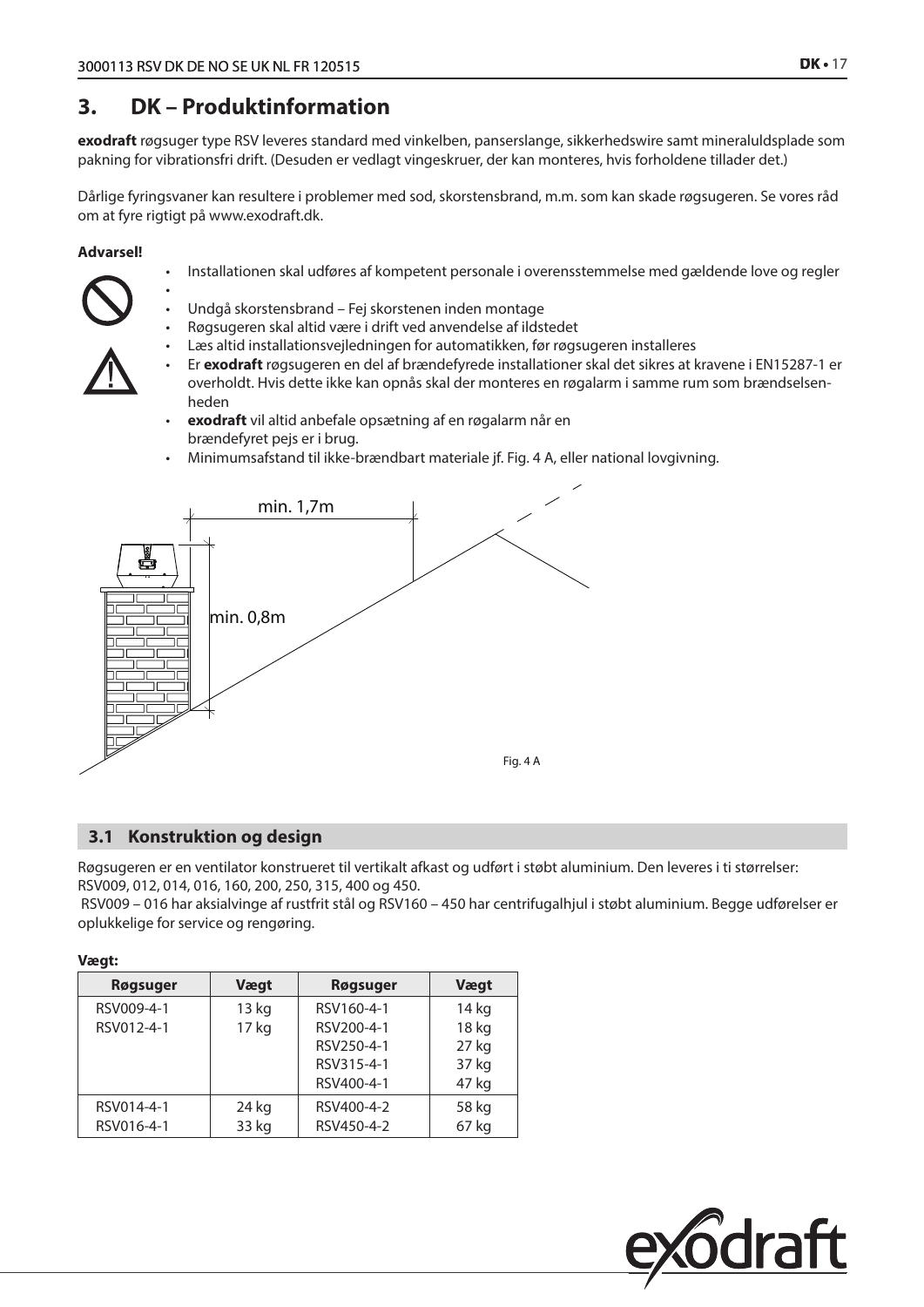## 3. DK – Produktinformation

**exodraft** røgsuger type RSV leveres standard med vinkelben, panserslange, sikkerhedswire samt mineraluldsplade som pakning for vibrationsfri drift. (Desuden er vedlagt vingeskruer, der kan monteres, hvis forholdene tillader det.)

Dårlige fyringsvaner kan resultere i problemer med sod, skorstensbrand, m.m. som kan skade røgsugeren. Se vores råd om at fyre rigtigt på www.exodraft.dk.

**Advarsel!**

- Installationen skal udføres af kompetent personale i overensstemmelse med gældende love og regler
- 
- Undgå skorstensbrand – Fej skorstenen inden montage
- Røgsugeren skal altid være i drift ved anvendelse af ildstedet
- Læs altid installationsvejledningen for automatikken, før røgsugeren installeres
- Er **exodraft** røgsugeren en del af brændefyrede installationer skal det sikres at kravene i EN15287-1 er overholdt. Hvis dette ikke kan opnås skal der monteres en røgalarm i samme rum som brændselsenheden
- **exodraft** vil altid anbefale opsætning af en røgalarm når en brændefyret pejs er i brug.
- Minimumsafstand til ikke-brændbart materiale jf. Fig. 4 A, eller national lovgivning.

min. 1,7m

min. 0,8m

Fig. 4 A

### 3.1 Konstruktion og design

Røgsugeren er en ventilator konstrueret til vertikalt afkast og udført i støbt aluminium. Den leveres i ti størrelser: RSV009, 012, 014, 016, 160, 200, 250, 315, 400 og 450.
RSV009 – 016 har aksialvinge af rustfrit stål og RSV160 – 450 har centrifugalhjul i støbt aluminium. Begge udførelser er oplukkelige for service og rengøring.

**Vægt:**

| Røgsuger | Vægt | Røgsuger | Vægt |
|---|---|---|---|
| RSV009-4-1<br>RSV012-4-1 | 13 kg<br>17 kg | RSV160-4-1<br>RSV200-4-1<br>RSV250-4-1<br>RSV315-4-1<br>RSV400-4-1 | 14 kg<br>18 kg<br>27 kg<br>37 kg<br>47 kg |
| RSV014-4-1<br>RSV016-4-1 | 24 kg<br>33 kg | RSV400-4-2<br>RSV450-4-2 | 58 kg<br>67 kg |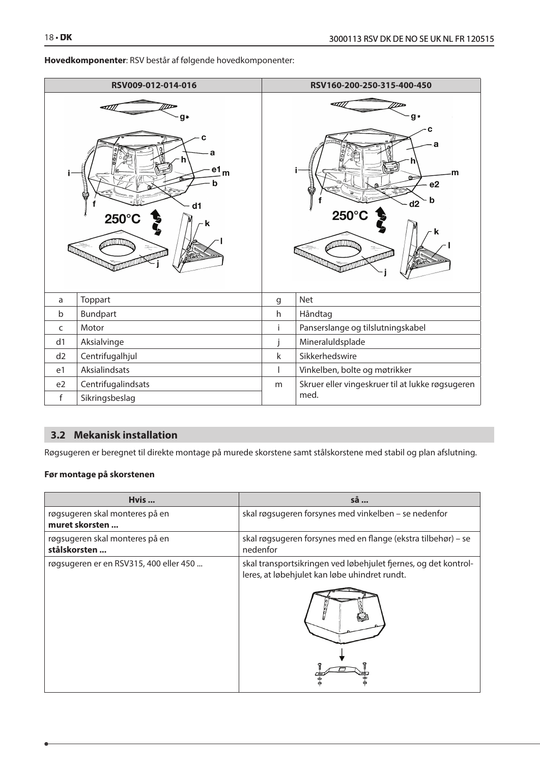**Hovedkomponenter**: RSV består af følgende hovedkomponenter:

| RSV009-012-014-016 | | RSV160-200-250-315-400-450 | |
|---|---|---|---|
| a | Toppart | g | Net |
| b | Bundpart | h | Håndtag |
| c | Motor | i | Panserslange og tilslutningskabel |
| d1 | Aksialvinge | j | Mineraluldsplade |
| d2 | Centrifugalhjul | k | Sikkerhedswire |
| e1 | Aksialindsats | l | Vinkelben, bolte og møtrikker |
| e2 | Centrifugalindsats | m | Skruer eller vingeskruer til at lukke røgsugeren med. |
| f | Sikringsbeslag | | |

## 3.2 Mekanisk installation

Røgsugeren er beregnet til direkte montage på murede skorstene samt stålskorstene med stabil og plan afslutning.

**Før montage på skorstenen**

| Hvis ... | så ... |
|---|---|
| røgsugeren skal monteres på en **muret skorsten ...** | skal røgsugeren forsynes med vinkelben – se nedenfor |
| røgsugeren skal monteres på en **stålskorsten ...** | skal røgsugeren forsynes med en flange (ekstra tilbehør) – se nedenfor |
| røgsugeren er en RSV315, 400 eller 450 ... | skal transportsikringen ved løbehjulet fjernes, og det kontrolleres, at løbehjulet kan løbe uhindret rundt. |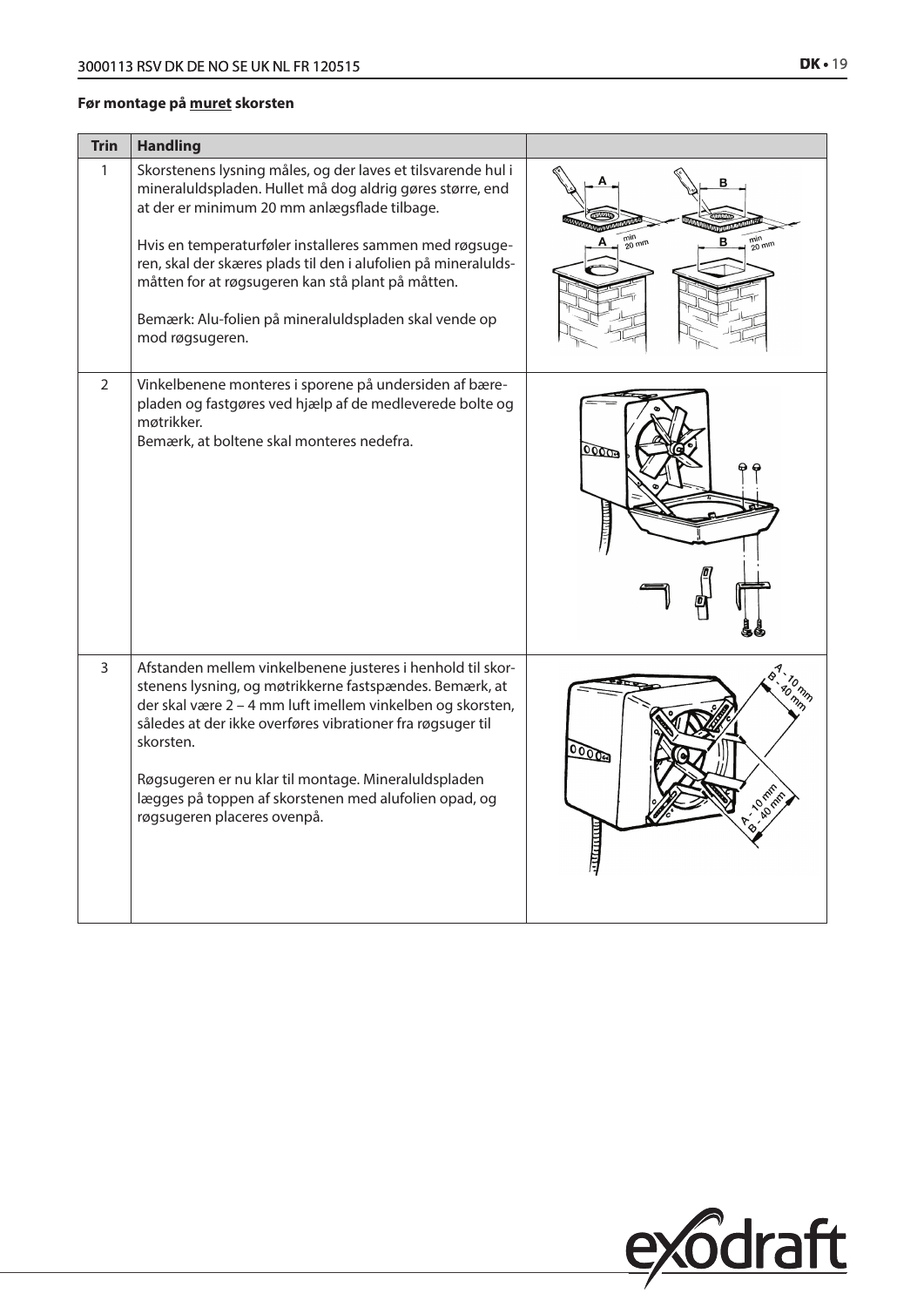**Før montage på muret skorsten**

| Trin | Handling | |
|---|---|---|
| 1 | Skorstenens lysning måles, og der laves et tilsvarende hul i mineraluldspladen. Hullet må dog aldrig gøres større, end at der er minimum 20 mm anlægsflade tilbage.<br><br>Hvis en temperaturføler installeres sammen med røgsugeren, skal der skæres plads til den i alufolien på mineraluldsmåtten for at røgsugeren kan stå plant på måtten.<br><br>Bemærk: Alu-folien på mineraluldspladen skal vende op mod røgsugeren. | |
| 2 | Vinkelbenene monteres i sporene på undersiden af bærepladen og fastgøres ved hjælp af de medleverede bolte og møtrikker.<br>Bemærk, at boltene skal monteres nedefra. | |
| 3 | Afstanden mellem vinkelbenene justeres i henhold til skorstenens lysning, og møtrikkerne fastspændes. Bemærk, at der skal være 2 – 4 mm luft imellem vinkelben og skorsten, således at der ikke overføres vibrationer fra røgsuger til skorsten.<br><br>Røgsugeren er nu klar til montage. Mineraluldspladen lægges på toppen af skorstenen med alufolien opad, og røgsugeren placeres ovenpå. | |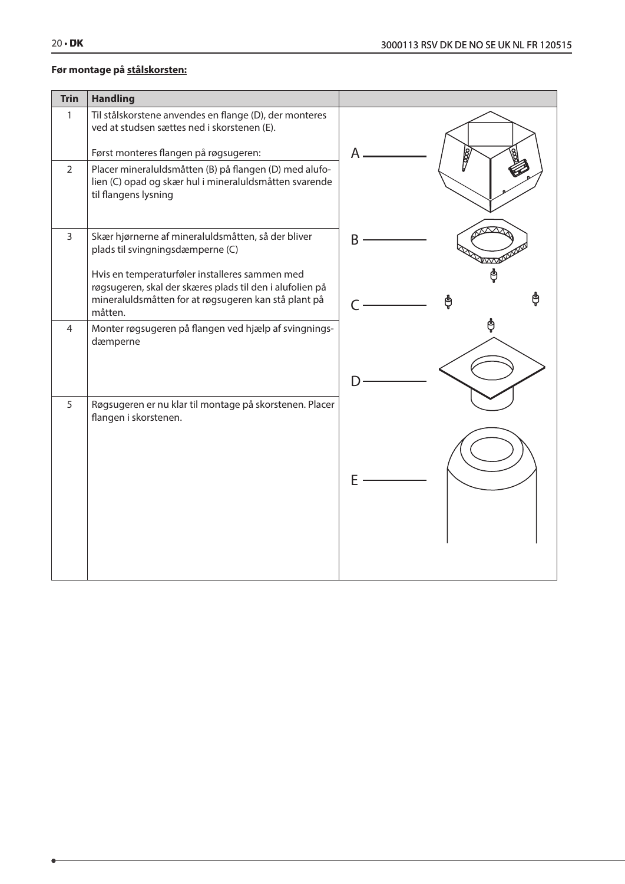**Før montage på stålskorsten:**

| Trin | Handling | |
|---|---|---|
| 1 | Til stålskorstene anvendes en flange (D), der monteres ved at studsen sættes ned i skorstenen (E).<br><br>Først monteres flangen på røgsugeren: | A<br>B<br>C<br>D<br>E |
| 2 | Placer mineraluldsmåtten (B) på flangen (D) med alufolien (C) opad og skær hul i mineraluldsmåtten svarende til flangens lysning | |
| 3 | Skær hjørnerne af mineraluldsmåtten, så der bliver plads til svingningsdæmperne (C)<br><br>Hvis en temperaturføler installeres sammen med røgsugeren, skal der skæres plads til den i alufolien på mineraluldsmåtten for at røgsugeren kan stå plant på måtten. | |
| 4 | Monter røgsugeren på flangen ved hjælp af svingningsdæmperne | |
| 5 | Røgsugeren er nu klar til montage på skorstenen. Placer flangen i skorstenen. | |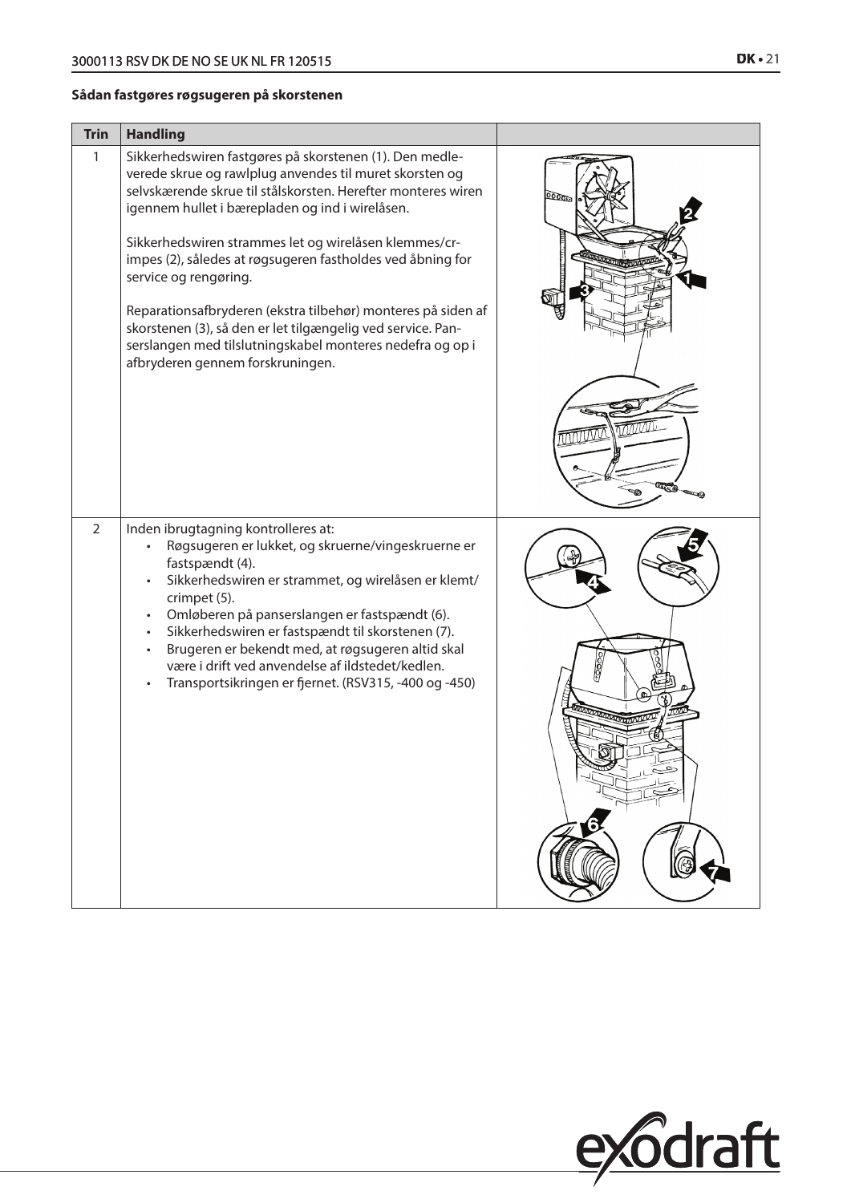**Sådan fastgøres røgsugeren på skorstenen**

| Trin | Handling | |
|---|---|---|
| 1 | Sikkerhedswiren fastgøres på skorstenen (1). Den medleverede skrue og rawlplug anvendes til muret skorsten og selvskærende skrue til stålskorsten. Herefter monteres wiren igennem hullet i bærepladen og ind i wirelåsen.<br><br>Sikkerhedswiren strammes let og wirelåsen klemmes/crimpes (2), således at røgsugeren fastholdes ved åbning for service og rengøring.<br><br>Reparationsafbryderen (ekstra tilbehør) monteres på siden af skorstenen (3), så den er let tilgængelig ved service. Panserslangen med tilslutningskabel monteres nedefra og op i afbryderen gennem forskruningen. | |
| 2 | Inden ibrugtagning kontrolleres at:<br>• Røgsugeren er lukket, og skruerne/vingeskruerne er fastspændt (4).<br>• Sikkerhedswiren er strammet, og wirelåsen er klemt/crimpet (5).<br>• Omløberen på panserslangen er fastspændt (6).<br>• Sikkerhedswiren er fastspændt til skorstenen (7).<br>• Brugeren er bekendt med, at røgsugeren altid skal være i drift ved anvendelse af ildstedet/kedlen.<br>• Transportsikringen er fjernet. (RSV315, -400 og -450) | |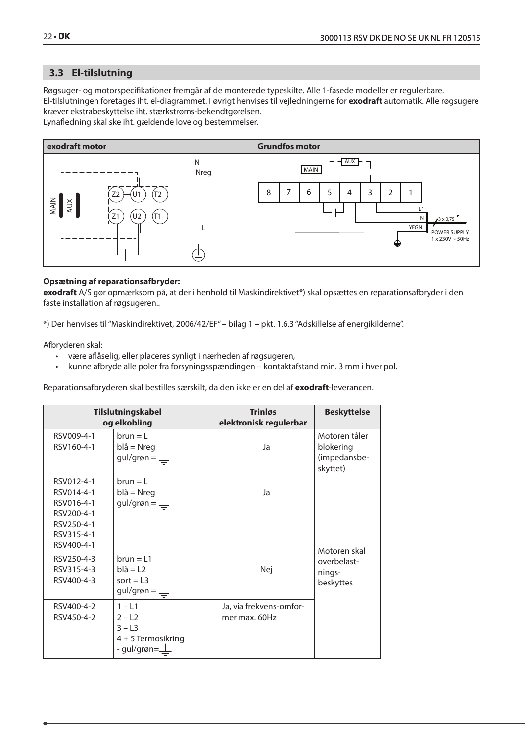## 3.3 El-tilslutning

Røgsuger- og motorspecifikationer fremgår af de monterede typeskilte. Alle 1-fasede modeller er regulerbare. El-tilslutningen foretages iht. el-diagrammet. I øvrigt henvises til vejledningerne for **exodraft** automatik. Alle røgsugere kræver ekstrabeskyttelse iht. stærkstrøms-bekendtgørelsen.
Lynafledning skal ske iht. gældende love og bestemmelser.

| exodraft motor | Grundfos motor |
|---|---|
| MAIN, AUX, Z2, U1, T2, Z1, U2, T1, N, Nreg, L | MAIN, AUX, 8, 7, 6, 5, 4, 3, 2, 1, L1, N, YEGN, 3 x 0,75, POWER SUPPLY 1 x 230V ~ 50Hz |

**Opsætning af reparationsafbryder:**
**exodraft** A/S gør opmærksom på, at der i henhold til Maskindirektivet*) skal opsættes en reparationsafbryder i den faste installation af røgsugeren..

*) Der henvises til "Maskindirektivet, 2006/42/EF" – bilag 1 – pkt. 1.6.3 "Adskillelse af energikilderne".

Afbryderen skal:

- være aflåselig, eller placeres synligt i nærheden af røgsugeren,
- kunne afbryde alle poler fra forsyningsspændingen – kontaktafstand min. 3 mm i hver pol.

Reparationsafbryderen skal bestilles særskilt, da den ikke er en del af **exodraft**-leverancen.

| Tilslutningskabel og elkobling | | Trinløs elektronisk regulerbar | Beskyttelse |
|---|---|---|---|
| RSV009-4-1<br>RSV160-4-1 | brun = L<br>blå = Nreg<br>gul/grøn = ⏚ | Ja | Motoren tåler blokering (impedansbeskyttet) |
| RSV012-4-1<br>RSV014-4-1<br>RSV016-4-1<br>RSV200-4-1<br>RSV250-4-1<br>RSV315-4-1<br>RSV400-4-1 | brun = L<br>blå = Nreg<br>gul/grøn = ⏚ | Ja | Motoren skal overbelastningsbeskyttes |
| RSV250-4-3<br>RSV315-4-3<br>RSV400-4-3 | brun = L1<br>blå = L2<br>sort = L3<br>gul/grøn = ⏚ | Nej | |
| RSV400-4-2<br>RSV450-4-2 | 1 – L1<br>2 – L2<br>3 – L3<br>4 + 5 Termosikring<br>- gul/grøn= ⏚ | Ja, via frekvens-omformer max. 60Hz | |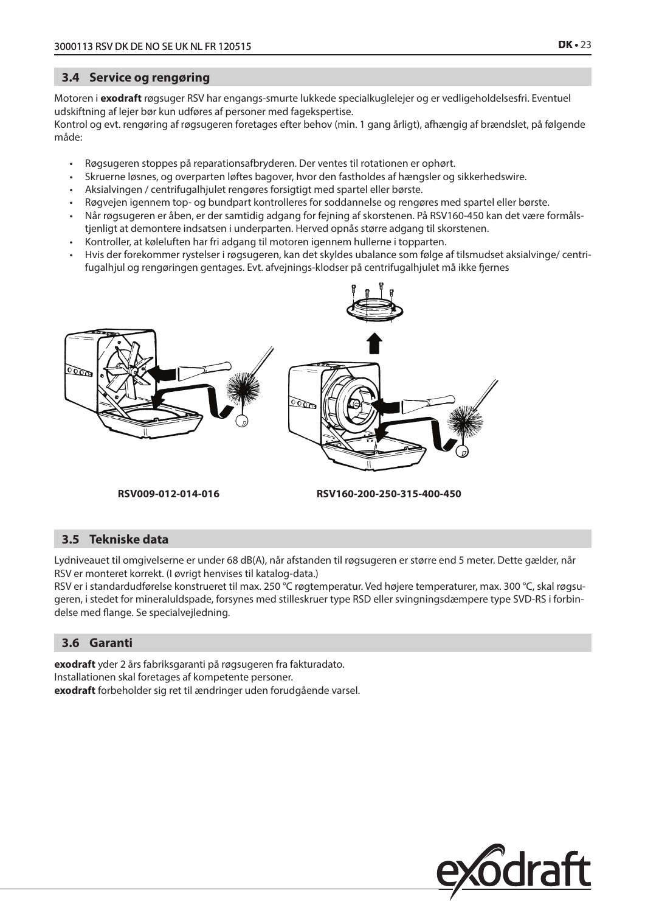## 3.4 Service og rengøring

Motoren i **exodraft** røgsuger RSV har engangs-smurte lukkede specialkuglelejer og er vedligeholdelsesfri. Eventuel udskiftning af lejer bør kun udføres af personer med fagekspertise.
Kontrol og evt. rengøring af røgsugeren foretages efter behov (min. 1 gang årligt), afhængig af brændslet, på følgende måde:

- Røgsugeren stoppes på reparationsafbryderen. Der ventes til rotationen er ophørt.
- Skruerne løsnes, og overparten løftes bagover, hvor den fastholdes af hængsler og sikkerhedswire.
- Aksialvingen / centrifugalhjulet rengøres forsigtigt med spartel eller børste.
- Røgvejen igennem top- og bundpart kontrolleres for soddannelse og rengøres med spartel eller børste.
- Når røgsugeren er åben, er der samtidig adgang for fejning af skorstenen. På RSV160-450 kan det være formålstjenligt at demontere indsatsen i underparten. Herved opnås større adgang til skorstenen.
- Kontroller, at køleluften har fri adgang til motoren igennem hullerne i topparten.
- Hvis der forekommer rystelser i røgsugeren, kan det skyldes ubalance som følge af tilsmudset aksialvinge/ centrifugalhjul og rengøringen gentages. Evt. afvejnings-klodser på centrifugalhjulet må ikke fjernes

RSV009-012-014-016

RSV160-200-250-315-400-450

## 3.5 Tekniske data

Lydniveauet til omgivelserne er under 68 dB(A), når afstanden til røgsugeren er større end 5 meter. Dette gælder, når RSV er monteret korrekt. (I øvrigt henvises til katalog-data.)
RSV er i standardudførelse konstrueret til max. 250 °C røgtemperatur. Ved højere temperaturer, max. 300 °C, skal røgsugeren, i stedet for mineraluldspade, forsynes med stilleskruer type RSD eller svingningsdæmpere type SVD-RS i forbindelse med flange. Se specialvejledning.

## 3.6 Garanti

**exodraft** yder 2 års fabriksgaranti på røgsugeren fra fakturadato.
Installationen skal foretages af kompetente personer.
**exodraft** forbeholder sig ret til ændringer uden forudgående varsel.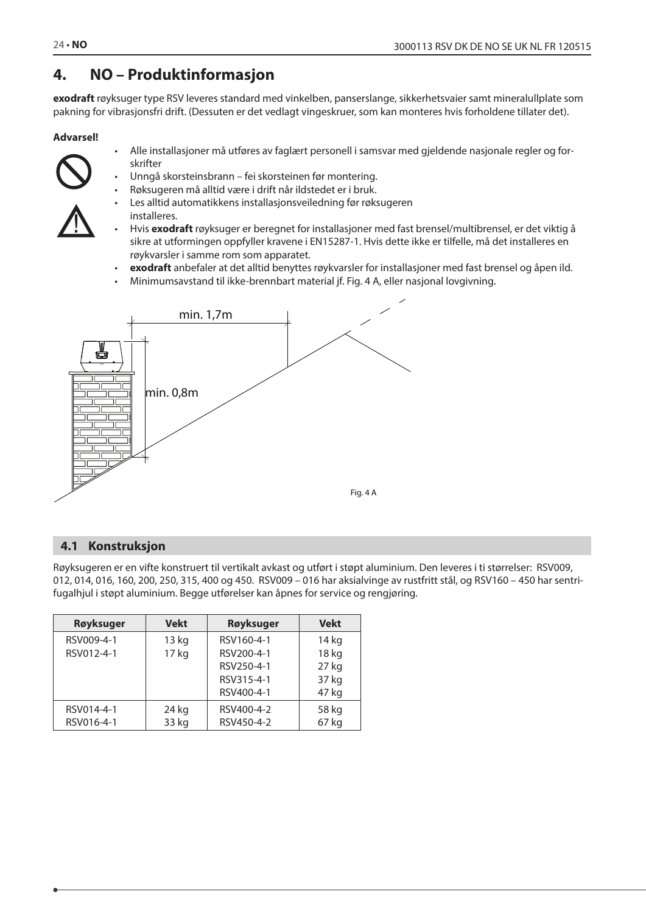# 4. NO – Produktinformasjon

**exodraft** røyksuger type RSV leveres standard med vinkelben, panserslange, sikkerhetsvaier samt mineralullplate som pakning for vibrasjonsfri drift. (Dessuten er det vedlagt vingeskruer, som kan monteres hvis forholdene tillater det).

**Advarsel!**

- Alle installasjoner må utføres av faglært personell i samsvar med gjeldende nasjonale regler og forskrifter
- Unngå skorsteinsbrann – fei skorsteinen før montering.
- Røksugeren må alltid være i drift når ildstedet er i bruk.
- Les alltid automatikkens installasjonsveiledning før røksugeren installeres.
- Hvis **exodraft** røyksuger er beregnet for installasjoner med fast brensel/multibrensel, er det viktig å sikre at utformingen oppfyller kravene i EN15287-1. Hvis dette ikke er tilfelle, må det installeres en røykvarsler i samme rom som apparatet.
- **exodraft** anbefaler at det alltid benyttes røykvarsler for installasjoner med fast brensel og åpen ild.
- Minimumsavstand til ikke-brennbart material jf. Fig. 4 A, eller nasjonal lovgivning.

min. 1,7m

min. 0,8m

Fig. 4 A

## 4.1 Konstruksjon

Røyksugeren er en vifte konstruert til vertikalt avkast og utført i støpt aluminium. Den leveres i ti størrelser: RSV009, 012, 014, 016, 160, 200, 250, 315, 400 og 450. RSV009 – 016 har aksialvinge av rustfritt stål, og RSV160 – 450 har sentrifugalhjul i støpt aluminium. Begge utførelser kan åpnes for service og rengjøring.

| Røyksuger | Vekt | Røyksuger | Vekt |
|---|---|---|---|
| RSV009-4-1 | 13 kg | RSV160-4-1 | 14 kg |
| RSV012-4-1 | 17 kg | RSV200-4-1 | 18 kg |
| | | RSV250-4-1 | 27 kg |
| | | RSV315-4-1 | 37 kg |
| | | RSV400-4-1 | 47 kg |
| RSV014-4-1 | 24 kg | RSV400-4-2 | 58 kg |
| RSV016-4-1 | 33 kg | RSV450-4-2 | 67 kg |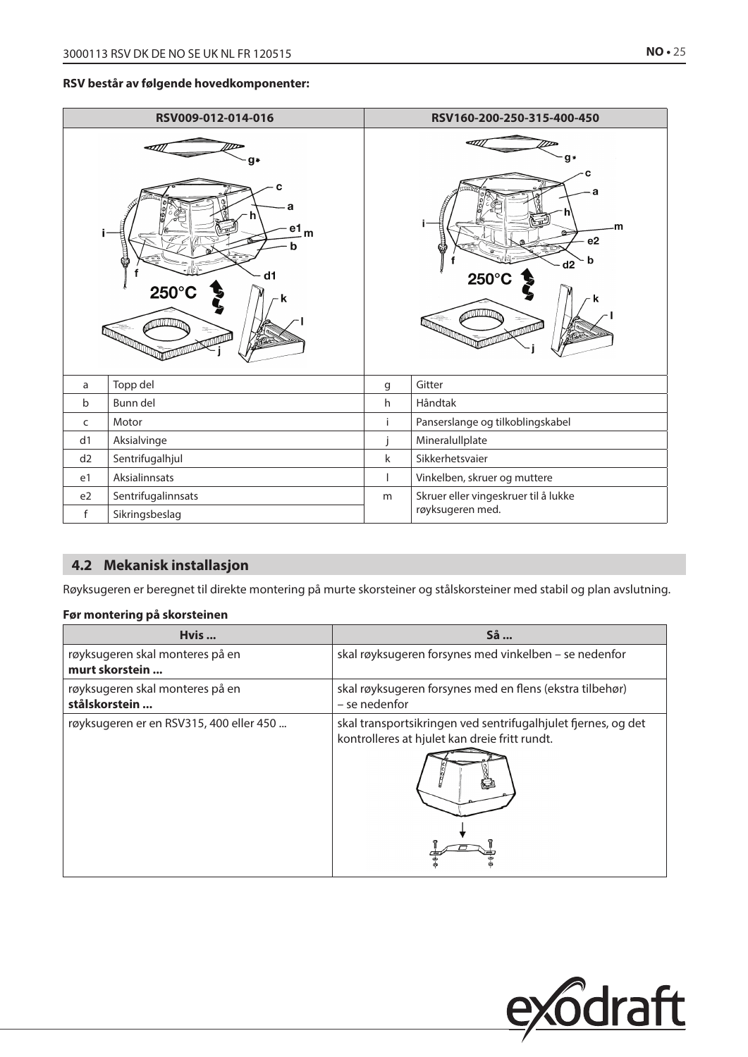**RSV består av følgende hovedkomponenter:**

| RSV009-012-014-016 | | RSV160-200-250-315-400-450 | |
|---|---|---|---|
| a | Topp del | g | Gitter |
| b | Bunn del | h | Håndtak |
| c | Motor | i | Panserslange og tilkoblingskabel |
| d1 | Aksialvinge | j | Mineralullplate |
| d2 | Sentrifugalhjul | k | Sikkerhetsvaier |
| e1 | Aksialinnsats | l | Vinkelben, skruer og muttere |
| e2 | Sentrifugalinnsats | m | Skruer eller vingeskruer til å lukke røyksugeren med. |
| f | Sikringsbeslag | | |

## 4.2 Mekanisk installasjon

Røyksugeren er beregnet til direkte montering på murte skorsteiner og stålskorsteiner med stabil og plan avslutning.

**Før montering på skorsteinen**

| Hvis ... | Så ... |
|---|---|
| røyksugeren skal monteres på en **murt skorstein ...** | skal røyksugeren forsynes med vinkelben – se nedenfor |
| røyksugeren skal monteres på en **stålskorstein ...** | skal røyksugeren forsynes med en flens (ekstra tilbehør) – se nedenfor |
| røyksugeren er en RSV315, 400 eller 450 ... | skal transportsikringen ved sentrifugalhjulet fjernes, og det kontrolleres at hjulet kan dreie fritt rundt. |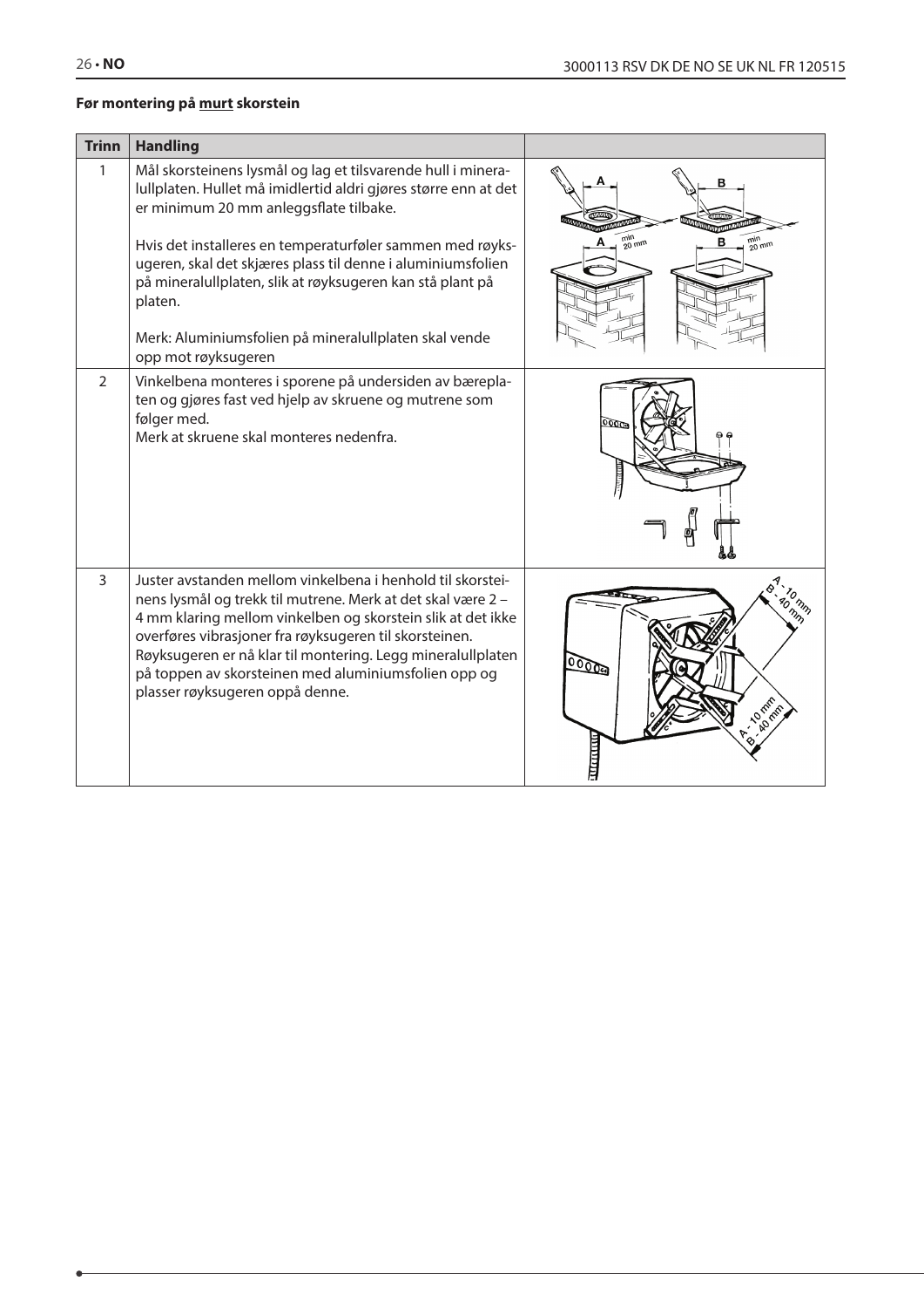**Før montering på murt skorstein**

| Trinn | Handling | |
|---|---|---|
| 1 | Mål skorsteinens lysmål og lag et tilsvarende hull i mineralullplaten. Hullet må imidlertid aldri gjøres større enn at det er minimum 20 mm anleggsflate tilbake.<br><br>Hvis det installeres en temperaturføler sammen med røyksugeren, skal det skjæres plass til denne i aluminiumsfolien på mineralullplaten, slik at røyksugeren kan stå plant på platen.<br><br>Merk: Aluminiumsfolien på mineralullplaten skal vende opp mot røyksugeren | |
| 2 | Vinkelbena monteres i sporene på undersiden av bæreplaten og gjøres fast ved hjelp av skruene og mutrene som følger med.<br>Merk at skruene skal monteres nedenfra. | |
| 3 | Juster avstanden mellom vinkelbena i henhold til skorsteinens lysmål og trekk til mutrene. Merk at det skal være 2 – 4 mm klaring mellom vinkelben og skorstein slik at det ikke overføres vibrasjoner fra røyksugeren til skorsteinen. Røyksugeren er nå klar til montering. Legg mineralullplaten på toppen av skorsteinen med aluminiumsfolien opp og plasser røyksugeren oppå denne. | |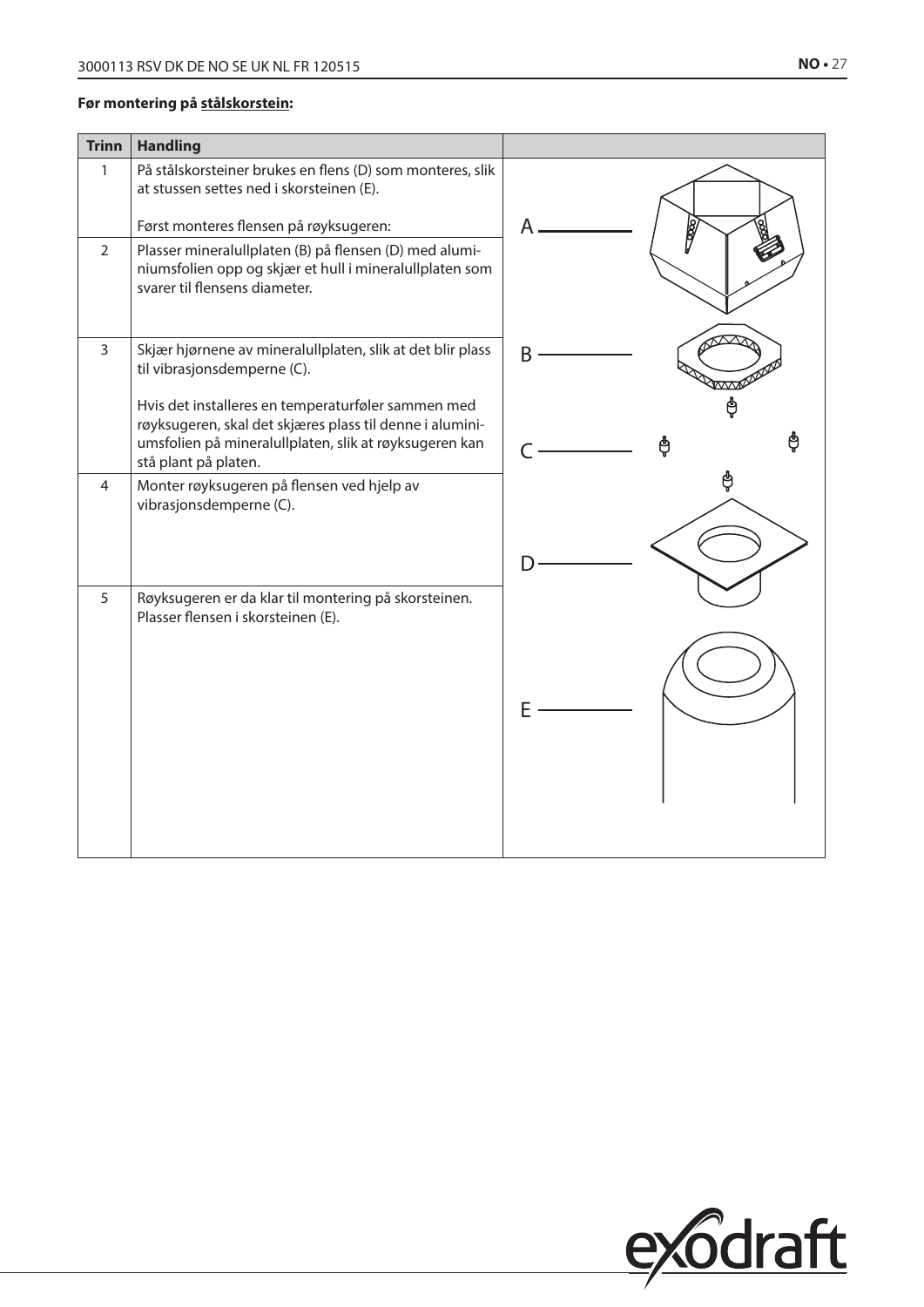**Før montering på stålskorstein:**

| Trinn | Handling | |
|---|---|---|
| 1 | På stålskorsteiner brukes en flens (D) som monteres, slik at stussen settes ned i skorsteinen (E).<br><br>Først monteres flensen på røyksugeren: | A |
| 2 | Plasser mineralullplaten (B) på flensen (D) med aluminiumsfolien opp og skjær et hull i mineralullplaten som svarer til flensens diameter. | |
| 3 | Skjær hjørnene av mineralullplaten, slik at det blir plass til vibrasjonsdemperne (C).<br><br>Hvis det installeres en temperaturføler sammen med røyksugeren, skal det skjæres plass til denne i aluminiumsfolien på mineralullplaten, slik at røyksugeren kan stå plant på platen. | B<br>C |
| 4 | Monter røyksugeren på flensen ved hjelp av vibrasjonsdemperne (C). | D |
| 5 | Røyksugeren er da klar til montering på skorsteinen. Plasser flensen i skorsteinen (E). | E |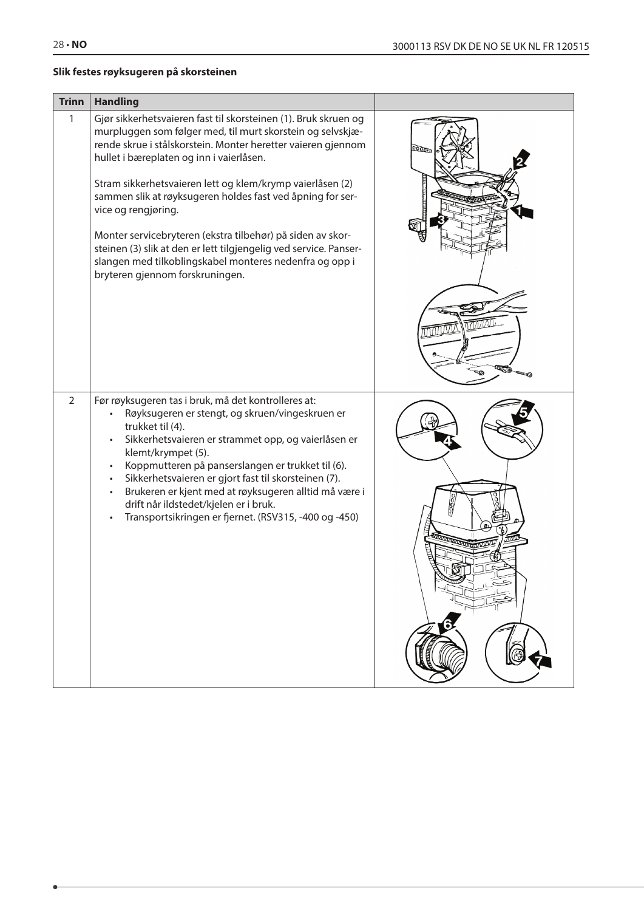**Slik festes røyksugeren på skorsteinen**

| Trinn | Handling | |
|---|---|---|
| 1 | Gjør sikkerhetsvaieren fast til skorsteinen (1). Bruk skruen og murpluggen som følger med, til murt skorstein og selvskjærende skrue i stålskorstein. Monter heretter vaieren gjennom hullet i bæreplaten og inn i vaierlåsen.<br><br>Stram sikkerhetsvaieren lett og klem/krymp vaierlåsen (2) sammen slik at røyksugeren holdes fast ved åpning for service og rengjøring.<br><br>Monter servicebryteren (ekstra tilbehør) på siden av skorsteinen (3) slik at den er lett tilgjengelig ved service. Panserslangen med tilkoblingskabel monteres nedenfra og opp i bryteren gjennom forskruningen. | |
| 2 | Før røyksugeren tas i bruk, må det kontrolleres at:<br>• Røyksugeren er stengt, og skruen/vingeskruen er trukket til (4).<br>• Sikkerhetsvaieren er strammet opp, og vaierlåsen er klemt/krympet (5).<br>• Koppmutteren på panserslangen er trukket til (6).<br>• Sikkerhetsvaieren er gjort fast til skorsteinen (7).<br>• Brukeren er kjent med at røyksugeren alltid må være i drift når ildstedet/kjelen er i bruk.<br>• Transportsikringen er fjernet. (RSV315, -400 og -450) | |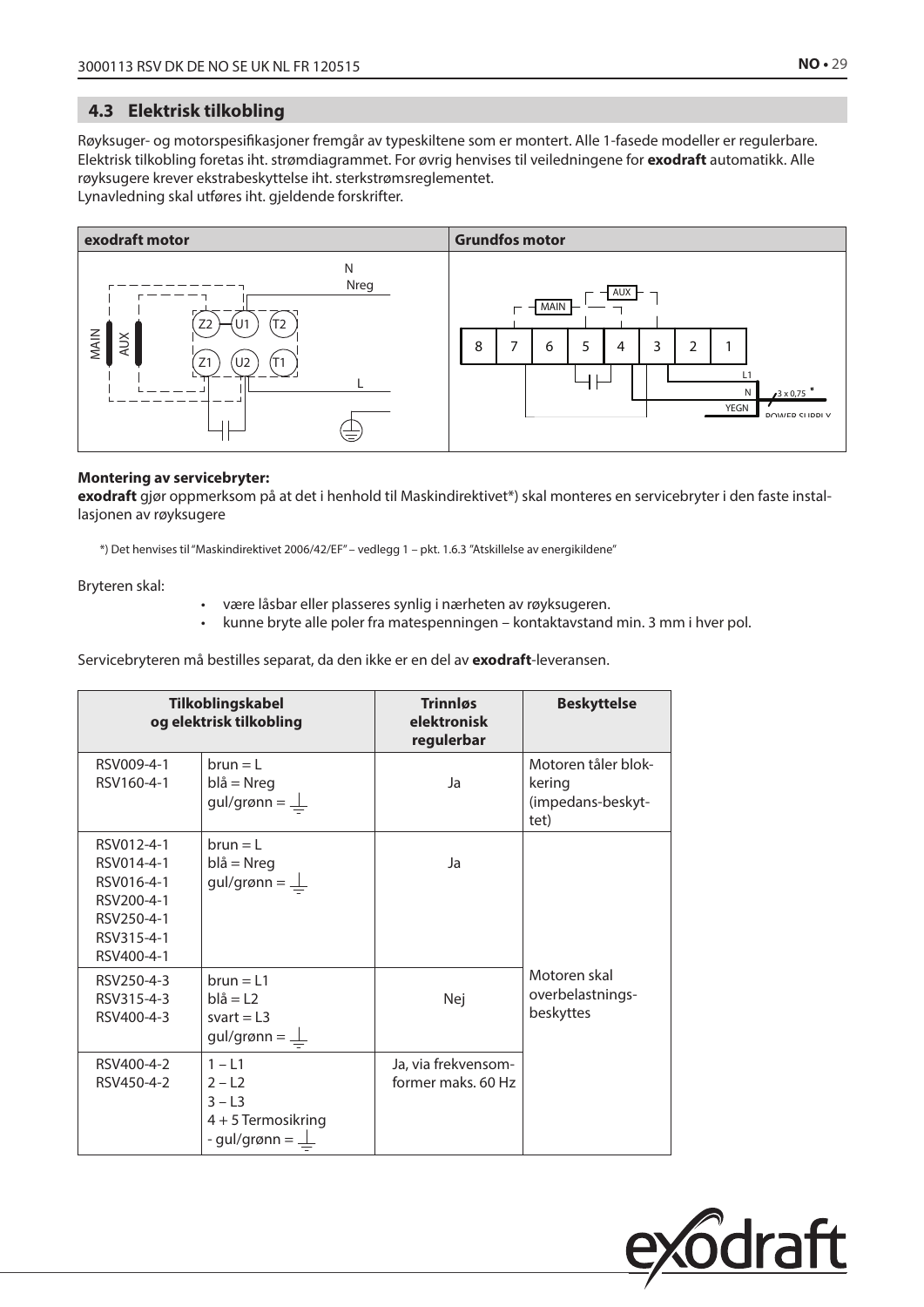## 4.3 Elektrisk tilkobling

Røyksuger- og motorspesifikasjoner fremgår av typeskiltene som er montert. Alle 1-fasede modeller er regulerbare. Elektrisk tilkobling foretas iht. strømdiagrammet. For øvrig henvises til veiledningene for **exodraft** automatikk. Alle røyksugere krever ekstrabeskyttelse iht. sterkstrømsreglementet.
Lynavledning skal utføres iht. gjeldende forskrifter.

| exodraft motor | Grundfos motor |
|---|---|
| N, Nreg, MAIN, AUX, Z2, U1, T2, Z1, U2, T1, L | MAIN, AUX, 8, 7, 6, 5, 4, 3, 2, 1, L1, N, YEGN, 3 x 0,75, POWER SUPPLY |

**Montering av servicebryter:**
**exodraft** gjør oppmerksom på at det i henhold til Maskindirektivet*) skal monteres en servicebryter i den faste installasjonen av røyksugere

*) Det henvises til "Maskindirektivet 2006/42/EF" – vedlegg 1 – pkt. 1.6.3 "Atskillelse av energikildene"

Bryteren skal:

- være låsbar eller plasseres synlig i nærheten av røyksugeren.
- kunne bryte alle poler fra matespenningen – kontaktavstand min. 3 mm i hver pol.

Servicebryteren må bestilles separat, da den ikke er en del av **exodraft**-leveransen.

| Tilkoblingskabel og elektrisk tilkobling | | Trinnløs elektronisk regulerbar | Beskyttelse |
|---|---|---|---|
| RSV009-4-1<br>RSV160-4-1 | brun = L<br>blå = Nreg<br>gul/grønn = ⏚ | Ja | Motoren tåler blokkering (impedans-beskyttet) |
| RSV012-4-1<br>RSV014-4-1<br>RSV016-4-1<br>RSV200-4-1<br>RSV250-4-1<br>RSV315-4-1<br>RSV400-4-1 | brun = L<br>blå = Nreg<br>gul/grønn = ⏚ | Ja | Motoren skal overbelastnings-beskyttes |
| RSV250-4-3<br>RSV315-4-3<br>RSV400-4-3 | brun = L1<br>blå = L2<br>svart = L3<br>gul/grønn = ⏚ | Nej | |
| RSV400-4-2<br>RSV450-4-2 | 1 – L1<br>2 – L2<br>3 – L3<br>4 + 5 Termosikring<br>- gul/grønn = ⏚ | Ja, via frekvensomformer maks. 60 Hz | |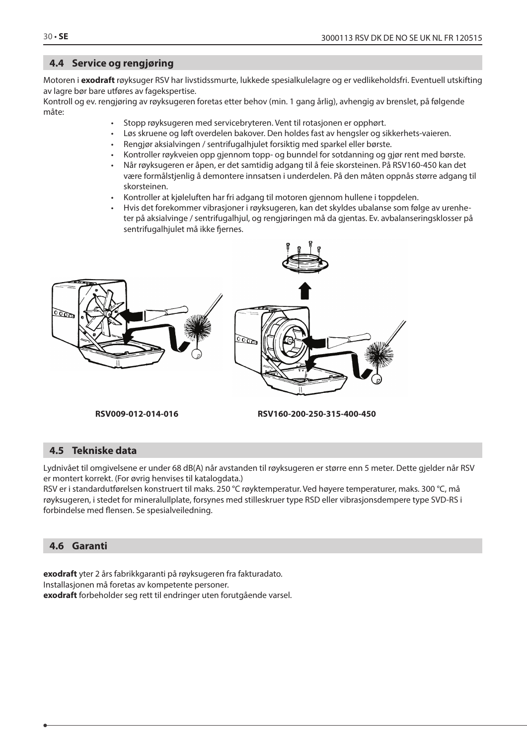## 4.4 Service og rengjøring

Motoren i **exodraft** røyksuger RSV har livstidssmurte, lukkede spesialkulelagre og er vedlikeholdsfri. Eventuell utskifting av lagre bør bare utføres av fagekspertise.

Kontroll og ev. rengjøring av røyksugeren foretas etter behov (min. 1 gang årlig), avhengig av brenslet, på følgende måte:

- Stopp røyksugeren med servicebryteren. Vent til rotasjonen er opphørt.
- Løs skruene og løft overdelen bakover. Den holdes fast av hengsler og sikkerhets-vaieren.
- Rengjør aksialvingen / sentrifugalhjulet forsiktig med sparkel eller børste.
- Kontroller røykveien opp gjennom topp- og bunndel for sotdanning og gjør rent med børste.
- Når røyksugeren er åpen, er det samtidig adgang til å feie skorsteinen. På RSV160-450 kan det være formålstjenlig å demontere innsatsen i underdelen. På den måten oppnås større adgang til skorsteinen.
- Kontroller at kjøleluften har fri adgang til motoren gjennom hullene i toppdelen.
- Hvis det forekommer vibrasjoner i røyksugeren, kan det skyldes ubalanse som følge av urenheter på aksialvinge / sentrifugalhjul, og rengjøringen må da gjentas. Ev. avbalanseringsklosser på sentrifugalhjulet må ikke fjernes.

**RSV009-012-014-016** **RSV160-200-250-315-400-450**

## 4.5 Tekniske data

Lydnivået til omgivelsene er under 68 dB(A) når avstanden til røyksugeren er større enn 5 meter. Dette gjelder når RSV er montert korrekt. (For øvrig henvises til katalogdata.)

RSV er i standardutførelsen konstruert til maks. 250 °C røyktemperatur. Ved høyere temperaturer, maks. 300 °C, må røyksugeren, i stedet for mineralullplate, forsynes med stilleskruer type RSD eller vibrasjonsdempere type SVD-RS i forbindelse med flensen. Se spesialveiledning.

## 4.6 Garanti

**exodraft** yter 2 års fabrikkgaranti på røyksugeren fra fakturadato.
Installasjonen må foretas av kompetente personer.
**exodraft** forbeholder seg rett til endringer uten forutgående varsel.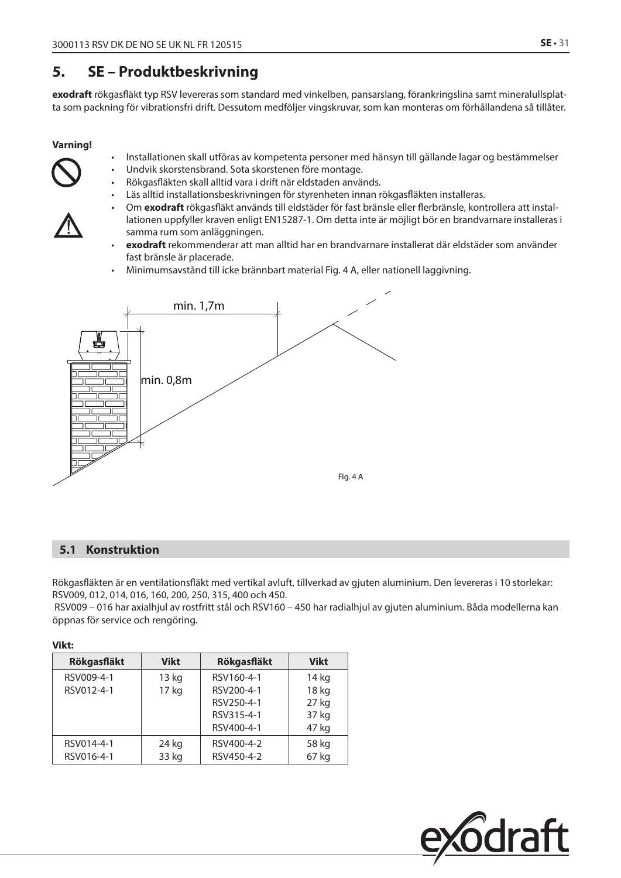# 5. SE – Produktbeskrivning

**exodraft** rökgasfläkt typ RSV levereras som standard med vinkelben, pansarslang, förankringslina samt mineralullsplatta som packning för vibrationsfri drift. Dessutom medföljer vingskruvar, som kan monteras om förhållandena så tillåter.

**Varning!**

- Installationen skall utföras av kompetenta personer med hänsyn till gällande lagar og bestämmelser
- Undvik skorstensbrand. Sota skorstenen före montage.
- Rökgasfläkten skall alltid vara i drift när eldstaden används.
- Läs alltid installationsbeskrivningen för styrenheten innan rökgasfläkten installeras.
- Om **exodraft** rökgasfläkt används till eldstäder för fast bränsle eller flerbränsle, kontrollera att installationen uppfyller kraven enligt EN15287-1. Om detta inte är möjligt bör en brandvarnare installeras i samma rum som anläggningen.
- **exodraft** rekommenderar att man alltid har en brandvarnare installerat där eldstäder som använder fast bränsle är placerade.
- Minimumsavstånd till icke brännbart material Fig. 4 A, eller nationell laggivning.

min. 1,7m

min. 0,8m

Fig. 4 A

## 5.1 Konstruktion

Rökgasfläkten är en ventilationsfläkt med vertikal avluft, tillverkad av gjuten aluminium. Den levereras i 10 storlekar: RSV009, 012, 014, 016, 160, 200, 250, 315, 400 och 450.

RSV009 – 016 har axialhjul av rostfritt stål och RSV160 – 450 har radialhjul av gjuten aluminium. Båda modellerna kan öppnas för service och rengöring.

**Vikt:**

| Rökgasfläkt | Vikt | Rökgasfläkt | Vikt |
|---|---|---|---|
| RSV009-4-1 | 13 kg | RSV160-4-1 | 14 kg |
| RSV012-4-1 | 17 kg | RSV200-4-1 | 18 kg |
| | | RSV250-4-1 | 27 kg |
| | | RSV315-4-1 | 37 kg |
| | | RSV400-4-1 | 47 kg |
| RSV014-4-1 | 24 kg | RSV400-4-2 | 58 kg |
| RSV016-4-1 | 33 kg | RSV450-4-2 | 67 kg |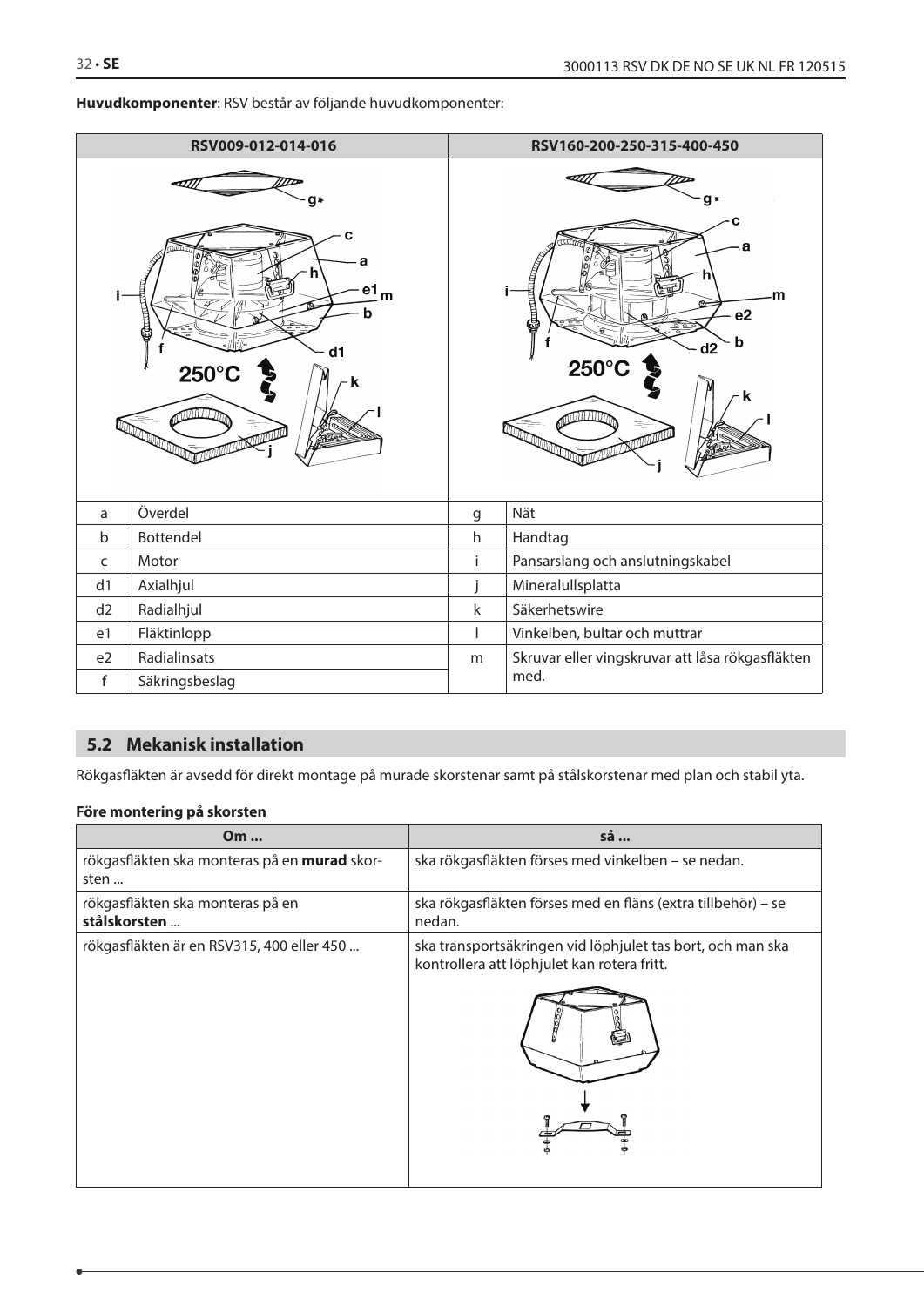**Huvudkomponenter**: RSV består av följande huvudkomponenter:

| RSV009-012-014-016 | | RSV160-200-250-315-400-450 | |
|---|---|---|---|
| a | Överdel | g | Nät |
| b | Bottendel | h | Handtag |
| c | Motor | i | Pansarslang och anslutningskabel |
| d1 | Axialhjul | j | Mineralullsplatta |
| d2 | Radialhjul | k | Säkerhetswire |
| e1 | Fläktinlopp | l | Vinkelben, bultar och muttrar |
| e2 | Radialinsats | m | Skruvar eller vingskruvar att låsa rökgasfläkten med. |
| f | Säkringsbeslag | | |

## 5.2 Mekanisk installation

Rökgasfläkten är avsedd för direkt montage på murade skorstenar samt på stålskorstenar med plan och stabil yta.

**Före montering på skorsten**

| Om ... | så ... |
|---|---|
| rökgasfläkten ska monteras på en **murad** skorsten ... | ska rökgasfläkten förses med vinkelben – se nedan. |
| rökgasfläkten ska monteras på en **stålskorsten** ... | ska rökgasfläkten förses med en fläns (extra tillbehör) – se nedan. |
| rökgasfläkten är en RSV315, 400 eller 450 ... | ska transportsäkringen vid löphjulet tas bort, och man ska kontrollera att löphjulet kan rotera fritt. |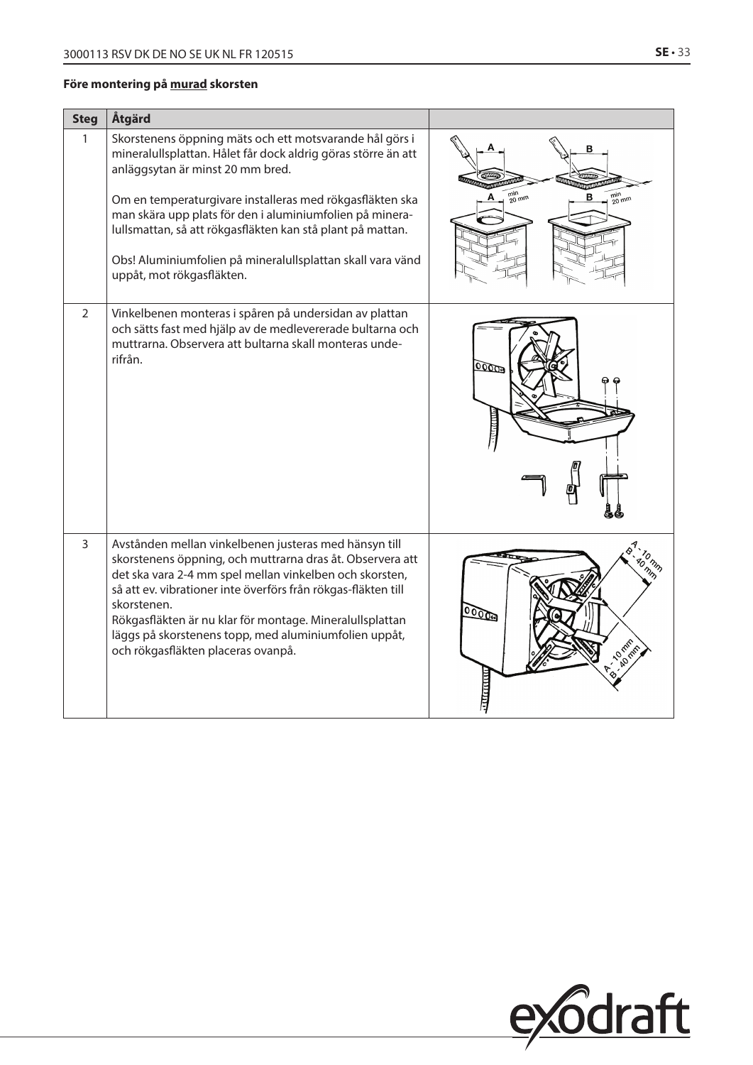**Före montering på murad skorsten**

| Steg | Åtgärd | |
|---|---|---|
| 1 | Skorstenens öppning mäts och ett motsvarande hål görs i mineralullsplattan. Hålet får dock aldrig göras större än att anläggsytan är minst 20 mm bred.<br><br>Om en temperaturgivare installeras med rökgasfläkten ska man skära upp plats för den i aluminiumfolien på mineralullsmattan, så att rökgasfläkten kan stå plant på mattan.<br><br>Obs! Aluminiumfolien på mineralullsplattan skall vara vänd uppåt, mot rökgasfläkten. | |
| 2 | Vinkelbenen monteras i spåren på undersidan av plattan och sätts fast med hjälp av de medlevererade bultarna och muttrarna. Observera att bultarna skall monteras underifrån. | |
| 3 | Avstånden mellan vinkelbenen justeras med hänsyn till skorstenens öppning, och muttrarna dras åt. Observera att det ska vara 2-4 mm spel mellan vinkelben och skorsten, så att ev. vibrationer inte överförs från rökgas-fläkten till skorstenen.<br>Rökgasfläkten är nu klar för montage. Mineralullsplattan läggs på skorstenens topp, med aluminiumfolien uppåt, och rökgasfläkten placeras ovanpå. | |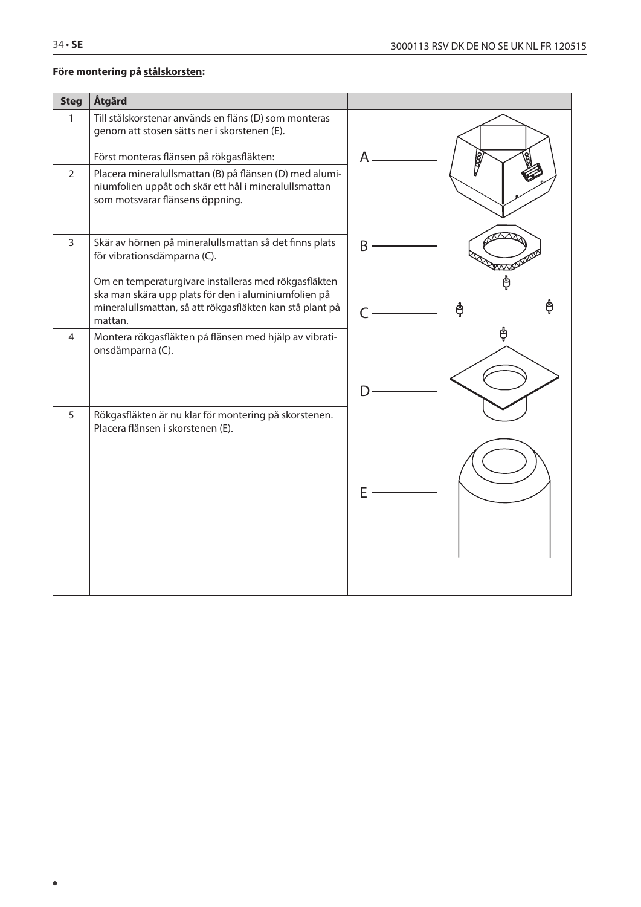**Före montering på stålskorsten:**

| Steg | Åtgärd | |
|---|---|---|
| 1 | Till stålskorstenar används en fläns (D) som monteras genom att stosen sätts ner i skorstenen (E).<br><br>Först monteras flänsen på rökgasfläkten: | A |
| 2 | Placera mineralullsmattan (B) på flänsen (D) med aluminiumfolien uppåt och skär ett hål i mineralullsmattan som motsvarar flänsens öppning. | |
| 3 | Skär av hörnen på mineralullsmattan så det finns plats för vibrationsdämparna (C).<br><br>Om en temperaturgivare installeras med rökgasfläkten ska man skära upp plats för den i aluminiumfolien på mineralullsmattan, så att rökgasfläkten kan stå plant på mattan. | B<br>C |
| 4 | Montera rökgasfläkten på flänsen med hjälp av vibrationsdämparna (C). | D |
| 5 | Rökgasfläkten är nu klar för montering på skorstenen. Placera flänsen i skorstenen (E). | E |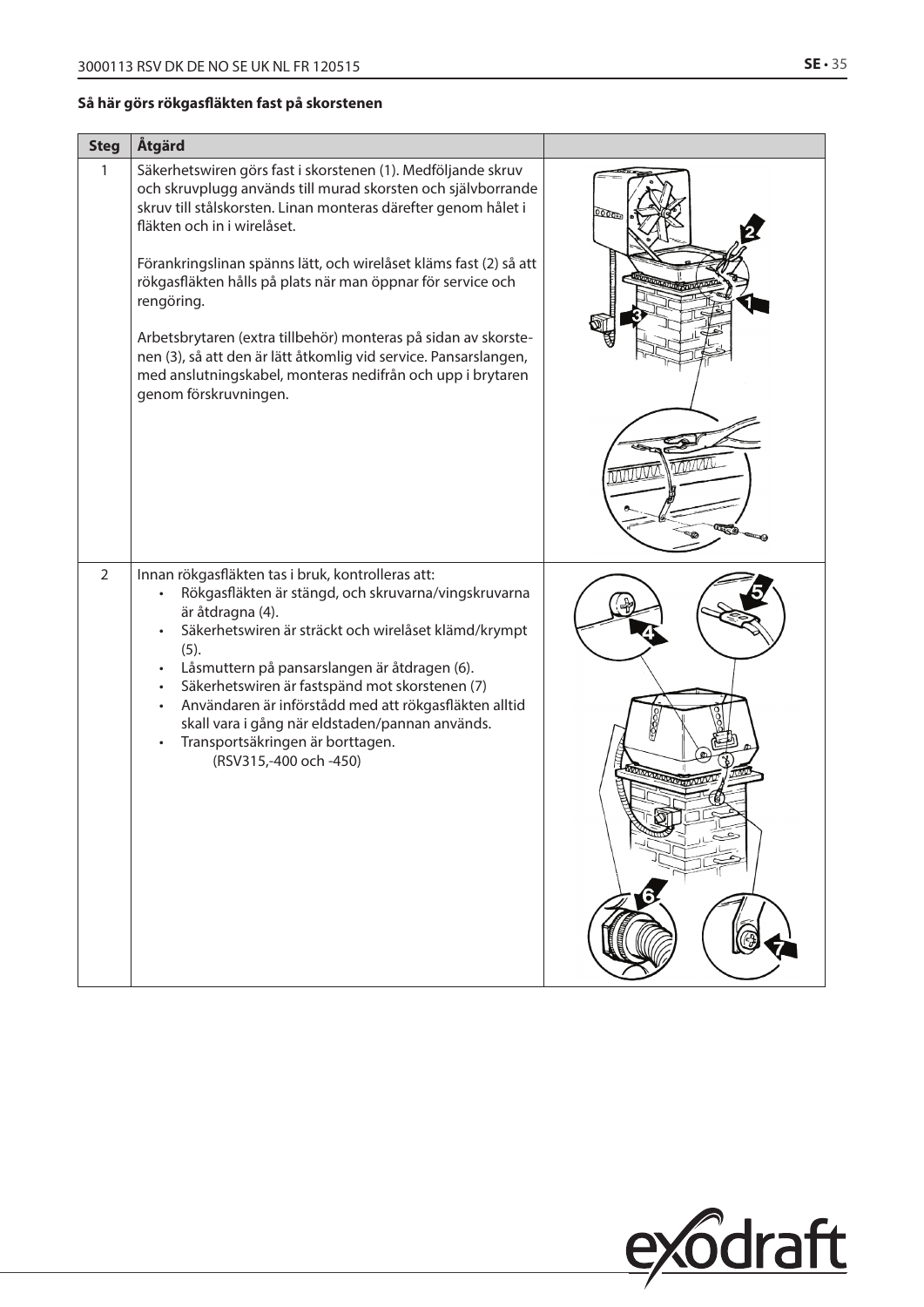**Så här görs rökgasfläkten fast på skorstenen**

| Steg | Åtgärd | |
|---|---|---|
| 1 | Säkerhetswiren görs fast i skorstenen (1). Medföljande skruv och skruvplugg används till murad skorsten och självborrande skruv till stålskorsten. Linan monteras därefter genom hålet i fläkten och in i wirelåset.<br><br>Förankringslinan spänns lätt, och wirelåset kläms fast (2) så att rökgasfläkten hålls på plats när man öppnar för service och rengöring.<br><br>Arbetsbrytaren (extra tillbehör) monteras på sidan av skorstenen (3), så att den är lätt åtkomlig vid service. Pansarslangen, med anslutningskabel, monteras nedifrån och upp i brytaren genom förskruvningen. | |
| 2 | Innan rökgasfläkten tas i bruk, kontrolleras att:<br>• Rökgasfläkten är stängd, och skruvarna/vingskruvarna är åtdragna (4).<br>• Säkerhetswiren är sträckt och wirelåset klämd/krympt (5).<br>• Låsmuttern på pansarslangen är åtdragen (6).<br>• Säkerhetswiren är fastspänd mot skorstenen (7)<br>• Användaren är införstådd med att rökgasfläkten alltid skall vara i gång när eldstaden/pannan används.<br>• Transportsäkringen är borttagen. (RSV315,-400 och -450) | |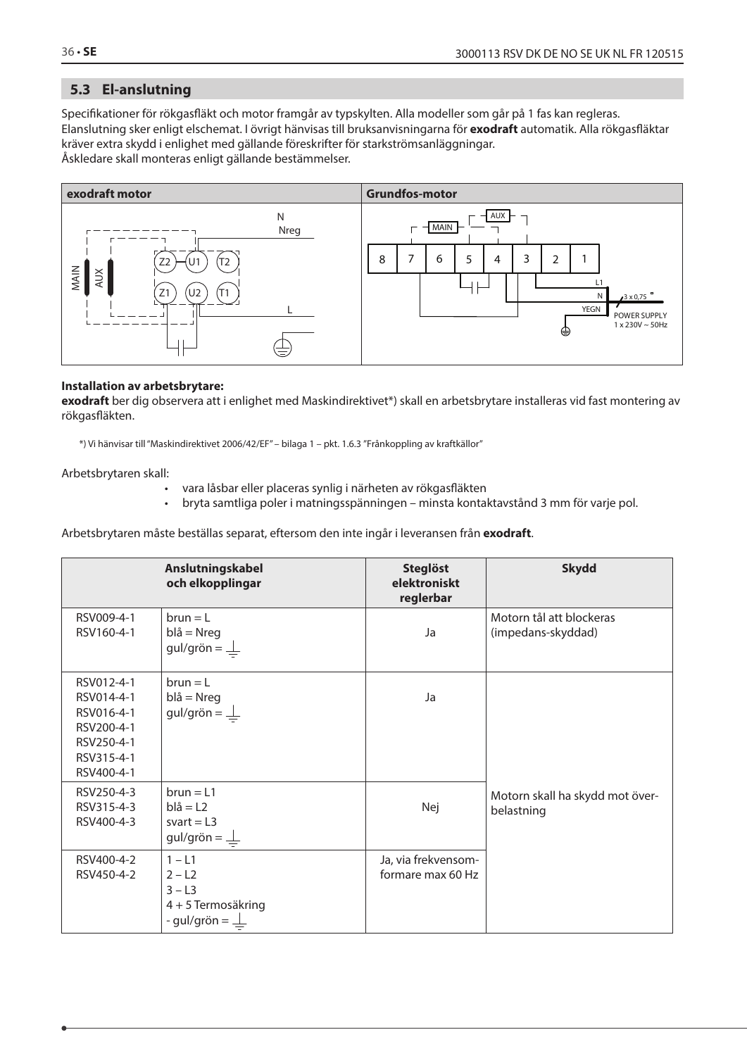## 5.3 El-anslutning

Specifikationer för rökgasfläkt och motor framgår av typskylten. Alla modeller som går på 1 fas kan regleras. Elanslutning sker enligt elschemat. I övrigt hänvisas till bruksanvisningarna för **exodraft** automatik. Alla rökgasfläktar kräver extra skydd i enlighet med gällande föreskrifter för starkströmsanläggningar.
Åskledare skall monteras enligt gällande bestämmelser.

| exodraft motor | Grundfos-motor |
|---|---|
| MAIN, AUX, Z2, U1, T2, Z1, U2, T1, N, Nreg, L | MAIN, AUX, 8, 7, 6, 5, 4, 3, 2, 1, L1, N, YEGN, 3 x 0,75, POWER SUPPLY 1 x 230V ~ 50Hz |

**Installation av arbetsbrytare:**
**exodraft** ber dig observera att i enlighet med Maskindirektivet*) skall en arbetsbrytare installeras vid fast montering av rökgasfläkten.

*) Vi hänvisar till "Maskindirektivet 2006/42/EF" – bilaga 1 – pkt. 1.6.3 "Frånkoppling av kraftkällor"

Arbetsbrytaren skall:

- vara låsbar eller placeras synlig i närheten av rökgasfläkten
- bryta samtliga poler i matningsspänningen – minsta kontaktavstånd 3 mm för varje pol.

Arbetsbrytaren måste beställas separat, eftersom den inte ingår i leveransen från **exodraft**.

| Anslutningskabel och elkopplingar | | Steglöst elektroniskt reglerbar | Skydd |
|---|---|---|---|
| RSV009-4-1<br>RSV160-4-1 | brun = L<br>blå = Nreg<br>gul/grön = ⏚ | Ja | Motorn tål att blockeras (impedans-skyddad) |
| RSV012-4-1<br>RSV014-4-1<br>RSV016-4-1<br>RSV200-4-1<br>RSV250-4-1<br>RSV315-4-1<br>RSV400-4-1 | brun = L<br>blå = Nreg<br>gul/grön = ⏚ | Ja | Motorn skall ha skydd mot överbelastning |
| RSV250-4-3<br>RSV315-4-3<br>RSV400-4-3 | brun = L1<br>blå = L2<br>svart = L3<br>gul/grön = ⏚ | Nej | |
| RSV400-4-2<br>RSV450-4-2 | 1 – L1<br>2 – L2<br>3 – L3<br>4 + 5 Termosäkring<br>- gul/grön = ⏚ | Ja, via frekvensomformare max 60 Hz | |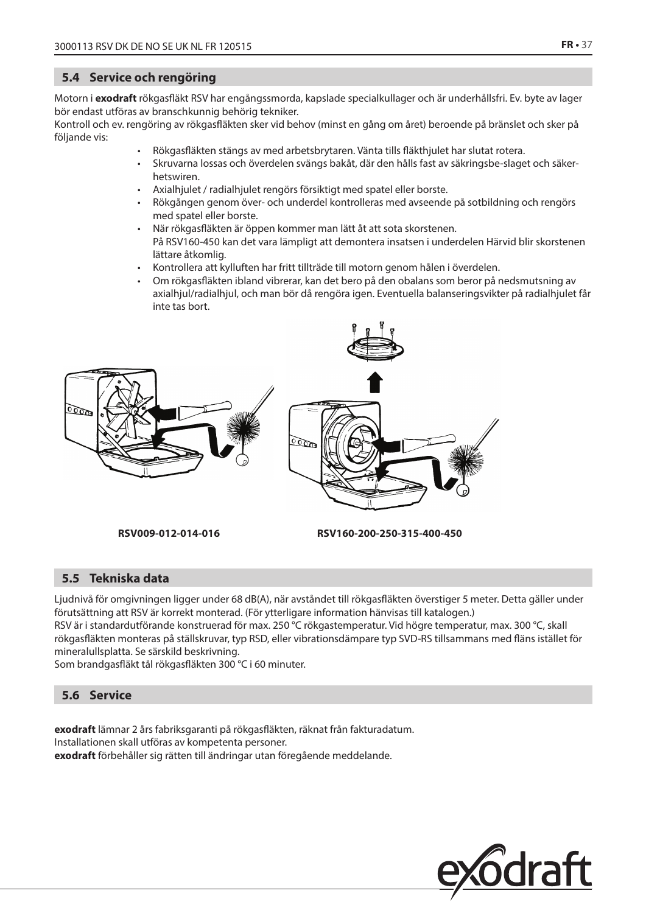## 5.4 Service och rengöring

Motorn i **exodraft** rökgasfläkt RSV har engångssmorda, kapslade specialkullager och är underhållsfri. Ev. byte av lager bör endast utföras av branschkunnig behörig tekniker.
Kontroll och ev. rengöring av rökgasfläkten sker vid behov (minst en gång om året) beroende på bränslet och sker på följande vis:

- Rökgasfläkten stängs av med arbetsbrytaren. Vänta tills fläkthjulet har slutat rotera.
- Skruvarna lossas och överdelen svängs bakåt, där den hålls fast av säkringsbe-slaget och säker-hetswiren.
- Axialhjulet / radialhjulet rengörs försiktigt med spatel eller borste.
- Rökgången genom över- och underdel kontrolleras med avseende på sotbildning och rengörs med spatel eller borste.
- När rökgasfläkten är öppen kommer man lätt åt att sota skorstenen.
  På RSV160-450 kan det vara lämpligt att demontera insatsen i underdelen Härvid blir skorstenen lättare åtkomlig.
- Kontrollera att kylluften har fritt tillträde till motorn genom hålen i överdelen.
- Om rökgasfläkten ibland vibrerar, kan det bero på den obalans som beror på nedsmutsning av axialhjul/radialhjul, och man bör då rengöra igen. Eventuella balanseringsvikter på radialhjulet får inte tas bort.

**RSV009-012-014-016** **RSV160-200-250-315-400-450**

## 5.5 Tekniska data

Ljudnivå för omgivningen ligger under 68 dB(A), när avståndet till rökgasfläkten överstiger 5 meter. Detta gäller under förutsättning att RSV är korrekt monterad. (För ytterligare information hänvisas till katalogen.)
RSV är i standardutförande konstruerad för max. 250 °C rökgastemperatur. Vid högre temperatur, max. 300 °C, skall rökgasfläkten monteras på ställskruvar, typ RSD, eller vibrationsdämpare typ SVD-RS tillsammans med fläns istället för mineralullsplatta. Se särskild beskrivning.
Som brandgasfläkt tål rökgasfläkten 300 °C i 60 minuter.

## 5.6 Service

**exodraft** lämnar 2 års fabriksgaranti på rökgasfläkten, räknat från fakturadatum.
Installationen skall utföras av kompetenta personer.
**exodraft** förbehåller sig rätten till ändringar utan föregående meddelande.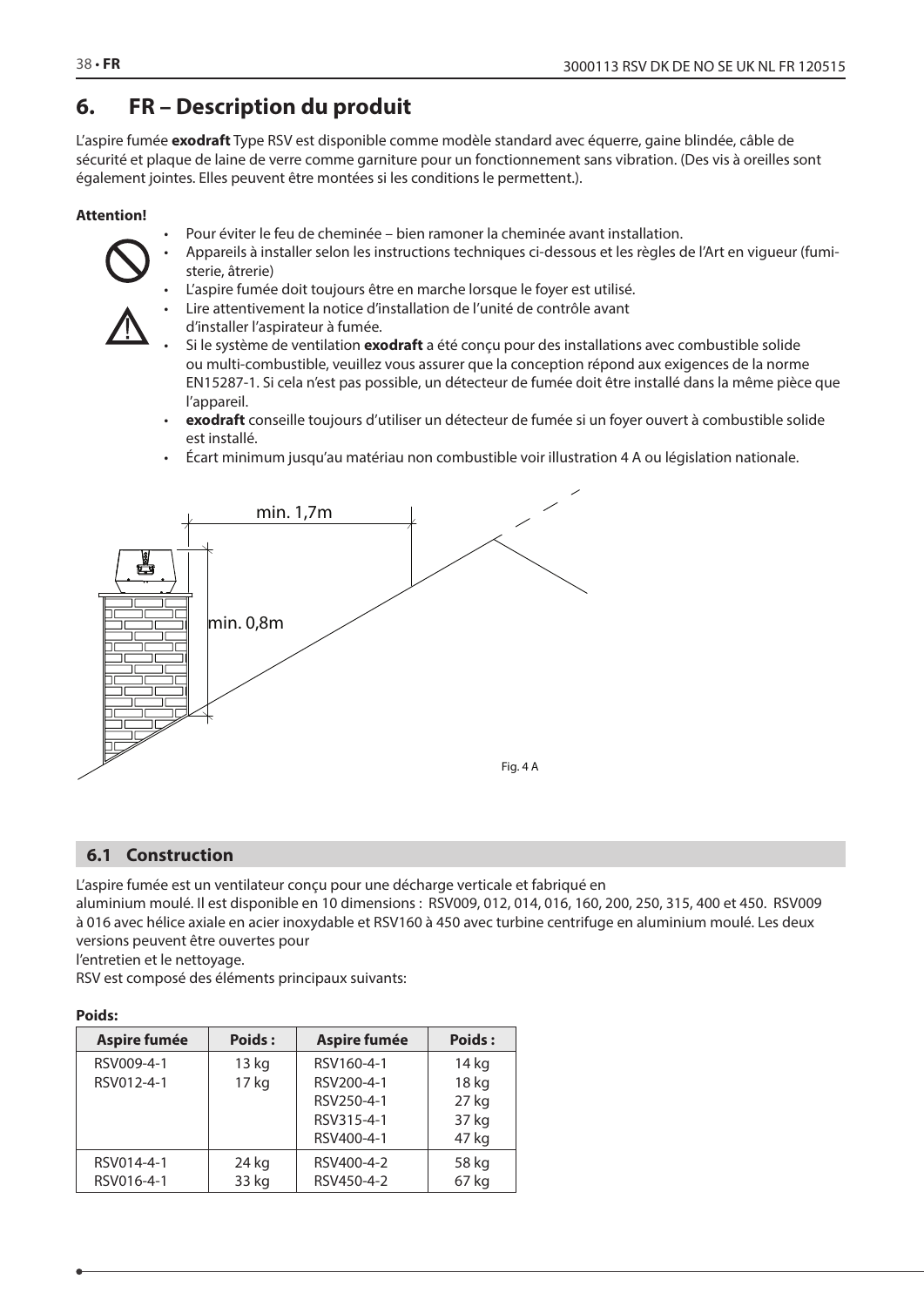# 6. FR – Description du produit

L'aspire fumée **exodraft** Type RSV est disponible comme modèle standard avec équerre, gaine blindée, câble de sécurité et plaque de laine de verre comme garniture pour un fonctionnement sans vibration. (Des vis à oreilles sont également jointes. Elles peuvent être montées si les conditions le permettent.).

**Attention!**

- Pour éviter le feu de cheminée – bien ramoner la cheminée avant installation.
- Appareils à installer selon les instructions techniques ci-dessous et les règles de l'Art en vigueur (fumisterie, âtrerie)
- L'aspire fumée doit toujours être en marche lorsque le foyer est utilisé.
- Lire attentivement la notice d'installation de l'unité de contrôle avant d'installer l'aspirateur à fumée.
- Si le système de ventilation **exodraft** a été conçu pour des installations avec combustible solide ou multi-combustible, veuillez vous assurer que la conception répond aux exigences de la norme EN15287-1. Si cela n'est pas possible, un détecteur de fumée doit être installé dans la même pièce que l'appareil.
- **exodraft** conseille toujours d'utiliser un détecteur de fumée si un foyer ouvert à combustible solide est installé.
- Écart minimum jusqu'au matériau non combustible voir illustration 4 A ou législation nationale.

min. 1,7m

min. 0,8m

Fig. 4 A

## 6.1 Construction

L'aspire fumée est un ventilateur conçu pour une décharge verticale et fabriqué en aluminium moulé. Il est disponible en 10 dimensions : RSV009, 012, 014, 016, 160, 200, 250, 315, 400 et 450. RSV009 à 016 avec hélice axiale en acier inoxydable et RSV160 à 450 avec turbine centrifuge en aluminium moulé. Les deux versions peuvent être ouvertes pour l'entretien et le nettoyage.

RSV est composé des éléments principaux suivants:

**Poids:**

| Aspire fumée | Poids : | Aspire fumée | Poids : |
|---|---|---|---|
| RSV009-4-1<br>RSV012-4-1 | 13 kg<br>17 kg | RSV160-4-1<br>RSV200-4-1<br>RSV250-4-1<br>RSV315-4-1<br>RSV400-4-1 | 14 kg<br>18 kg<br>27 kg<br>37 kg<br>47 kg |
| RSV014-4-1<br>RSV016-4-1 | 24 kg<br>33 kg | RSV400-4-2<br>RSV450-4-2 | 58 kg<br>67 kg |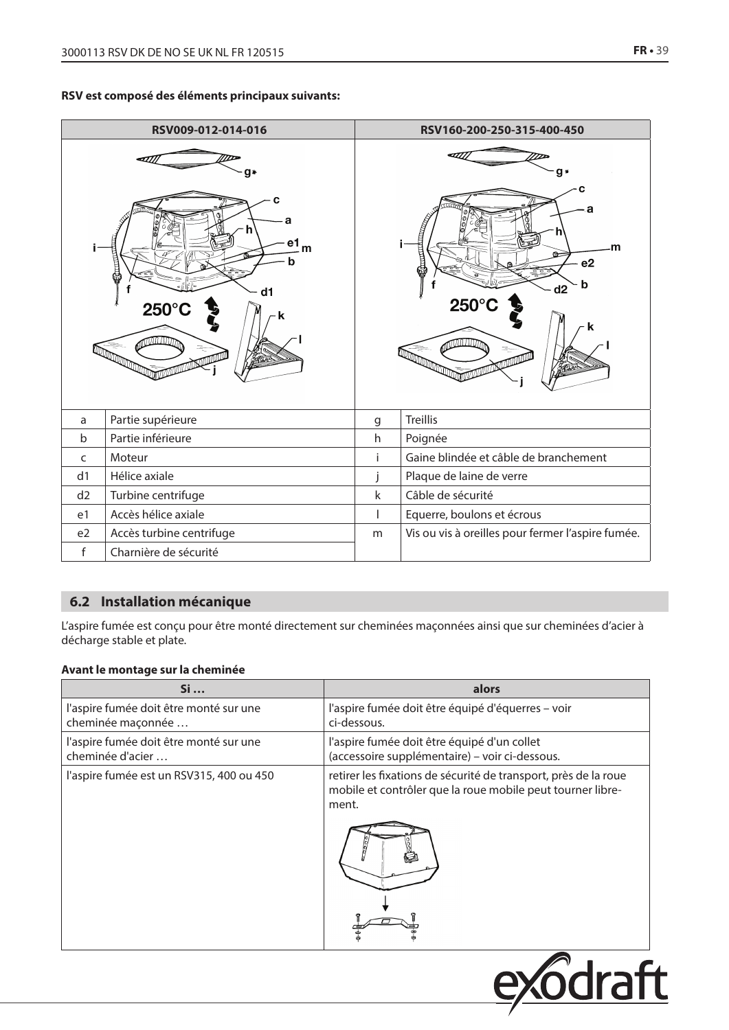**RSV est composé des éléments principaux suivants:**

| RSV009-012-014-016 | | RSV160-200-250-315-400-450 | |
|---|---|---|---|
| a | Partie supérieure | g | Treillis |
| b | Partie inférieure | h | Poignée |
| c | Moteur | i | Gaine blindée et câble de branchement |
| d1 | Hélice axiale | j | Plaque de laine de verre |
| d2 | Turbine centrifuge | k | Câble de sécurité |
| e1 | Accès hélice axiale | l | Equerre, boulons et écrous |
| e2 | Accès turbine centrifuge | m | Vis ou vis à oreilles pour fermer l'aspire fumée. |
| f | Charnière de sécurité | | |

## 6.2 Installation mécanique

L'aspire fumée est conçu pour être monté directement sur cheminées maçonnées ainsi que sur cheminées d'acier à décharge stable et plate.

**Avant le montage sur la cheminée**

| Si … | alors |
|---|---|
| l'aspire fumée doit être monté sur une cheminée maçonnée … | l'aspire fumée doit être équipé d'équerres – voir ci-dessous. |
| l'aspire fumée doit être monté sur une cheminée d'acier … | l'aspire fumée doit être équipé d'un collet (accessoire supplémentaire) – voir ci-dessous. |
| l'aspire fumée est un RSV315, 400 ou 450 | retirer les fixations de sécurité de transport, près de la roue mobile et contrôler que la roue mobile peut tourner librement. |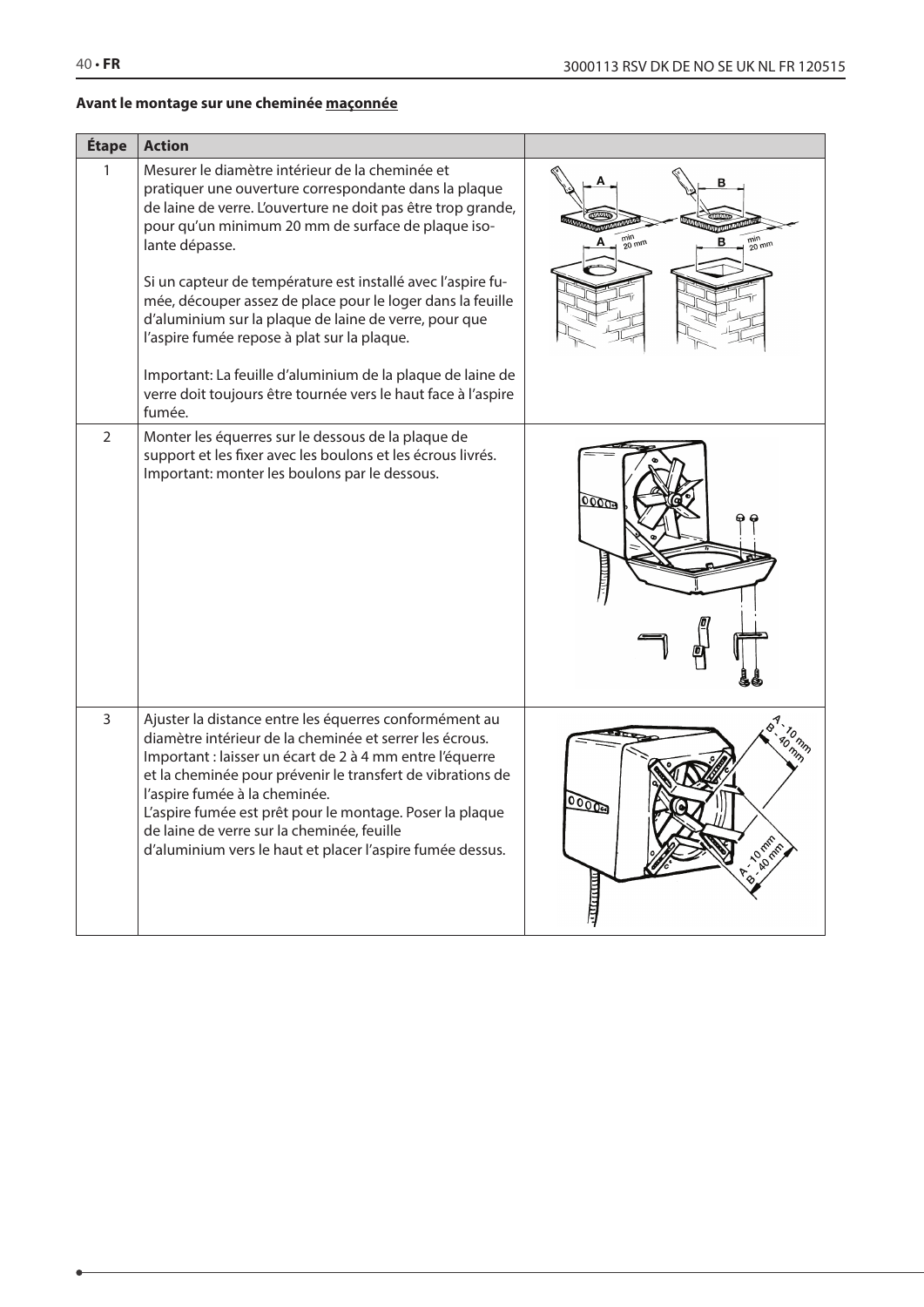**Avant le montage sur une cheminée maçonnée**

| Étape | Action | |
|---|---|---|
| 1 | Mesurer le diamètre intérieur de la cheminée et pratiquer une ouverture correspondante dans la plaque de laine de verre. L'ouverture ne doit pas être trop grande, pour qu'un minimum 20 mm de surface de plaque isolante dépasse.<br><br>Si un capteur de température est installé avec l'aspire fumée, découper assez de place pour le loger dans la feuille d'aluminium sur la plaque de laine de verre, pour que l'aspire fumée repose à plat sur la plaque.<br><br>Important: La feuille d'aluminium de la plaque de laine de verre doit toujours être tournée vers le haut face à l'aspire fumée. | |
| 2 | Monter les équerres sur le dessous de la plaque de support et les fixer avec les boulons et les écrous livrés. Important: monter les boulons par le dessous. | |
| 3 | Ajuster la distance entre les équerres conformément au diamètre intérieur de la cheminée et serrer les écrous. Important : laisser un écart de 2 à 4 mm entre l'équerre et la cheminée pour prévenir le transfert de vibrations de l'aspire fumée à la cheminée.<br>L'aspire fumée est prêt pour le montage. Poser la plaque de laine de verre sur la cheminée, feuille d'aluminium vers le haut et placer l'aspire fumée dessus. | |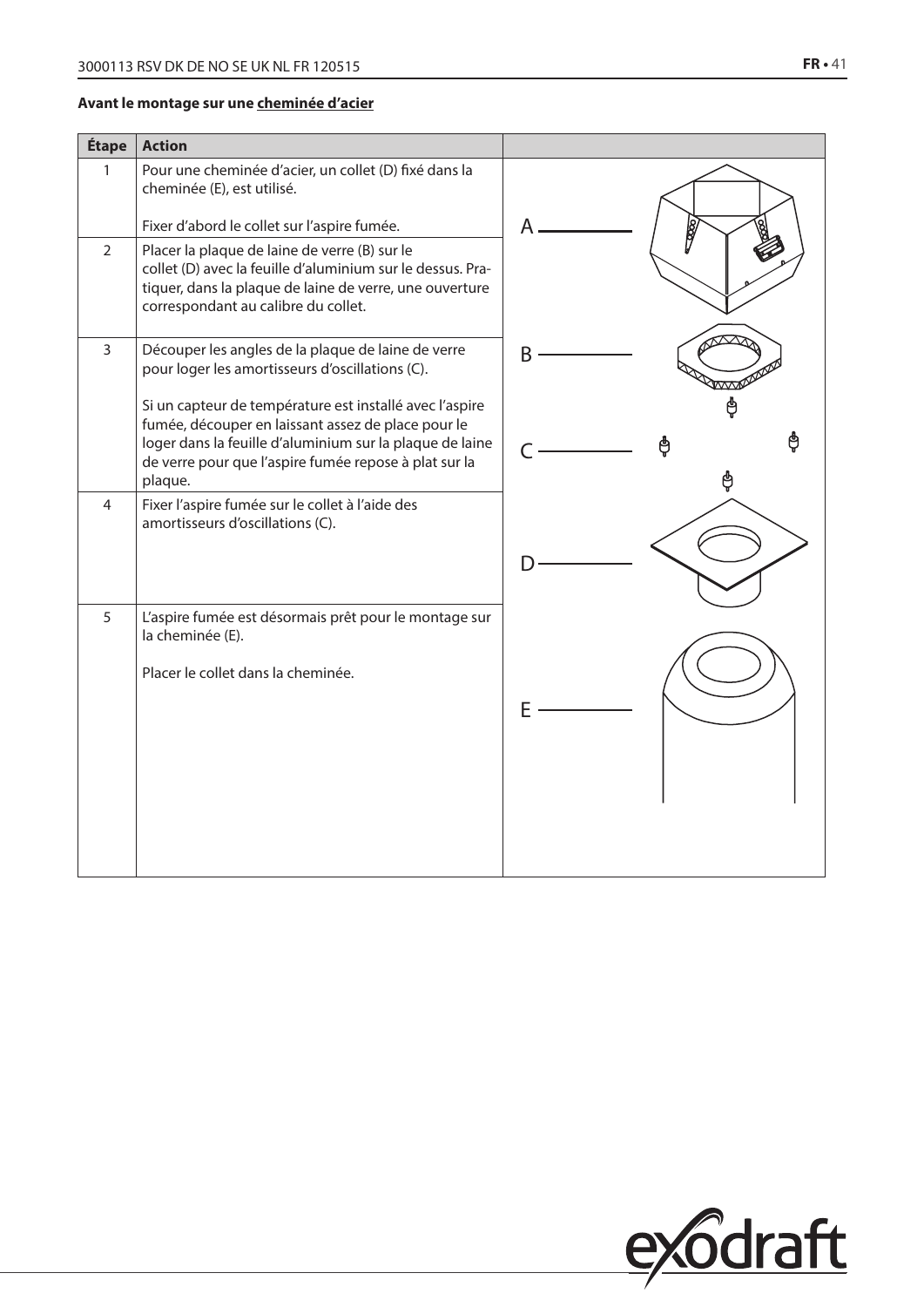**Avant le montage sur une cheminée d'acier**

| Étape | Action | |
|---|---|---|
| 1 | Pour une cheminée d'acier, un collet (D) fixé dans la cheminée (E), est utilisé.<br><br>Fixer d'abord le collet sur l'aspire fumée. | A |
| 2 | Placer la plaque de laine de verre (B) sur le collet (D) avec la feuille d'aluminium sur le dessus. Pratiquer, dans la plaque de laine de verre, une ouverture correspondant au calibre du collet. | |
| 3 | Découper les angles de la plaque de laine de verre pour loger les amortisseurs d'oscillations (C).<br><br>Si un capteur de température est installé avec l'aspire fumée, découper en laissant assez de place pour le loger dans la feuille d'aluminium sur la plaque de laine de verre pour que l'aspire fumée repose à plat sur la plaque. | B<br><br>C |
| 4 | Fixer l'aspire fumée sur le collet à l'aide des amortisseurs d'oscillations (C). | D |
| 5 | L'aspire fumée est désormais prêt pour le montage sur la cheminée (E).<br><br>Placer le collet dans la cheminée. | E |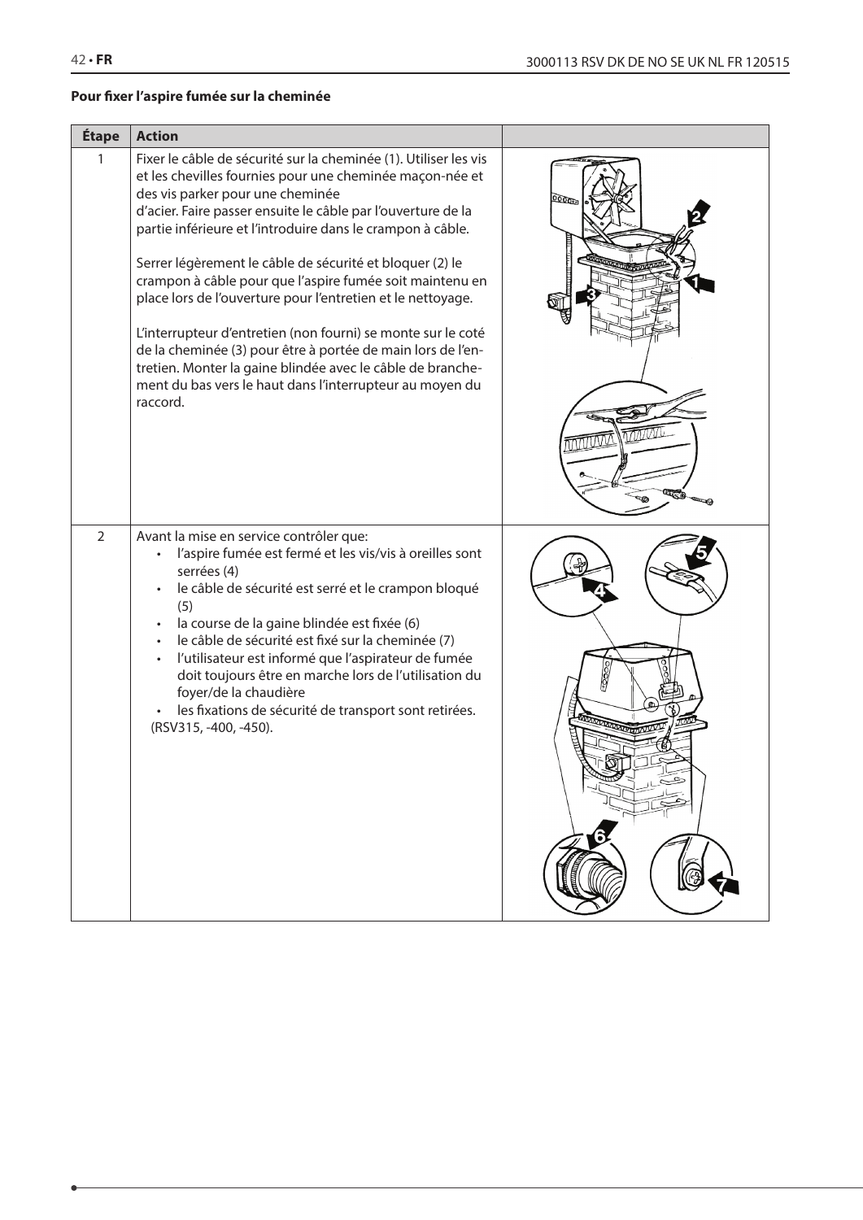**Pour fixer l'aspire fumée sur la cheminée**

| Étape | Action | |
|---|---|---|
| 1 | Fixer le câble de sécurité sur la cheminée (1). Utiliser les vis et les chevilles fournies pour une cheminée maçon-née et des vis parker pour une cheminée d'acier. Faire passer ensuite le câble par l'ouverture de la partie inférieure et l'introduire dans le crampon à câble.<br><br>Serrer légèrement le câble de sécurité et bloquer (2) le crampon à câble pour que l'aspire fumée soit maintenu en place lors de l'ouverture pour l'entretien et le nettoyage.<br><br>L'interrupteur d'entretien (non fourni) se monte sur le coté de la cheminée (3) pour être à portée de main lors de l'entretien. Monter la gaine blindée avec le câble de branchement du bas vers le haut dans l'interrupteur au moyen du raccord. | |
| 2 | Avant la mise en service contrôler que:<br>• l'aspire fumée est fermé et les vis/vis à oreilles sont serrées (4)<br>• le câble de sécurité est serré et le crampon bloqué (5)<br>• la course de la gaine blindée est fixée (6)<br>• le câble de sécurité est fixé sur la cheminée (7)<br>• l'utilisateur est informé que l'aspirateur de fumée doit toujours être en marche lors de l'utilisation du foyer/de la chaudière<br>• les fixations de sécurité de transport sont retirées. (RSV315, -400, -450). | |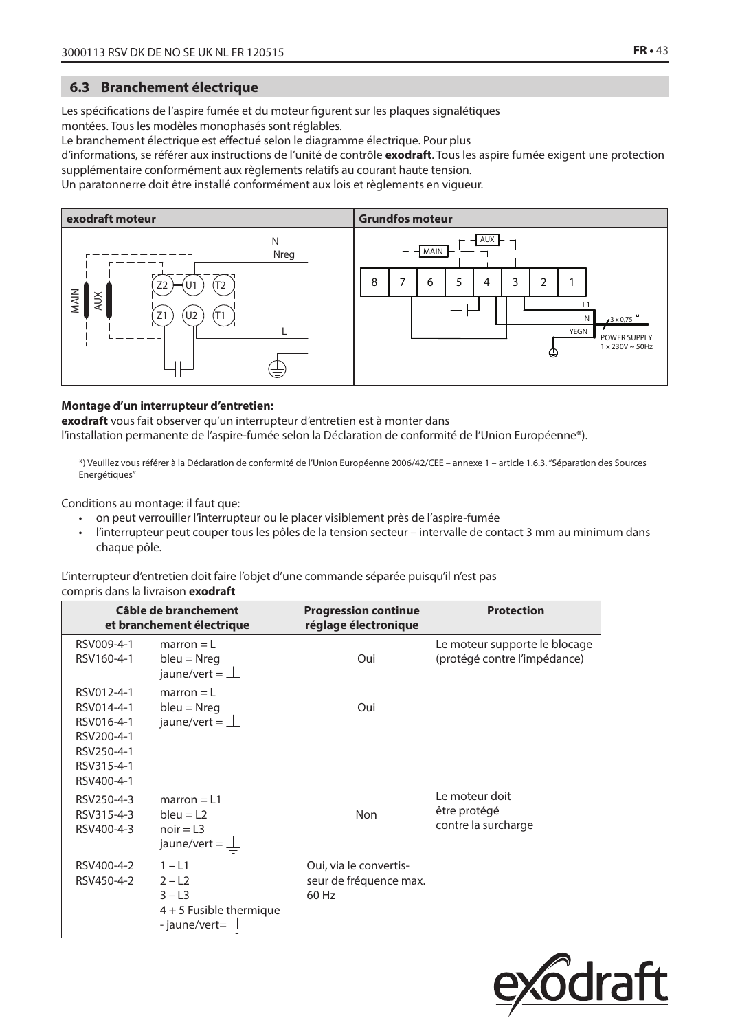## 6.3 Branchement électrique

Les spécifications de l'aspire fumée et du moteur figurent sur les plaques signalétiques montées. Tous les modèles monophasés sont réglables.
Le branchement électrique est effectué selon le diagramme électrique. Pour plus d'informations, se référer aux instructions de l'unité de contrôle **exodraft**. Tous les aspire fumée exigent une protection supplémentaire conformément aux règlements relatifs au courant haute tension.
Un paratonnerre doit être installé conformément aux lois et règlements en vigueur.

| exodraft moteur | Grundfos moteur |
|---|---|
| MAIN, AUX, Z2, U1, T2, Z1, U2, T1, N, Nreg, L | MAIN, AUX, 8, 7, 6, 5, 4, 3, 2, 1, L1, N, YEGN, 3 x 0,75, POWER SUPPLY 1 x 230V ~ 50Hz |

**Montage d'un interrupteur d'entretien:**
**exodraft** vous fait observer qu'un interrupteur d'entretien est à monter dans l'installation permanente de l'aspire-fumée selon la Déclaration de conformité de l'Union Européenne*).

*) Veuillez vous référer à la Déclaration de conformité de l'Union Européenne 2006/42/CEE – annexe 1 – article 1.6.3. "Séparation des Sources Energétiques"

Conditions au montage: il faut que:

- on peut verrouiller l'interrupteur ou le placer visiblement près de l'aspire-fumée
- l'interrupteur peut couper tous les pôles de la tension secteur – intervalle de contact 3 mm au minimum dans chaque pôle.

L'interrupteur d'entretien doit faire l'objet d'une commande séparée puisqu'il n'est pas compris dans la livraison **exodraft**

| Câble de branchement et branchement électrique | | Progression continue réglage électronique | Protection |
|---|---|---|---|
| RSV009-4-1<br>RSV160-4-1 | marron = L<br>bleu = Nreg<br>jaune/vert = ⏚ | Oui | Le moteur supporte le blocage (protégé contre l'impédance) |
| RSV012-4-1<br>RSV014-4-1<br>RSV016-4-1<br>RSV200-4-1<br>RSV250-4-1<br>RSV315-4-1<br>RSV400-4-1 | marron = L<br>bleu = Nreg<br>jaune/vert = ⏚ | Oui | Le moteur doit être protégé contre la surcharge |
| RSV250-4-3<br>RSV315-4-3<br>RSV400-4-3 | marron = L1<br>bleu = L2<br>noir = L3<br>jaune/vert = ⏚ | Non | |
| RSV400-4-2<br>RSV450-4-2 | 1 – L1<br>2 – L2<br>3 – L3<br>4 + 5 Fusible thermique<br>- jaune/vert= ⏚ | Oui, via le convertisseur de fréquence max. 60 Hz | |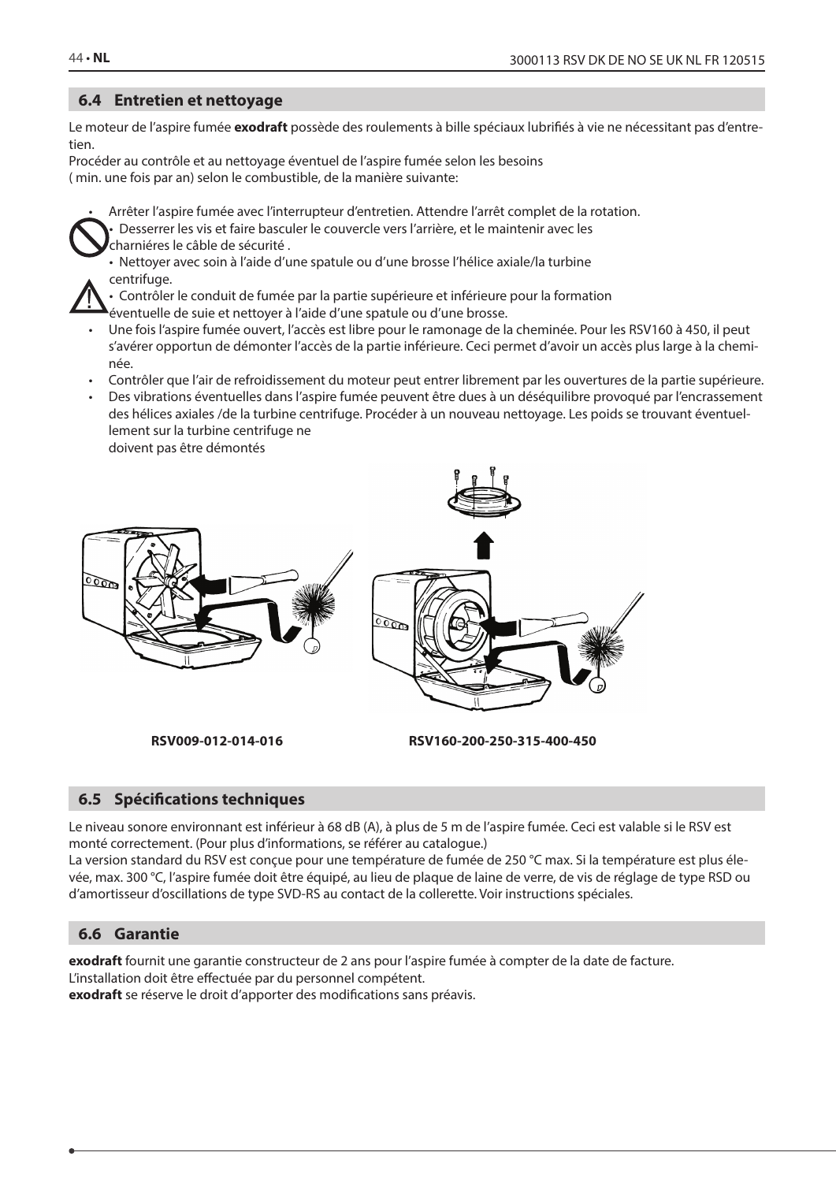## 6.4 Entretien et nettoyage

Le moteur de l'aspire fumée **exodraft** possède des roulements à bille spéciaux lubrifiés à vie ne nécessitant pas d'entretien.

Procéder au contrôle et au nettoyage éventuel de l'aspire fumée selon les besoins
( min. une fois par an) selon le combustible, de la manière suivante:

- Arrêter l'aspire fumée avec l'interrupteur d'entretien. Attendre l'arrêt complet de la rotation.
- Desserrer les vis et faire basculer le couvercle vers l'arrière, et le maintenir avec les charniéres le câble de sécurité .
- Nettoyer avec soin à l'aide d'une spatule ou d'une brosse l'hélice axiale/la turbine centrifuge.
- Contrôler le conduit de fumée par la partie supérieure et inférieure pour la formation éventuelle de suie et nettoyer à l'aide d'une spatule ou d'une brosse.
- Une fois l'aspire fumée ouvert, l'accès est libre pour le ramonage de la cheminée. Pour les RSV160 à 450, il peut s'avérer opportun de démonter l'accès de la partie inférieure. Ceci permet d'avoir un accès plus large à la cheminée.
- Contrôler que l'air de refroidissement du moteur peut entrer librement par les ouvertures de la partie supérieure.
- Des vibrations éventuelles dans l'aspire fumée peuvent être dues à un déséquilibre provoqué par l'encrassement des hélices axiales /de la turbine centrifuge. Procéder à un nouveau nettoyage. Les poids se trouvant éventuellement sur la turbine centrifuge ne doivent pas être démontés

**RSV009-012-014-016** **RSV160-200-250-315-400-450**

## 6.5 Spécifications techniques

Le niveau sonore environnant est inférieur à 68 dB (A), à plus de 5 m de l'aspire fumée. Ceci est valable si le RSV est monté correctement. (Pour plus d'informations, se référer au catalogue.)

La version standard du RSV est conçue pour une température de fumée de 250 °C max. Si la température est plus élevée, max. 300 °C, l'aspire fumée doit être équipé, au lieu de plaque de laine de verre, de vis de réglage de type RSD ou d'amortisseur d'oscillations de type SVD-RS au contact de la collerette. Voir instructions spéciales.

## 6.6 Garantie

**exodraft** fournit une garantie constructeur de 2 ans pour l'aspire fumée à compter de la date de facture.
L'installation doit être effectuée par du personnel compétent.
**exodraft** se réserve le droit d'apporter des modifications sans préavis.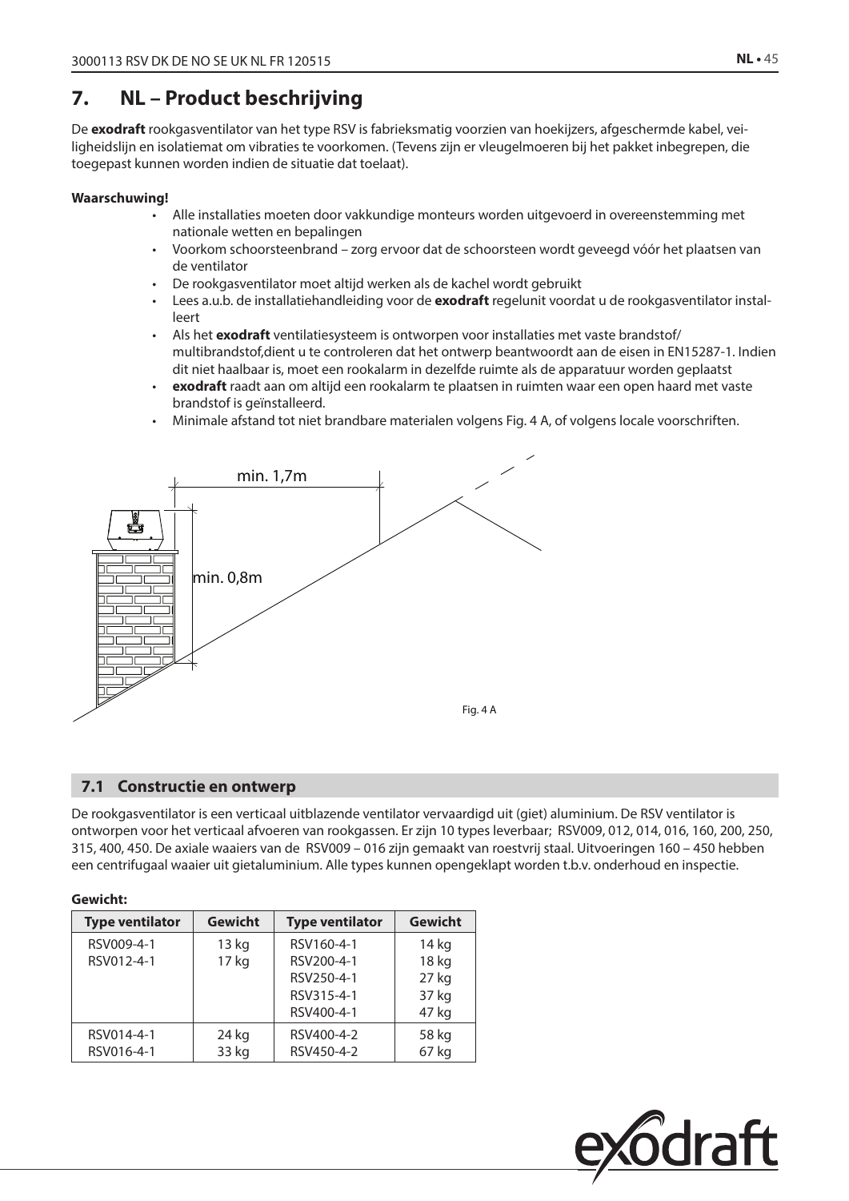# 7. NL – Product beschrijving

De **exodraft** rookgasventilator van het type RSV is fabrieksmatig voorzien van hoekijzers, afgeschermde kabel, veiligheidslijn en isolatiemat om vibraties te voorkomen. (Tevens zijn er vleugelmoeren bij het pakket inbegrepen, die toegepast kunnen worden indien de situatie dat toelaat).

**Waarschuwing!**

- Alle installaties moeten door vakkundige monteurs worden uitgevoerd in overeenstemming met nationale wetten en bepalingen
- Voorkom schoorsteenbrand – zorg ervoor dat de schoorsteen wordt geveegd vóór het plaatsen van de ventilator
- De rookgasventilator moet altijd werken als de kachel wordt gebruikt
- Lees a.u.b. de installatiehandleiding voor de **exodraft** regelunit voordat u de rookgasventilator installeert
- Als het **exodraft** ventilatiesysteem is ontworpen voor installaties met vaste brandstof/ multibrandstof,dient u te controleren dat het ontwerp beantwoordt aan de eisen in EN15287-1. Indien dit niet haalbaar is, moet een rookalarm in dezelfde ruimte als de apparatuur worden geplaatst
- **exodraft** raadt aan om altijd een rookalarm te plaatsen in ruimten waar een open haard met vaste brandstof is geïnstalleerd.
- Minimale afstand tot niet brandbare materialen volgens Fig. 4 A, of volgens locale voorschriften.

min. 1,7m

min. 0,8m

Fig. 4 A

## 7.1 Constructie en ontwerp

De rookgasventilator is een verticaal uitblazende ventilator vervaardigd uit (giet) aluminium. De RSV ventilator is ontworpen voor het verticaal afvoeren van rookgassen. Er zijn 10 types leverbaar; RSV009, 012, 014, 016, 160, 200, 250, 315, 400, 450. De axiale waaiers van de RSV009 – 016 zijn gemaakt van roestvrij staal. Uitvoeringen 160 – 450 hebben een centrifugaal waaier uit gietaluminium. Alle types kunnen opengeklapt worden t.b.v. onderhoud en inspectie.

**Gewicht:**

| Type ventilator | Gewicht | Type ventilator | Gewicht |
|---|---|---|---|
| RSV009-4-1 | 13 kg | RSV160-4-1 | 14 kg |
| RSV012-4-1 | 17 kg | RSV200-4-1 | 18 kg |
| | | RSV250-4-1 | 27 kg |
| | | RSV315-4-1 | 37 kg |
| | | RSV400-4-1 | 47 kg |
| RSV014-4-1 | 24 kg | RSV400-4-2 | 58 kg |
| RSV016-4-1 | 33 kg | RSV450-4-2 | 67 kg |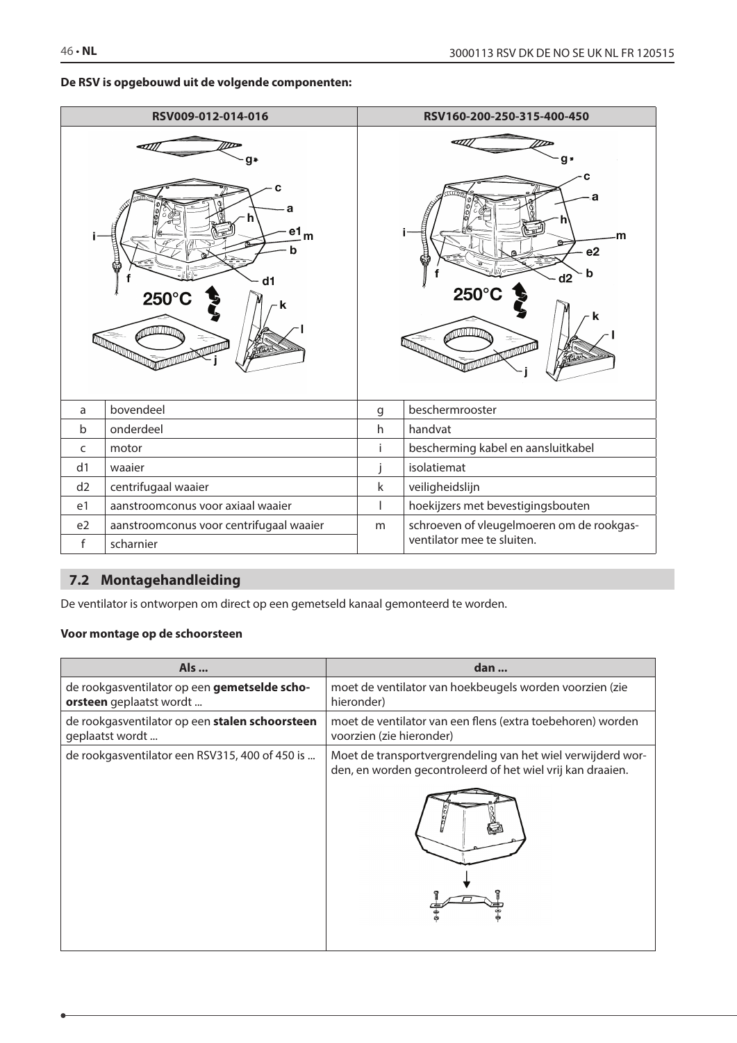**De RSV is opgebouwd uit de volgende componenten:**

| RSV009-012-014-016 | | RSV160-200-250-315-400-450 | |
|---|---|---|---|
| a | bovendeel | g | beschermrooster |
| b | onderdeel | h | handvat |
| c | motor | i | bescherming kabel en aansluitkabel |
| d1 | waaier | j | isolatiemat |
| d2 | centrifugaal waaier | k | veiligheidslijn |
| e1 | aanstroomconus voor axiaal waaier | l | hoekijzers met bevestigingsbouten |
| e2 | aanstroomconus voor centrifugaal waaier | m | schroeven of vleugelmoeren om de rookgas­ventilator mee te sluiten. |
| f | scharnier | | |

## 7.2 Montagehandleiding

De ventilator is ontworpen om direct op een gemetseld kanaal gemonteerd te worden.

**Voor montage op de schoorsteen**

| Als ... | dan ... |
|---|---|
| de rookgasventilator op een **gemetselde schoorsteen** geplaatst wordt ... | moet de ventilator van hoekbeugels worden voorzien (zie hieronder) |
| de rookgasventilator op een **stalen schoorsteen** geplaatst wordt ... | moet de ventilator van een flens (extra toebehoren) worden voorzien (zie hieronder) |
| de rookgasventilator een RSV315, 400 of 450 is ... | Moet de transportvergrendeling van het wiel verwijderd worden, en worden gecontroleerd of het wiel vrij kan draaien. |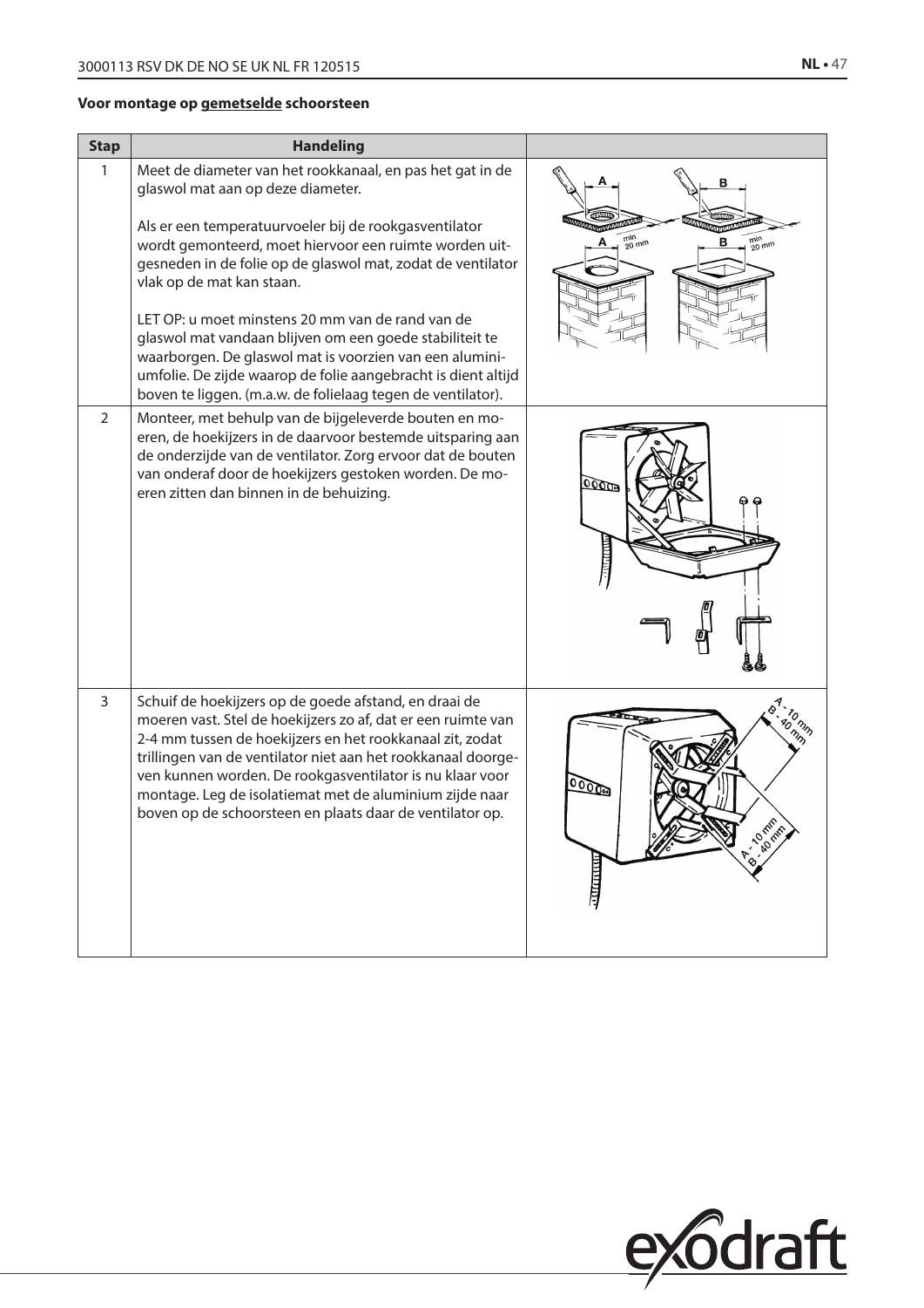**Voor montage op gemetselde schoorsteen**

| Stap | Handeling | |
|---|---|---|
| 1 | Meet de diameter van het rookkanaal, en pas het gat in de glaswol mat aan op deze diameter.<br><br>Als er een temperatuurvoeler bij de rookgasventilator wordt gemonteerd, moet hiervoor een ruimte worden uitgesneden in de folie op de glaswol mat, zodat de ventilator vlak op de mat kan staan.<br><br>LET OP: u moet minstens 20 mm van de rand van de glaswol mat vandaan blijven om een goede stabiliteit te waarborgen. De glaswol mat is voorzien van een aluminiumfolie. De zijde waarop de folie aangebracht is dient altijd boven te liggen. (m.a.w. de folielaag tegen de ventilator). | |
| 2 | Monteer, met behulp van de bijgeleverde bouten en moeren, de hoekijzers in de daarvoor bestemde uitsparing aan de onderzijde van de ventilator. Zorg ervoor dat de bouten van onderaf door de hoekijzers gestoken worden. De moeren zitten dan binnen in de behuizing. | |
| 3 | Schuif de hoekijzers op de goede afstand, en draai de moeren vast. Stel de hoekijzers zo af, dat er een ruimte van 2-4 mm tussen de hoekijzers en het rookkanaal zit, zodat trillingen van de ventilator niet aan het rookkanaal doorgegeven kunnen worden. De rookgasventilator is nu klaar voor montage. Leg de isolatiemat met de aluminium zijde naar boven op de schoorsteen en plaats daar de ventilator op. | |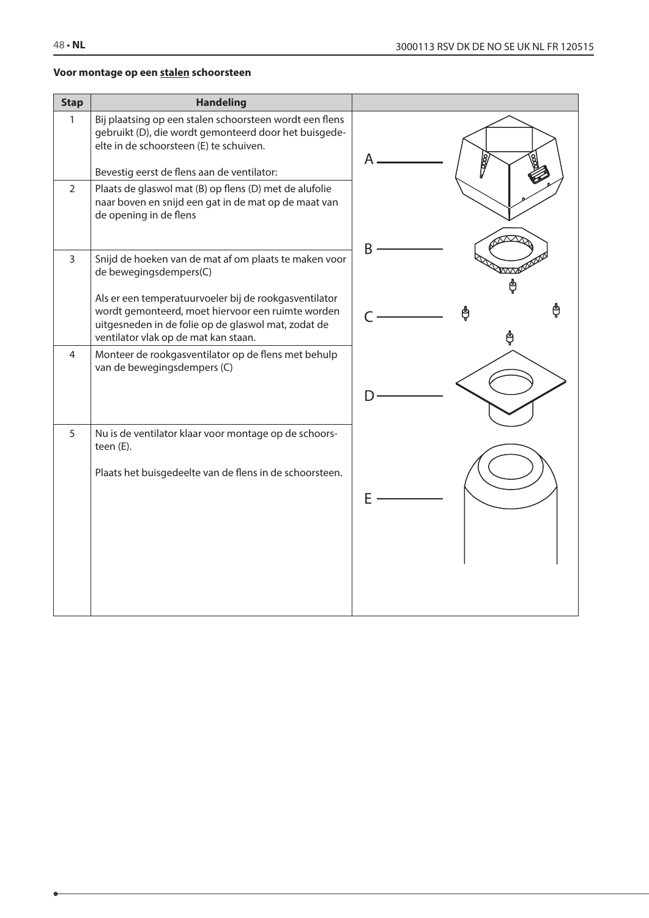**Voor montage op een stalen schoorsteen**

| Stap | Handeling | |
|---|---|---|
| 1 | Bij plaatsing op een stalen schoorsteen wordt een flens gebruikt (D), die wordt gemonteerd door het buisgedeelte in de schoorsteen (E) te schuiven.<br><br>Bevestig eerst de flens aan de ventilator: | A |
| 2 | Plaats de glaswol mat (B) op flens (D) met de alufolie naar boven en snijd een gat in de mat op de maat van de opening in de flens | B |
| 3 | Snijd de hoeken van de mat af om plaats te maken voor de bewegingsdempers(C)<br><br>Als er een temperatuurvoeler bij de rookgasventilator wordt gemonteerd, moet hiervoor een ruimte worden uitgesneden in de folie op de glaswol mat, zodat de ventilator vlak op de mat kan staan. | C |
| 4 | Monteer de rookgasventilator op de flens met behulp van de bewegingsdempers (C) | D |
| 5 | Nu is de ventilator klaar voor montage op de schoorsteen (E).<br><br>Plaats het buisgedeelte van de flens in de schoorsteen. | E |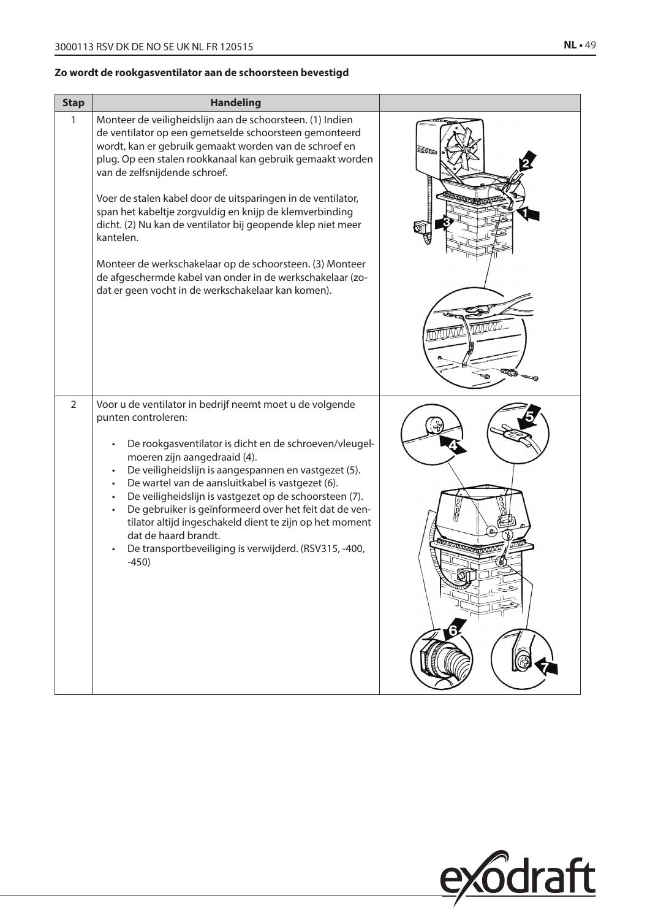**Zo wordt de rookgasventilator aan de schoorsteen bevestigd**

| Stap | Handeling | |
|---|---|---|
| 1 | Monteer de veiligheidslijn aan de schoorsteen. (1) Indien de ventilator op een gemetselde schoorsteen gemonteerd wordt, kan er gebruik gemaakt worden van de schroef en plug. Op een stalen rookkanaal kan gebruik gemaakt worden van de zelfsnijdende schroef.<br><br>Voer de stalen kabel door de uitsparingen in de ventilator, span het kabeltje zorgvuldig en knijp de klemverbinding dicht. (2) Nu kan de ventilator bij geopende klep niet meer kantelen.<br><br>Monteer de werkschakelaar op de schoorsteen. (3) Monteer de afgeschermde kabel van onder in de werkschakelaar (zodat er geen vocht in de werkschakelaar kan komen). | |
| 2 | Voor u de ventilator in bedrijf neemt moet u de volgende punten controleren:<br><br>• De rookgasventilator is dicht en de schroeven/vleugelmoeren zijn aangedraaid (4).<br>• De veiligheidslijn is aangespannen en vastgezet (5).<br>• De wartel van de aansluitkabel is vastgezet (6).<br>• De veiligheidslijn is vastgezet op de schoorsteen (7).<br>• De gebruiker is geïnformeerd over het feit dat de ventilator altijd ingeschakeld dient te zijn op het moment dat de haard brandt.<br>• De transportbeveiliging is verwijderd. (RSV315, -400, -450) | |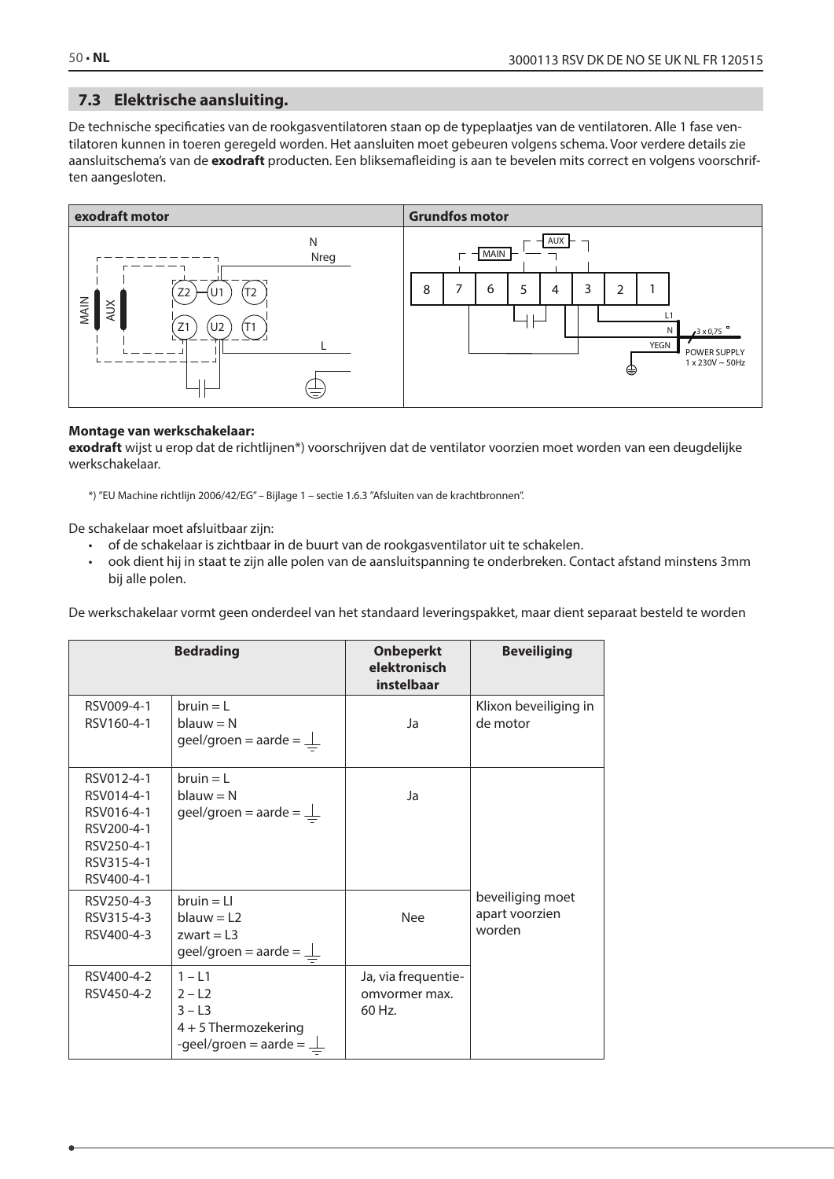## 7.3 Elektrische aansluiting.

De technische specificaties van de rookgasventilatoren staan op de typeplaatjes van de ventilatoren. Alle 1 fase ventilatoren kunnen in toeren geregeld worden. Het aansluiten moet gebeuren volgens schema. Voor verdere details zie aansluitschema's van de **exodraft** producten. Een bliksemafleiding is aan te bevelen mits correct en volgens voorschriften aangesloten.

| exodraft motor | Grundfos motor |
|---|---|
| N, Nreg, MAIN, AUX, Z2, U1, T2, Z1, U2, T1, L | AUX, MAIN, 8, 7, 6, 5, 4, 3, 2, 1, L1, N, YEGN, 3 x 0,75 ☐, POWER SUPPLY 1 x 230V ~ 50Hz |

**Montage van werkschakelaar:**
**exodraft** wijst u erop dat de richtlijnen*) voorschrijven dat de ventilator voorzien moet worden van een deugdelijke werkschakelaar.

*) "EU Machine richtlijn 2006/42/EG" – Bijlage 1 – sectie 1.6.3 "Afsluiten van de krachtbronnen".

De schakelaar moet afsluitbaar zijn:

- of de schakelaar is zichtbaar in de buurt van de rookgasventilator uit te schakelen.
- ook dient hij in staat te zijn alle polen van de aansluitspanning te onderbreken. Contact afstand minstens 3mm bij alle polen.

De werkschakelaar vormt geen onderdeel van het standaard leveringspakket, maar dient separaat besteld te worden

| Bedrading | | Onbeperkt elektronisch instelbaar | Beveiliging |
|---|---|---|---|
| RSV009-4-1<br>RSV160-4-1 | bruin = L<br>blauw = N<br>geel/groen = aarde = ⏚ | Ja | Klixon beveiliging in de motor |
| RSV012-4-1<br>RSV014-4-1<br>RSV016-4-1<br>RSV200-4-1<br>RSV250-4-1<br>RSV315-4-1<br>RSV400-4-1 | bruin = L<br>blauw = N<br>geel/groen = aarde = ⏚ | Ja | beveiliging moet apart voorzien worden |
| RSV250-4-3<br>RSV315-4-3<br>RSV400-4-3 | bruin = LI<br>blauw = L2<br>zwart = L3<br>geel/groen = aarde = ⏚ | Nee | |
| RSV400-4-2<br>RSV450-4-2 | 1 – L1<br>2 – L2<br>3 – L3<br>4 + 5 Thermozekering<br>-geel/groen = aarde = ⏚ | Ja, via frequentie-omvormer max. 60 Hz. | |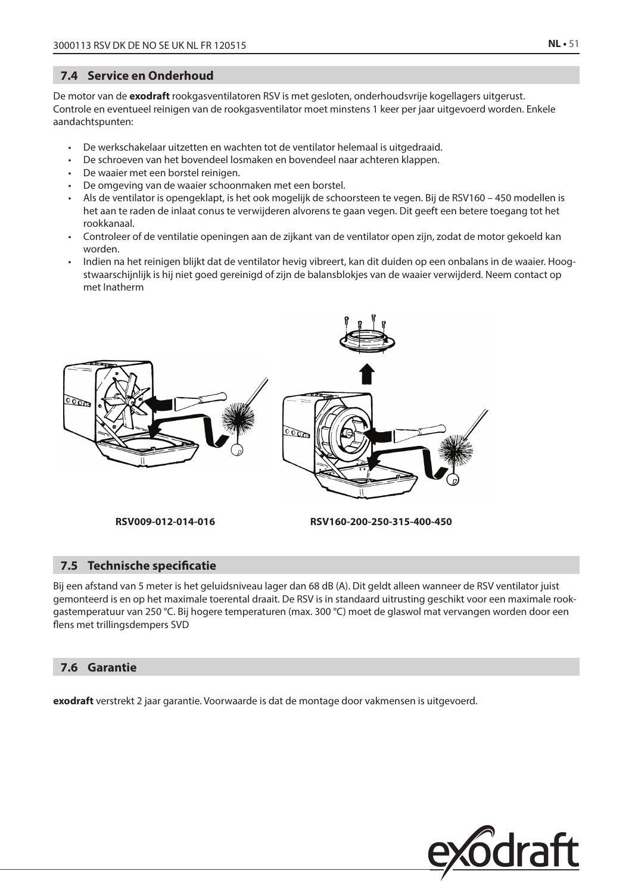## 7.4 Service en Onderhoud

De motor van de **exodraft** rookgasventilatoren RSV is met gesloten, onderhoudsvrije kogellagers uitgerust. Controle en eventueel reinigen van de rookgasventilator moet minstens 1 keer per jaar uitgevoerd worden. Enkele aandachtspunten:

- De werkschakelaar uitzetten en wachten tot de ventilator helemaal is uitgedraaid.
- De schroeven van het bovendeel losmaken en bovendeel naar achteren klappen.
- De waaier met een borstel reinigen.
- De omgeving van de waaier schoonmaken met een borstel.
- Als de ventilator is opengeklapt, is het ook mogelijk de schoorsteen te vegen. Bij de RSV160 – 450 modellen is het aan te raden de inlaat conus te verwijderen alvorens te gaan vegen. Dit geeft een betere toegang tot het rookkanaal.
- Controleer of de ventilatie openingen aan de zijkant van de ventilator open zijn, zodat de motor gekoeld kan worden.
- Indien na het reinigen blijkt dat de ventilator hevig vibreert, kan dit duiden op een onbalans in de waaier. Hoogstwaarschijnlijk is hij niet goed gereinigd of zijn de balansblokjes van de waaier verwijderd. Neem contact op met Inatherm

**RSV009-012-014-016**

**RSV160-200-250-315-400-450**

## 7.5 Technische specificatie

Bij een afstand van 5 meter is het geluidsniveau lager dan 68 dB (A). Dit geldt alleen wanneer de RSV ventilator juist gemonteerd is en op het maximale toerental draait. De RSV is in standaard uitrusting geschikt voor een maximale rookgastemperatuur van 250 °C. Bij hogere temperaturen (max. 300 °C) moet de glaswol mat vervangen worden door een flens met trillingsdempers SVD

## 7.6 Garantie

**exodraft** verstrekt 2 jaar garantie. Voorwaarde is dat de montage door vakmensen is uitgevoerd.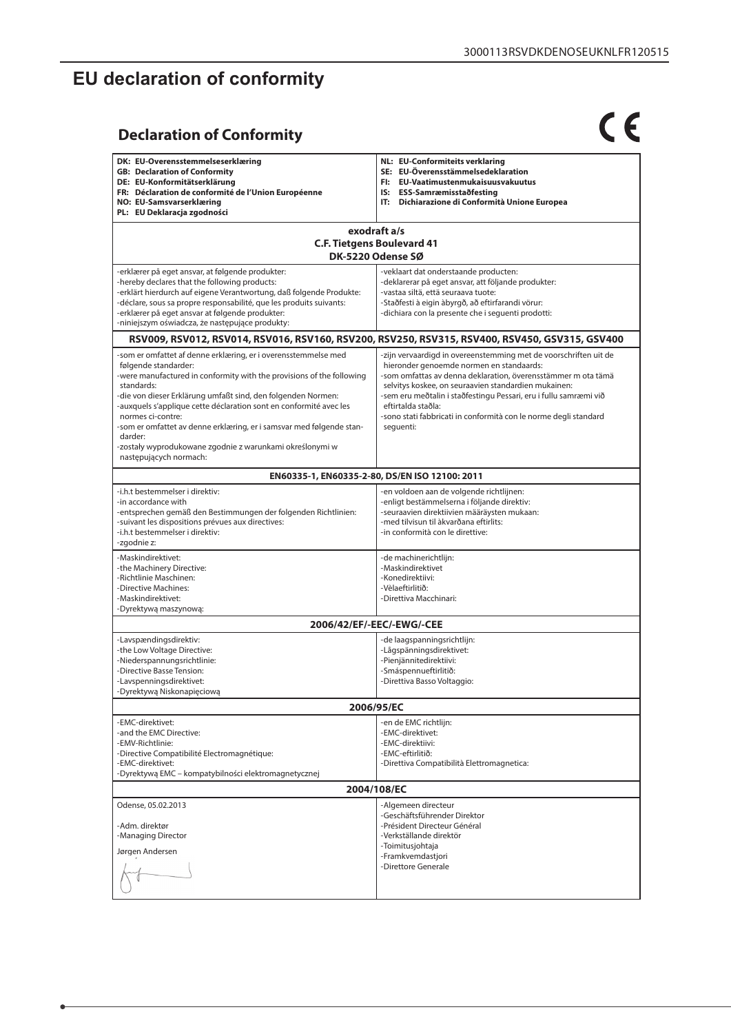# EU declaration of conformity

## Declaration of Conformity

CE

| **DK: EU-Overensstemmelseserklæring**<br>**GB: Declaration of Conformity**<br>**DE: EU-Konformitätserklärung**<br>**FR: Déclaration de conformité de l'Union Européenne**<br>**NO: EU-Samsvarserklæring**<br>**PL: EU Deklaracja zgodności** | **NL: EU-Conformiteits verklaring**<br>**SE: EU-Överensstämmelsedeklaration**<br>**FI: EU-Vaatimustenmukaisuusvakuutus**<br>**IS: ESS-Samræmisstaðfesting**<br>**IT: Dichiarazione di Conformità Unione Europea** |
|---|---|
| **exodraft a/s**<br>**C.F. Tietgens Boulevard 41**<br>**DK-5220 Odense SØ** | |
| -erklærer på eget ansvar, at følgende produkter:<br>-hereby declares that the following products:<br>-erklärt hierdurch auf eigene Verantwortung, daß folgende Produkte:<br>-déclare, sous sa propre responsabilité, que les produits suivants:<br>-erklærer på eget ansvar at følgende produkter:<br>-niniejszym oświadcza, że następujące produkty: | -veklaart dat onderstaande producten:<br>-deklarerar på eget ansvar, att följande produkter:<br>-vastaa siltä, että seuraava tuote:<br>-Staðfesti à eigin àbyrgð, að eftirfarandi vörur:<br>-dichiara con la presente che i seguenti prodotti: |
| **RSV009, RSV012, RSV014, RSV016, RSV160, RSV200, RSV250, RSV315, RSV400, RSV450, GSV315, GSV400** | |
| -som er omfattet af denne erklæring, er i overensstemmelse med følgende standarder:<br>-were manufactured in conformity with the provisions of the following standards:<br>-die von dieser Erklärung umfaßt sind, den folgenden Normen:<br>-auxquels s'applique cette déclaration sont en conformité avec les normes ci-contre:<br>-som er omfattet av denne erklæring, er i samsvar med følgende standarder:<br>-zostały wyprodukowane zgodnie z warunkami określonymi w następujących normach: | -zijn vervaardigd in overeenstemming met de voorschriften uit de hieronder genoemde normen en standaards:<br>-som omfattas av denna deklaration, överensstämmer m ota tämä selvitys koskee, on seuraavien standardien mukainen:<br>-sem eru meðtalin i staðfestingu Pessari, eru i fullu samræmi við eftirtalda staðla:<br>-sono stati fabbricati in conformità con le norme degli standard seguenti: |
| **EN60335-1, EN60335-2-80, DS/EN ISO 12100: 2011** | |
| -i.h.t bestemmelser i direktiv:<br>-in accordance with<br>-entsprechen gemäß den Bestimmungen der folgenden Richtlinien:<br>-suivant les dispositions prévues aux directives:<br>-i.h.t bestemmelser i direktiv:<br>-zgodnie z: | -en voldoen aan de volgende richtlijnen:<br>-enligt bestämmelserna i följande direktiv:<br>-seuraavien direktiivien määräysten mukaan:<br>-með tilvisun til àkvarðana eftirlits:<br>-in conformità con le direttive: |
| -Maskindirektivet:<br>-the Machinery Directive:<br>-Richtlinie Maschinen:<br>-Directive Machines:<br>-Maskindirektivet:<br>-Dyrektywą maszynową: | -de machinerichtlijn:<br>-Maskindirektivet<br>-Konedirektiivi:<br>-Vèlaeftirlitið:<br>-Direttiva Macchinari: |
| **2006/42/EF/-EEC/-EWG/-CEE** | |
| -Lavspændingsdirektiv:<br>-the Low Voltage Directive:<br>-Niederspannungsrichtlinie:<br>-Directive Basse Tension:<br>-Lavspenningsdirektivet:<br>-Dyrektywą Niskonapięciową | -de laagspanningsrichtlijn:<br>-Lågspänningsdirektivet:<br>-Pienjännitedirektiivi:<br>-Smáspennueftirlitið:<br>-Direttiva Basso Voltaggio: |
| **2006/95/EC** | |
| -EMC-direktivet:<br>-and the EMC Directive:<br>-EMV-Richtlinie:<br>-Directive Compatibilité Electromagnétique:<br>-EMC-direktivet:<br>-Dyrektywą EMC – kompatybilności elektromagnetycznej | -en de EMC richtlijn:<br>-EMC-direktivet:<br>-EMC-direktiivi:<br>-EMC-eftirlitið:<br>-Direttiva Compatibilità Elettromagnetica: |
| **2004/108/EC** | |
| Odense, 05.02.2013<br><br>-Adm. direktør<br>-Managing Director<br><br>Jørgen Andersen | -Algemeen directeur<br>-Geschäftsführender Direktor<br>-Président Directeur Général<br>-Verkställande direktör<br>-Toimitusjohtaja<br>-Framkvemdastjori<br>-Direttore Generale |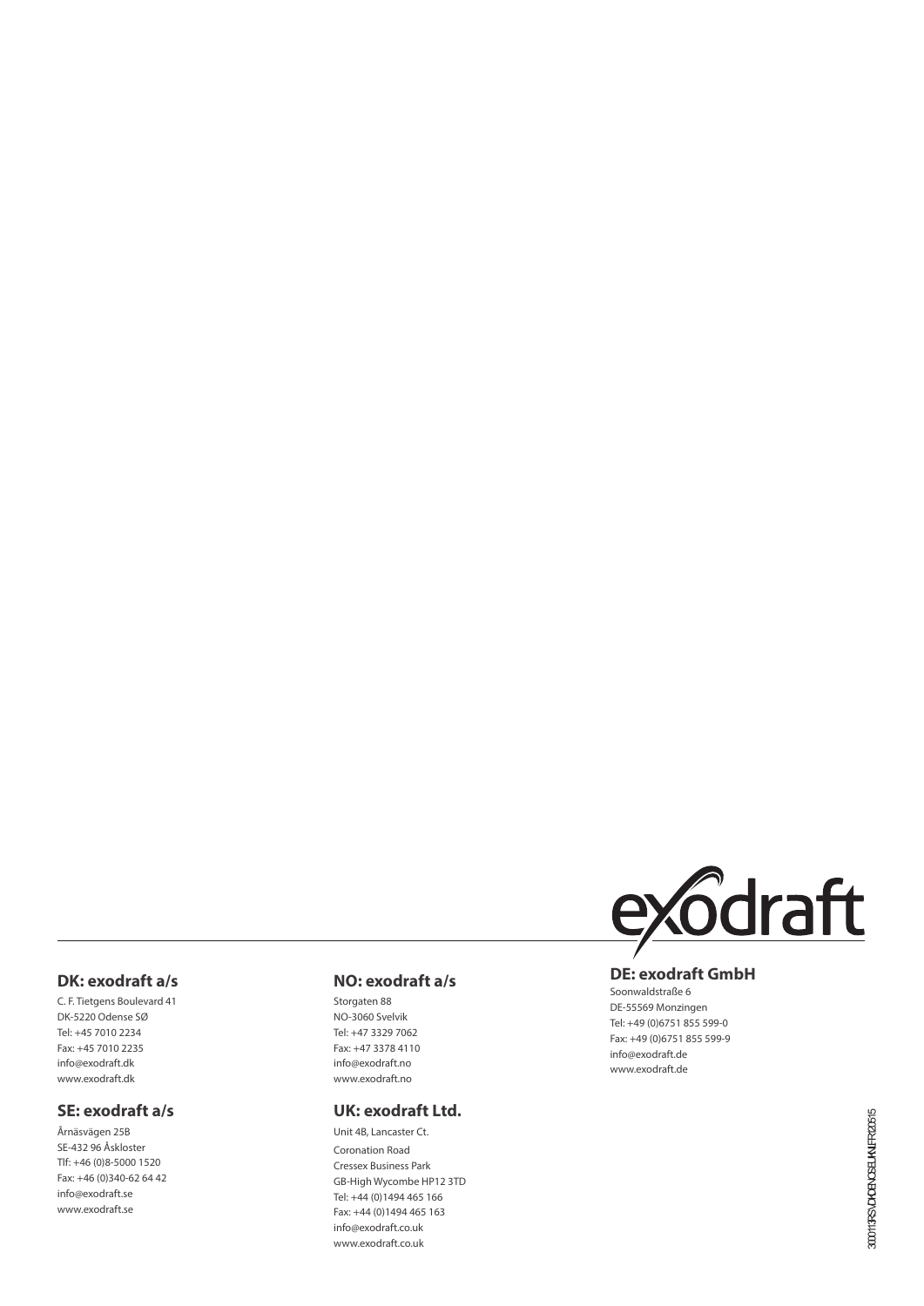exodraft

## DK: exodraft a/s

C. F. Tietgens Boulevard 41
DK-5220 Odense SØ
Tel: +45 7010 2234
Fax: +45 7010 2235
info@exodraft.dk
www.exodraft.dk

## SE: exodraft a/s

Årnäsvägen 25B
SE-432 96 Åskloster
Tlf: +46 (0)8-5000 1520
Fax: +46 (0)340-62 64 42
info@exodraft.se
www.exodraft.se

## NO: exodraft a/s

Storgaten 88
NO-3060 Svelvik
Tel: +47 3329 7062
Fax: +47 3378 4110
info@exodraft.no
www.exodraft.no

## UK: exodraft Ltd.

Unit 4B, Lancaster Ct.
Coronation Road
Cressex Business Park
GB-High Wycombe HP12 3TD
Tel: +44 (0)1494 465 166
Fax: +44 (0)1494 465 163
info@exodraft.co.uk
www.exodraft.co.uk

## DE: exodraft GmbH

Soonwaldstraße 6
DE-55569 Monzingen
Tel: +49 (0)6751 855 599-0
Fax: +49 (0)6751 855 599-9
info@exodraft.de
www.exodraft.de

3000113RSV.DKDENOSEUKNLFR020515